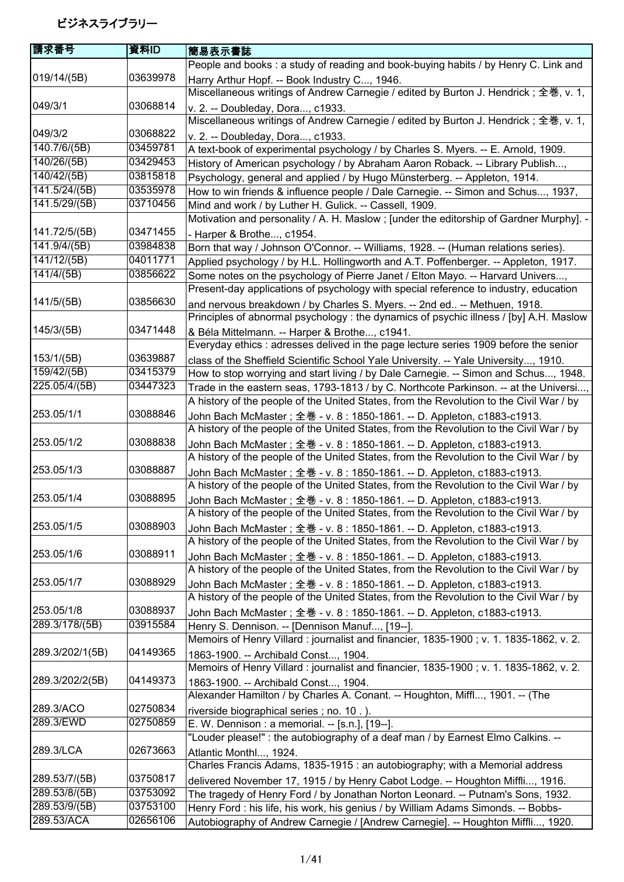# ビジネスライブラリー

| 請求番号 | 資料ID | 簡易表示書誌 |
| --- | --- | --- |
| 019/14/(5B) | 03639978 | People and books : a study of reading and book-buying habits / by Henry C. Link and Harry Arthur Hopf. -- Book Industry C..., 1946. |
| 049/3/1 | 03068814 | Miscellaneous writings of Andrew Carnegie / edited by Burton J. Hendrick ; 全巻, v. 1, v. 2. -- Doubleday, Dora..., c1933. |
| 049/3/2 | 03068822 | Miscellaneous writings of Andrew Carnegie / edited by Burton J. Hendrick ; 全巻, v. 1, v. 2. -- Doubleday, Dora..., c1933. |
| 140.7/6/(5B) | 03459781 | A text-book of experimental psychology / by Charles S. Myers. -- E. Arnold, 1909. |
| 140/26/(5B) | 03429453 | History of American psychology / by Abraham Aaron Roback. -- Library Publish..., |
| 140/42/(5B) | 03815818 | Psychology, general and applied / by Hugo Münsterberg. -- Appleton, 1914. |
| 141.5/24/(5B) | 03535978 | How to win friends & influence people / Dale Carnegie. -- Simon and Schus..., 1937, |
| 141.5/29/(5B) | 03710456 | Mind and work / by Luther H. Gulick. -- Cassell, 1909. |
| 141.72/5/(5B) | 03471455 | Motivation and personality / A. H. Maslow ; [under the editorship of Gardner Murphy]. -- Harper & Brothe..., c1954. |
| 141.9/4/(5B) | 03984838 | Born that way / Johnson O'Connor. -- Williams, 1928. -- (Human relations series). |
| 141/12/(5B) | 04011771 | Applied psychology / by H.L. Hollingworth and A.T. Poffenberger. -- Appleton, 1917. |
| 141/4/(5B) | 03856622 | Some notes on the psychology of Pierre Janet / Elton Mayo. -- Harvard Univers..., |
| 141/5/(5B) | 03856630 | Present-day applications of psychology with special reference to industry, education and nervous breakdown / by Charles S. Myers. -- 2nd ed.. -- Methuen, 1918. |
| 145/3/(5B) | 03471448 | Principles of abnormal psychology : the dynamics of psychic illness / [by] A.H. Maslow & Béla Mittelmann. -- Harper & Brothe..., c1941. |
| 153/1/(5B) | 03639887 | Everyday ethics : adresses delived in the page lecture series 1909 before the senior class of the Sheffield Scientific School Yale University. -- Yale University..., 1910. |
| 159/42/(5B) | 03415379 | How to stop worrying and start living / by Dale Carnegie. -- Simon and Schus..., 1948. |
| 225.05/4/(5B) | 03447323 | Trade in the eastern seas, 1793-1813 / by C. Northcote Parkinson. -- at the Universi..., |
| 253.05/1/1 | 03088846 | A history of the people of the United States, from the Revolution to the Civil War / by John Bach McMaster ; 全巻 - v. 8 : 1850-1861. -- D. Appleton, c1883-c1913. |
| 253.05/1/2 | 03088838 | A history of the people of the United States, from the Revolution to the Civil War / by John Bach McMaster ; 全巻 - v. 8 : 1850-1861. -- D. Appleton, c1883-c1913. |
| 253.05/1/3 | 03088887 | A history of the people of the United States, from the Revolution to the Civil War / by John Bach McMaster ; 全巻 - v. 8 : 1850-1861. -- D. Appleton, c1883-c1913. |
| 253.05/1/4 | 03088895 | A history of the people of the United States, from the Revolution to the Civil War / by John Bach McMaster ; 全巻 - v. 8 : 1850-1861. -- D. Appleton, c1883-c1913. |
| 253.05/1/5 | 03088903 | A history of the people of the United States, from the Revolution to the Civil War / by John Bach McMaster ; 全巻 - v. 8 : 1850-1861. -- D. Appleton, c1883-c1913. |
| 253.05/1/6 | 03088911 | A history of the people of the United States, from the Revolution to the Civil War / by John Bach McMaster ; 全巻 - v. 8 : 1850-1861. -- D. Appleton, c1883-c1913. |
| 253.05/1/7 | 03088929 | A history of the people of the United States, from the Revolution to the Civil War / by John Bach McMaster ; 全巻 - v. 8 : 1850-1861. -- D. Appleton, c1883-c1913. |
| 253.05/1/8 | 03088937 | A history of the people of the United States, from the Revolution to the Civil War / by John Bach McMaster ; 全巻 - v. 8 : 1850-1861. -- D. Appleton, c1883-c1913. |
| 289.3/178/(5B) | 03915584 | Henry S. Dennison. -- [Dennison Manuf..., [19--]. |
| 289.3/202/1(5B) | 04149365 | Memoirs of Henry Villard : journalist and financier, 1835-1900 ; v. 1. 1835-1862, v. 2. 1863-1900. -- Archibald Const..., 1904. |
| 289.3/202/2(5B) | 04149373 | Memoirs of Henry Villard : journalist and financier, 1835-1900 ; v. 1. 1835-1862, v. 2. 1863-1900. -- Archibald Const..., 1904. |
| 289.3/ACO | 02750834 | Alexander Hamilton / by Charles A. Conant. -- Houghton, Miffl..., 1901. -- (The riverside biographical series ; no. 10 . ). |
| 289.3/EWD | 02750859 | E. W. Dennison : a memorial. -- [s.n.], [19--]. |
| 289.3/LCA | 02673663 | "Louder please!" : the autobiography of a deaf man / by Earnest Elmo Calkins. -- Atlantic Monthl..., 1924. |
| 289.53/7/(5B) | 03750817 | Charles Francis Adams, 1835-1915 : an autobiography; with a Memorial address delivered November 17, 1915 / by Henry Cabot Lodge. -- Houghton Miffli..., 1916. |
| 289.53/8/(5B) | 03753092 | The tragedy of Henry Ford / by Jonathan Norton Leonard. -- Putnam's Sons, 1932. |
| 289.53/9/(5B) | 03753100 | Henry Ford : his life, his work, his genius / by William Adams Simonds. -- Bobbs- |
| 289.53/ACA | 02656106 | Autobiography of Andrew Carnegie / [Andrew Carnegie]. -- Houghton Miffli..., 1920. |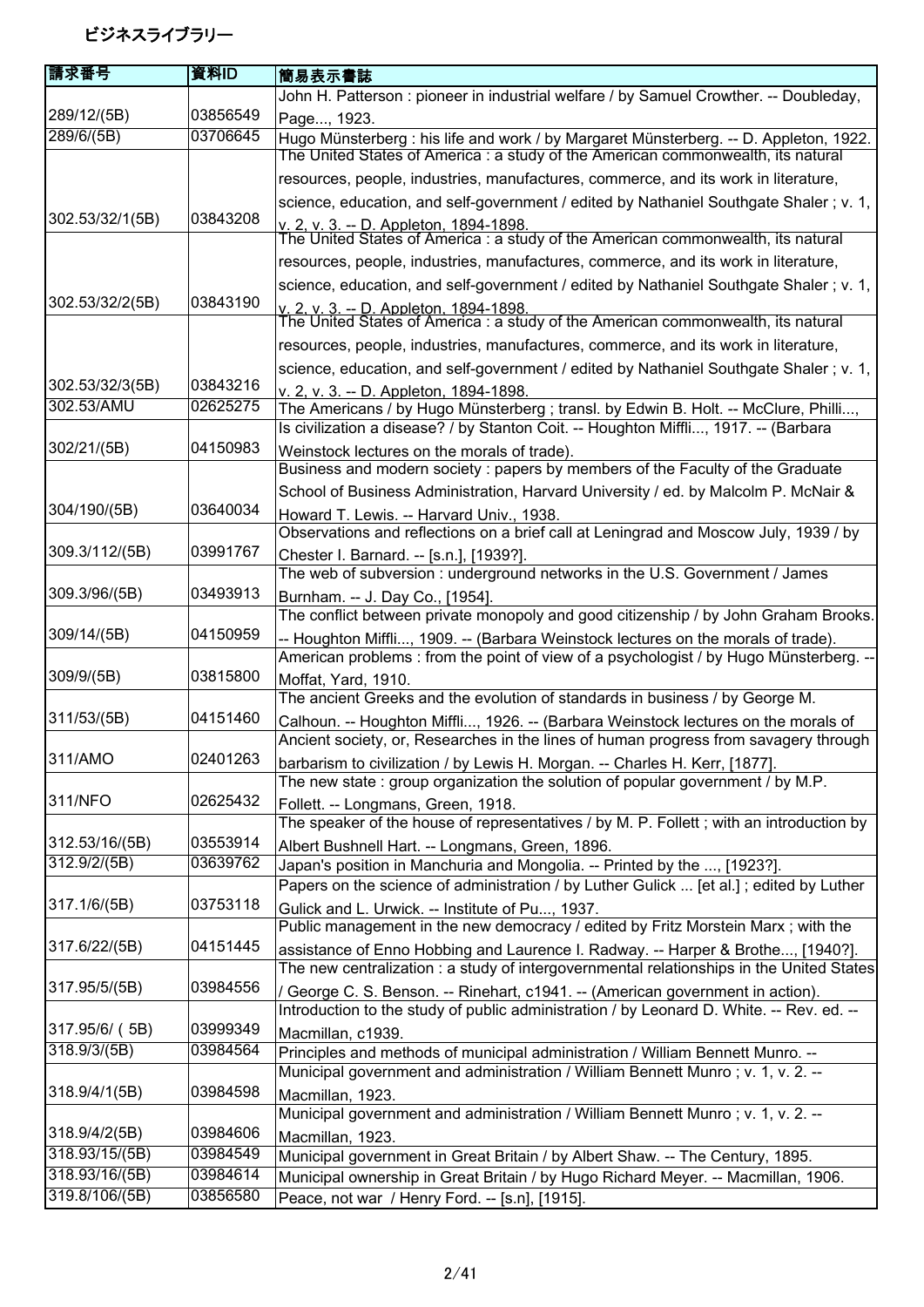ビジネスライブラリー

| 請求番号 | 資料ID | 簡易表示書誌 |
| --- | --- | --- |
| 289/12/(5B) | 03856549 | John H. Patterson : pioneer in industrial welfare / by Samuel Crowther. -- Doubleday, Page..., 1923. |
| 289/6/(5B) | 03706645 | Hugo Münsterberg : his life and work / by Margaret Münsterberg. -- D. Appleton, 1922. |
| 302.53/32/1(5B) | 03843208 | The United States of America : a study of the American commonwealth, its natural resources, people, industries, manufactures, commerce, and its work in literature, science, education, and self-government / edited by Nathaniel Southgate Shaler ; v. 1, v. 2, v. 3. -- D. Appleton, 1894-1898. |
| 302.53/32/2(5B) | 03843190 | The United States of America : a study of the American commonwealth, its natural resources, people, industries, manufactures, commerce, and its work in literature, science, education, and self-government / edited by Nathaniel Southgate Shaler ; v. 1, v. 2, v. 3. -- D. Appleton, 1894-1898. |
| 302.53/32/3(5B) | 03843216 | The United States of America : a study of the American commonwealth, its natural resources, people, industries, manufactures, commerce, and its work in literature, science, education, and self-government / edited by Nathaniel Southgate Shaler ; v. 1, v. 2, v. 3. -- D. Appleton, 1894-1898. |
| 302.53/AMU | 02625275 | The Americans / by Hugo Münsterberg ; transl. by Edwin B. Holt. -- McClure, Philli..., |
| 302/21/(5B) | 04150983 | Is civilization a disease? / by Stanton Coit. -- Houghton Miffli..., 1917. -- (Barbara Weinstock lectures on the morals of trade). |
| 304/190/(5B) | 03640034 | Business and modern society : papers by members of the Faculty of the Graduate School of Business Administration, Harvard University / ed. by Malcolm P. McNair & Howard T. Lewis. -- Harvard Univ., 1938. |
| 309.3/112/(5B) | 03991767 | Observations and reflections on a brief call at Leningrad and Moscow July, 1939 / by Chester I. Barnard. -- [s.n.], [1939?]. |
| 309.3/96/(5B) | 03493913 | The web of subversion : underground networks in the U.S. Government / James Burnham. -- J. Day Co., [1954]. |
| 309/14/(5B) | 04150959 | The conflict between private monopoly and good citizenship / by John Graham Brooks. -- Houghton Miffli..., 1909. -- (Barbara Weinstock lectures on the morals of trade). |
| 309/9/(5B) | 03815800 | American problems : from the point of view of a psychologist / by Hugo Münsterberg. -- Moffat, Yard, 1910. |
| 311/53/(5B) | 04151460 | The ancient Greeks and the evolution of standards in business / by George M. Calhoun. -- Houghton Miffli..., 1926. -- (Barbara Weinstock lectures on the morals of |
| 311/AMO | 02401263 | Ancient society, or, Researches in the lines of human progress from savagery through barbarism to civilization / by Lewis H. Morgan. -- Charles H. Kerr, [1877]. |
| 311/NFO | 02625432 | The new state : group organization the solution of popular government / by M.P. Follett. -- Longmans, Green, 1918. |
| 312.53/16/(5B) | 03553914 | The speaker of the house of representatives / by M. P. Follett ; with an introduction by Albert Bushnell Hart. -- Longmans, Green, 1896. |
| 312.9/2/(5B) | 03639762 | Japan's position in Manchuria and Mongolia. -- Printed by the ..., [1923?]. |
| 317.1/6/(5B) | 03753118 | Papers on the science of administration / by Luther Gulick ... [et al.] ; edited by Luther Gulick and L. Urwick. -- Institute of Pu..., 1937. |
| 317.6/22/(5B) | 04151445 | Public management in the new democracy / edited by Fritz Morstein Marx ; with the assistance of Enno Hobbing and Laurence I. Radway. -- Harper & Brothe..., [1940?]. |
| 317.95/5/(5B) | 03984556 | The new centralization : a study of intergovernmental relationships in the United States / George C. S. Benson. -- Rinehart, c1941. -- (American government in action). |
| 317.95/6/ ( 5B) | 03999349 | Introduction to the study of public administration / by Leonard D. White. -- Rev. ed. -- Macmillan, c1939. |
| 318.9/3/(5B) | 03984564 | Principles and methods of municipal administration / William Bennett Munro. -- |
| 318.9/4/1(5B) | 03984598 | Municipal government and administration / William Bennett Munro ; v. 1, v. 2. -- Macmillan, 1923. |
| 318.9/4/2(5B) | 03984606 | Municipal government and administration / William Bennett Munro ; v. 1, v. 2. -- Macmillan, 1923. |
| 318.93/15/(5B) | 03984549 | Municipal government in Great Britain / by Albert Shaw. -- The Century, 1895. |
| 318.93/16/(5B) | 03984614 | Municipal ownership in Great Britain / by Hugo Richard Meyer. -- Macmillan, 1906. |
| 319.8/106/(5B) | 03856580 | Peace, not war / Henry Ford. -- [s.n], [1915]. |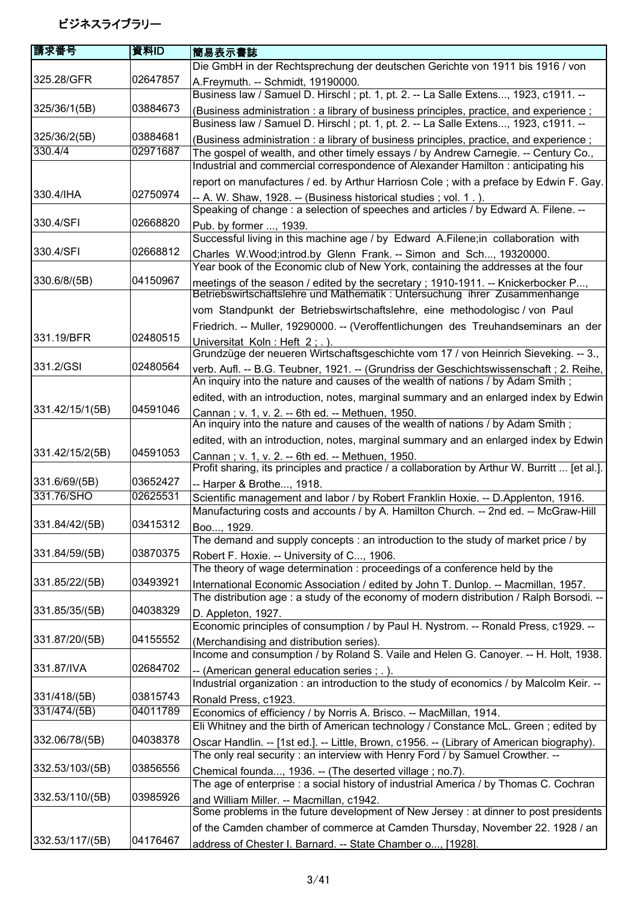ビジネスライブラリー

| 請求番号 | 資料ID | 簡易表示書誌 |
| --- | --- | --- |
| 325.28/GFR | 02647857 | Die GmbH in der Rechtsprechung der deutschen Gerichte von 1911 bis 1916 / von A.Freymuth. -- Schmidt, 19190000. |
| 325/36/1(5B) | 03884673 | Business law / Samuel D. Hirschl ; pt. 1, pt. 2. -- La Salle Extens..., 1923, c1911. -- (Business administration : a library of business principles, practice, and experience ; |
| 325/36/2(5B) | 03884681 | Business law / Samuel D. Hirschl ; pt. 1, pt. 2. -- La Salle Extens..., 1923, c1911. -- (Business administration : a library of business principles, practice, and experience ; |
| 330.4/4 | 02971687 | The gospel of wealth, and other timely essays / by Andrew Carnegie. -- Century Co., |
| 330.4/IHA | 02750974 | Industrial and commercial correspondence of Alexander Hamilton : anticipating his report on manufactures / ed. by Arthur Harriosn Cole ; with a preface by Edwin F. Gay. -- A. W. Shaw, 1928. -- (Business historical studies ; vol. 1 . ). |
| 330.4/SFI | 02668820 | Speaking of change : a selection of speeches and articles / by Edward A. Filene. -- Pub. by former ..., 1939. |
| 330.4/SFI | 02668812 | Successful living in this machine age / by Edward A.Filene;in collaboration with Charles W.Wood;introd.by Glenn Frank. -- Simon and Sch..., 19320000. |
| 330.6/8/(5B) | 04150967 | Year book of the Economic club of New York, containing the addresses at the four meetings of the season / edited by the secretary ; 1910-1911. -- Knickerbocker P..., |
| 331.19/BFR | 02480515 | Betriebswirtschaftslehre und Mathematik : Untersuchung ihrer Zusammenhange vom Standpunkt der Betriebswirtschaftslehre, eine methodologisc / von Paul Friedrich. -- Muller, 19290000. -- (Veroffentlichungen des Treuhandseminars an der Universitat Koln : Heft 2 ; . ). |
| 331.2/GSI | 02480564 | Grundzüge der neueren Wirtschaftsgeschichte vom 17 / von Heinrich Sieveking. -- 3., verb. Aufl. -- B.G. Teubner, 1921. -- (Grundriss der Geschichtswissenschaft ; 2. Reihe, |
| 331.42/15/1(5B) | 04591046 | An inquiry into the nature and causes of the wealth of nations / by Adam Smith ; edited, with an introduction, notes, marginal summary and an enlarged index by Edwin Cannan ; v. 1, v. 2. -- 6th ed. -- Methuen, 1950. |
| 331.42/15/2(5B) | 04591053 | An inquiry into the nature and causes of the wealth of nations / by Adam Smith ; edited, with an introduction, notes, marginal summary and an enlarged index by Edwin Cannan ; v. 1, v. 2. -- 6th ed. -- Methuen, 1950. |
| 331.6/69/(5B) | 03652427 | Profit sharing, its principles and practice / a collaboration by Arthur W. Burritt ... [et al.]. -- Harper & Brothe..., 1918. |
| 331.76/SHO | 02625531 | Scientific management and labor / by Robert Franklin Hoxie. -- D.Applenton, 1916. |
| 331.84/42/(5B) | 03415312 | Manufacturing costs and accounts / by A. Hamilton Church. -- 2nd ed. -- McGraw-Hill Boo..., 1929. |
| 331.84/59/(5B) | 03870375 | The demand and supply concepts : an introduction to the study of market price / by Robert F. Hoxie. -- University of C..., 1906. |
| 331.85/22/(5B) | 03493921 | The theory of wage determination : proceedings of a conference held by the International Economic Association / edited by John T. Dunlop. -- Macmillan, 1957. |
| 331.85/35/(5B) | 04038329 | The distribution age : a study of the economy of modern distribution / Ralph Borsodi. -- D. Appleton, 1927. |
| 331.87/20/(5B) | 04155552 | Economic principles of consumption / by Paul H. Nystrom. -- Ronald Press, c1929. -- (Merchandising and distribution series). |
| 331.87/IVA | 02684702 | Income and consumption / by Roland S. Vaile and Helen G. Canoyer. -- H. Holt, 1938. -- (American general education series ; . ). |
| 331/418/(5B) | 03815743 | Industrial organization : an introduction to the study of economics / by Malcolm Keir. -- Ronald Press, c1923. |
| 331/474/(5B) | 04011789 | Economics of efficiency / by Norris A. Brisco. -- MacMillan, 1914. |
| 332.06/78/(5B) | 04038378 | Eli Whitney and the birth of American technology / Constance McL. Green ; edited by Oscar Handlin. -- [1st ed.]. -- Little, Brown, c1956. -- (Library of American biography). |
| 332.53/103/(5B) | 03856556 | The only real security : an interview with Henry Ford / by Samuel Crowther. -- Chemical founda..., 1936. -- (The deserted village ; no.7). |
| 332.53/110/(5B) | 03985926 | The age of enterprise : a social history of industrial America / by Thomas C. Cochran and William Miller. -- Macmillan, c1942. |
| 332.53/117/(5B) | 04176467 | Some problems in the future development of New Jersey : at dinner to post presidents of the Camden chamber of commerce at Camden Thursday, November 22. 1928 / an address of Chester I. Barnard. -- State Chamber o..., [1928]. |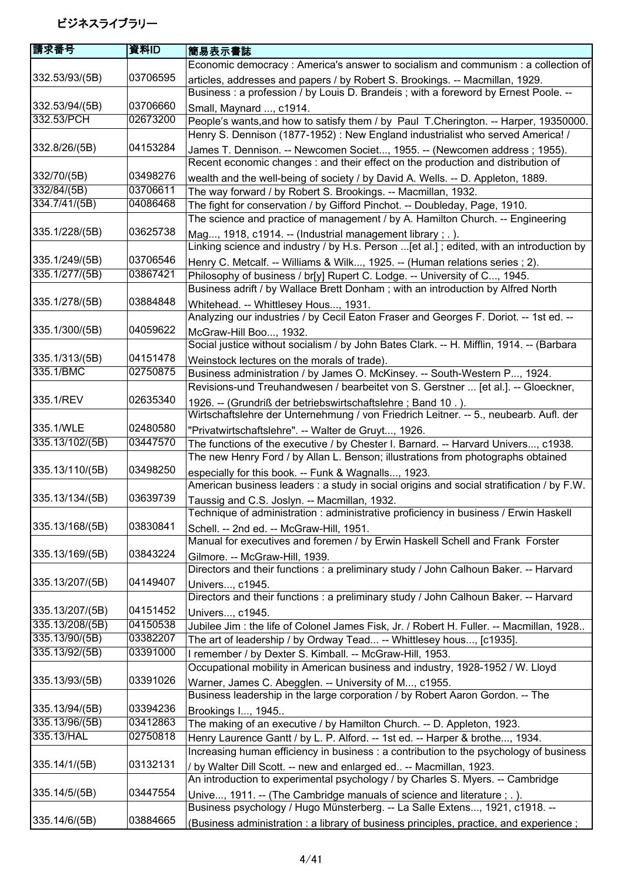# ビジネスライブラリー

| 請求番号 | 資料ID | 簡易表示書誌 |
| --- | --- | --- |
| 332.53/93/(5B) | 03706595 | Economic democracy : America's answer to socialism and communism : a collection of articles, addresses and papers / by Robert S. Brookings. -- Macmillan, 1929. |
| 332.53/94/(5B) | 03706660 | Business : a profession / by Louis D. Brandeis ; with a foreword by Ernest Poole. -- Small, Maynard ..., c1914. |
| 332.53/PCH | 02673200 | People's wants,and how to satisfy them / by Paul T.Cherington. -- Harper, 19350000. |
| 332.8/26/(5B) | 04153284 | Henry S. Dennison (1877-1952) : New England industrialist who served America! / James T. Dennison. -- Newcomen Societ..., 1955. -- (Newcomen address ; 1955). |
| 332/70/(5B) | 03498276 | Recent economic changes : and their effect on the production and distribution of wealth and the well-being of society / by David A. Wells. -- D. Appleton, 1889. |
| 332/84/(5B) | 03706611 | The way forward / by Robert S. Brookings. -- Macmillan, 1932. |
| 334.7/41/(5B) | 04086468 | The fight for conservation / by Gifford Pinchot. -- Doubleday, Page, 1910. |
| 335.1/228/(5B) | 03625738 | The science and practice of management / by A. Hamilton Church. -- Engineering Mag..., 1918, c1914. -- (Industrial management library ; . ). |
| 335.1/249/(5B) | 03706546 | Linking science and industry / by H.s. Person ...[et al.] ; edited, with an introduction by Henry C. Metcalf. -- Williams & Wilk..., 1925. -- (Human relations series ; 2). |
| 335.1/277/(5B) | 03867421 | Philosophy of business / br[y] Rupert C. Lodge. -- University of C..., 1945. |
| 335.1/278/(5B) | 03884848 | Business adrift / by Wallace Brett Donham ; with an introduction by Alfred North Whitehead. -- Whittlesey Hous..., 1931. |
| 335.1/300/(5B) | 04059622 | Analyzing our industries / by Cecil Eaton Fraser and Georges F. Doriot. -- 1st ed. -- McGraw-Hill Boo..., 1932. |
| 335.1/313/(5B) | 04151478 | Social justice without socialism / by John Bates Clark. -- H. Mifflin, 1914. -- (Barbara Weinstock lectures on the morals of trade). |
| 335.1/BMC | 02750875 | Business administration / by James O. McKinsey. -- South-Western P..., 1924. |
| 335.1/REV | 02635340 | Revisions-und Treuhandwesen / bearbeitet von S. Gerstner ... [et al.]. -- Gloeckner, 1926. -- (Grundriß der betriebswirtschaftslehre ; Band 10 . ). |
| 335.1/WLE | 02480580 | Wirtschaftslehre der Unternehmung / von Friedrich Leitner. -- 5., neubearb. Aufl. der "Privatwirtschaftslehre". -- Walter de Gruyt..., 1926. |
| 335.13/102/(5B) | 03447570 | The functions of the executive / by Chester I. Barnard. -- Harvard Univers..., c1938. |
| 335.13/110/(5B) | 03498250 | The new Henry Ford / by Allan L. Benson; illustrations from photographs obtained especially for this book. -- Funk & Wagnalls..., 1923. |
| 335.13/134/(5B) | 03639739 | American business leaders : a study in social origins and social stratification / by F.W. Taussig and C.S. Joslyn. -- Macmillan, 1932. |
| 335.13/168/(5B) | 03830841 | Technique of administration : administrative proficiency in business / Erwin Haskell Schell. -- 2nd ed. -- McGraw-Hill, 1951. |
| 335.13/169/(5B) | 03843224 | Manual for executives and foremen / by Erwin Haskell Schell and Frank Forster Gilmore. -- McGraw-Hill, 1939. |
| 335.13/207/(5B) | 04149407 | Directors and their functions : a preliminary study / John Calhoun Baker. -- Harvard Univers..., c1945. |
| 335.13/207/(5B) | 04151452 | Directors and their functions : a preliminary study / John Calhoun Baker. -- Harvard Univers..., c1945. |
| 335.13/208/(5B) | 04150538 | Jubilee Jim : the life of Colonel James Fisk, Jr. / Robert H. Fuller. -- Macmillan, 1928.. |
| 335.13/90/(5B) | 03382207 | The art of leadership / by Ordway Tead... -- Whittlesey hous..., [c1935]. |
| 335.13/92/(5B) | 03391000 | I remember / by Dexter S. Kimball. -- McGraw-Hill, 1953. |
| 335.13/93/(5B) | 03391026 | Occupational mobility in American business and industry, 1928-1952 / W. Lloyd Warner, James C. Abegglen. -- University of M..., c1955. |
| 335.13/94/(5B) | 03394236 | Business leadership in the large corporation / by Robert Aaron Gordon. -- The Brookings I..., 1945.. |
| 335.13/96/(5B) | 03412863 | The making of an executive / by Hamilton Church. -- D. Appleton, 1923. |
| 335.13/HAL | 02750818 | Henry Laurence Gantt / by L. P. Alford. -- 1st ed. -- Harper & brothe..., 1934. |
| 335.14/1/(5B) | 03132131 | Increasing human efficiency in business : a contribution to the psychology of business / by Walter Dill Scott. -- new and enlarged ed.. -- Macmillan, 1923. |
| 335.14/5/(5B) | 03447554 | An introduction to experimental psychology / by Charles S. Myers. -- Cambridge Unive..., 1911. -- (The Cambridge manuals of science and literature ; . ). |
| 335.14/6/(5B) | 03884665 | Business psychology / Hugo Münsterberg. -- La Salle Extens..., 1921, c1918. -- (Business administration : a library of business principles, practice, and experience ; |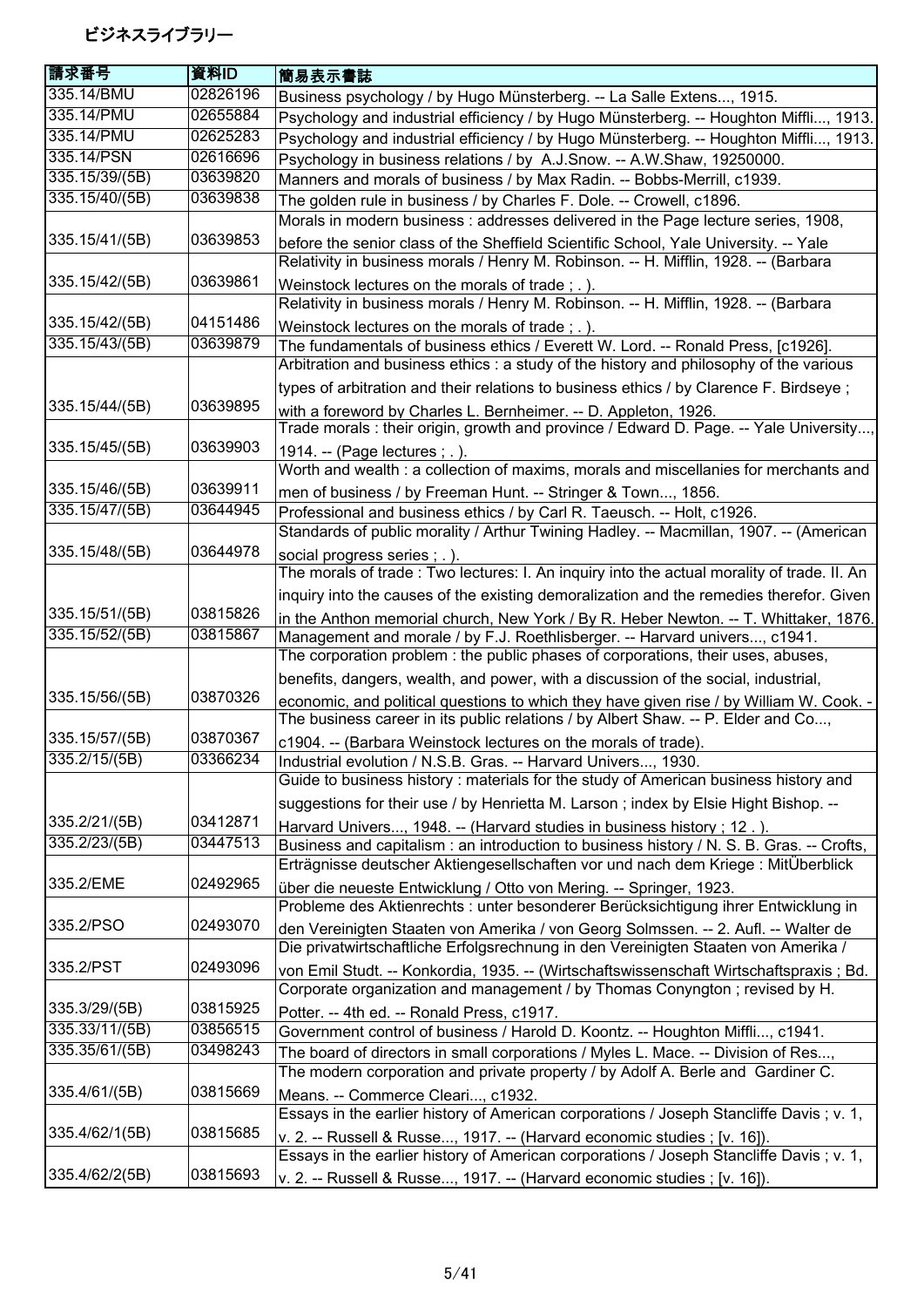# ビジネスライブラリー

| 請求番号 | 資料ID | 簡易表示書誌 |
|---|---|---|
| 335.14/BMU | 02826196 | Business psychology / by Hugo Münsterberg. -- La Salle Extens..., 1915. |
| 335.14/PMU | 02655884 | Psychology and industrial efficiency / by Hugo Münsterberg. -- Houghton Miffli..., 1913. |
| 335.14/PMU | 02625283 | Psychology and industrial efficiency / by Hugo Münsterberg. -- Houghton Miffli..., 1913. |
| 335.14/PSN | 02616696 | Psychology in business relations / by A.J.Snow. -- A.W.Shaw, 19250000. |
| 335.15/39/(5B) | 03639820 | Manners and morals of business / by Max Radin. -- Bobbs-Merrill, c1939. |
| 335.15/40/(5B) | 03639838 | The golden rule in business / by Charles F. Dole. -- Crowell, c1896. |
| 335.15/41/(5B) | 03639853 | Morals in modern business : addresses delivered in the Page lecture series, 1908, before the senior class of the Sheffield Scientific School, Yale University. -- Yale |
| 335.15/42/(5B) | 03639861 | Relativity in business morals / Henry M. Robinson. -- H. Mifflin, 1928. -- (Barbara Weinstock lectures on the morals of trade ; . ). |
| 335.15/42/(5B) | 04151486 | Relativity in business morals / Henry M. Robinson. -- H. Mifflin, 1928. -- (Barbara Weinstock lectures on the morals of trade ; . ). |
| 335.15/43/(5B) | 03639879 | The fundamentals of business ethics / Everett W. Lord. -- Ronald Press, [c1926]. |
| 335.15/44/(5B) | 03639895 | Arbitration and business ethics : a study of the history and philosophy of the various types of arbitration and their relations to business ethics / by Clarence F. Birdseye ; with a foreword by Charles L. Bernheimer. -- D. Appleton, 1926. |
| 335.15/45/(5B) | 03639903 | Trade morals : their origin, growth and province / Edward D. Page. -- Yale University..., 1914. -- (Page lectures ; . ). |
| 335.15/46/(5B) | 03639911 | Worth and wealth : a collection of maxims, morals and miscellanies for merchants and men of business / by Freeman Hunt. -- Stringer & Town..., 1856. |
| 335.15/47/(5B) | 03644945 | Professional and business ethics / by Carl R. Taeusch. -- Holt, c1926. |
| 335.15/48/(5B) | 03644978 | Standards of public morality / Arthur Twining Hadley. -- Macmillan, 1907. -- (American social progress series ; . ). |
| 335.15/51/(5B) | 03815826 | The morals of trade : Two lectures: I. An inquiry into the actual morality of trade. II. An inquiry into the causes of the existing demoralization and the remedies therefor. Given in the Anthon memorial church, New York / By R. Heber Newton. -- T. Whittaker, 1876. |
| 335.15/52/(5B) | 03815867 | Management and morale / by F.J. Roethlisberger. -- Harvard univers..., c1941. |
| 335.15/56/(5B) | 03870326 | The corporation problem : the public phases of corporations, their uses, abuses, benefits, dangers, wealth, and power, with a discussion of the social, industrial, economic, and political questions to which they have given rise / by William W. Cook. - |
| 335.15/57/(5B) | 03870367 | The business career in its public relations / by Albert Shaw. -- P. Elder and Co..., c1904. -- (Barbara Weinstock lectures on the morals of trade). |
| 335.2/15/(5B) | 03366234 | Industrial evolution / N.S.B. Gras. -- Harvard Univers..., 1930. |
| 335.2/21/(5B) | 03412871 | Guide to business history : materials for the study of American business history and suggestions for their use / by Henrietta M. Larson ; index by Elsie Hight Bishop. -- Harvard Univers..., 1948. -- (Harvard studies in business history ; 12 . ). |
| 335.2/23/(5B) | 03447513 | Business and capitalism : an introduction to business history / N. S. B. Gras. -- Crofts, |
| 335.2/EME | 02492965 | Erträgnisse deutscher Aktiengesellschaften vor und nach dem Kriege : MitÜberblick über die neueste Entwicklung / Otto von Mering. -- Springer, 1923. |
| 335.2/PSO | 02493070 | Probleme des Aktienrechts : unter besonderer Berücksichtigung ihrer Entwicklung in den Vereinigten Staaten von Amerika / von Georg Solmssen. -- 2. Aufl. -- Walter de |
| 335.2/PST | 02493096 | Die privatwirtschaftliche Erfolgsrechnung in den Vereinigten Staaten von Amerika / von Emil Studt. -- Konkordia, 1935. -- (Wirtschaftswissenschaft Wirtschaftspraxis ; Bd. |
| 335.3/29/(5B) | 03815925 | Corporate organization and management / by Thomas Conyngton ; revised by H. Potter. -- 4th ed. -- Ronald Press, c1917. |
| 335.33/11/(5B) | 03856515 | Government control of business / Harold D. Koontz. -- Houghton Miffli..., c1941. |
| 335.35/61/(5B) | 03498243 | The board of directors in small corporations / Myles L. Mace. -- Division of Res..., |
| 335.4/61/(5B) | 03815669 | The modern corporation and private property / by Adolf A. Berle and Gardiner C. Means. -- Commerce Cleari..., c1932. |
| 335.4/62/1(5B) | 03815685 | Essays in the earlier history of American corporations / Joseph Stancliffe Davis ; v. 1, v. 2. -- Russell & Russe..., 1917. -- (Harvard economic studies ; [v. 16]). |
| 335.4/62/2(5B) | 03815693 | Essays in the earlier history of American corporations / Joseph Stancliffe Davis ; v. 1, v. 2. -- Russell & Russe..., 1917. -- (Harvard economic studies ; [v. 16]). |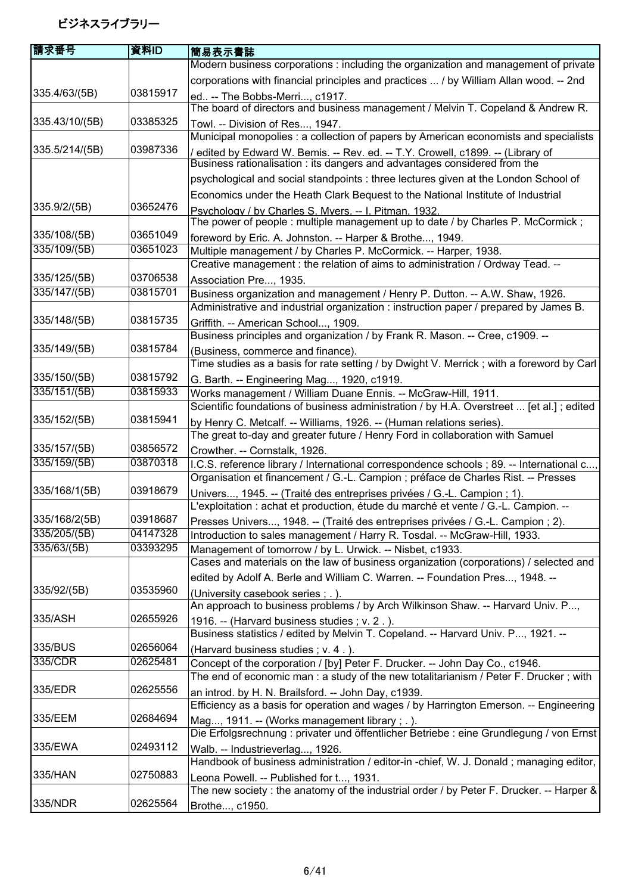# ビジネスライブラリー

| 請求番号 | 資料ID | 簡易表示書誌 |
| --- | --- | --- |
| 335.4/63/(5B) | 03815917 | Modern business corporations : including the organization and management of private corporations with financial principles and practices ... / by William Allan wood. -- 2nd ed.. -- The Bobbs-Merri..., c1917. |
| 335.43/10/(5B) | 03385325 | The board of directors and business management / Melvin T. Copeland & Andrew R. Towl. -- Division of Res..., 1947. |
| 335.5/214/(5B) | 03987336 | Municipal monopolies : a collection of papers by American economists and specialists / edited by Edward W. Bemis. -- Rev. ed. -- T.Y. Crowell, c1899. -- (Library of |
| 335.9/2/(5B) | 03652476 | Business rationalisation : its dangers and advantages considered from the psychological and social standpoints : three lectures given at the London School of Economics under the Heath Clark Bequest to the National Institute of Industrial Psychology / by Charles S. Myers. -- I. Pitman, 1932. |
| 335/108/(5B) | 03651049 | The power of people : multiple management up to date / by Charles P. McCormick ; foreword by Eric. A. Johnston. -- Harper & Brothe..., 1949. |
| 335/109/(5B) | 03651023 | Multiple management / by Charles P. McCormick. -- Harper, 1938. |
| 335/125/(5B) | 03706538 | Creative management : the relation of aims to administration / Ordway Tead. -- Association Pre..., 1935. |
| 335/147/(5B) | 03815701 | Business organization and management / Henry P. Dutton. -- A.W. Shaw, 1926. |
| 335/148/(5B) | 03815735 | Administrative and industrial organization : instruction paper / prepared by James B. Griffith. -- American School..., 1909. |
| 335/149/(5B) | 03815784 | Business principles and organization / by Frank R. Mason. -- Cree, c1909. -- (Business, commerce and finance). |
| 335/150/(5B) | 03815792 | Time studies as a basis for rate setting / by Dwight V. Merrick ; with a foreword by Carl G. Barth. -- Engineering Mag..., 1920, c1919. |
| 335/151/(5B) | 03815933 | Works management / William Duane Ennis. -- McGraw-Hill, 1911. |
| 335/152/(5B) | 03815941 | Scientific foundations of business administration / by H.A. Overstreet ... [et al.] ; edited by Henry C. Metcalf. -- Williams, 1926. -- (Human relations series). |
| 335/157/(5B) | 03856572 | The great to-day and greater future / Henry Ford in collaboration with Samuel Crowther. -- Cornstalk, 1926. |
| 335/159/(5B) | 03870318 | I.C.S. reference library / International correspondence schools ; 89. -- International c..., |
| 335/168/1(5B) | 03918679 | Organisation et financement / G.-L. Campion ; préface de Charles Rist. -- Presses Univers..., 1945. -- (Traité des entreprises privées / G.-L. Campion ; 1). |
| 335/168/2(5B) | 03918687 | L'exploitation : achat et production, étude du marché et vente / G.-L. Campion. -- Presses Univers..., 1948. -- (Traité des entreprises privées / G.-L. Campion ; 2). |
| 335/205/(5B) | 04147328 | Introduction to sales management / Harry R. Tosdal. -- McGraw-Hill, 1933. |
| 335/63/(5B) | 03393295 | Management of tomorrow / by L. Urwick. -- Nisbet, c1933. |
| 335/92/(5B) | 03535960 | Cases and materials on the law of business organization (corporations) / selected and edited by Adolf A. Berle and William C. Warren. -- Foundation Pres..., 1948. -- (University casebook series ; . ). |
| 335/ASH | 02655926 | An approach to business problems / by Arch Wilkinson Shaw. -- Harvard Univ. P..., 1916. -- (Harvard business studies ; v. 2 . ). |
| 335/BUS | 02656064 | Business statistics / edited by Melvin T. Copeland. -- Harvard Univ. P..., 1921. -- (Harvard business studies ; v. 4 . ). |
| 335/CDR | 02625481 | Concept of the corporation / [by] Peter F. Drucker. -- John Day Co., c1946. |
| 335/EDR | 02625556 | The end of economic man : a study of the new totalitarianism / Peter F. Drucker ; with an introd. by H. N. Brailsford. -- John Day, c1939. |
| 335/EEM | 02684694 | Efficiency as a basis for operation and wages / by Harrington Emerson. -- Engineering Mag..., 1911. -- (Works management library ; . ). |
| 335/EWA | 02493112 | Die Erfolgsrechnung : privater und öffentlicher Betriebe : eine Grundlegung / von Ernst Walb. -- Industrieverlag..., 1926. |
| 335/HAN | 02750883 | Handbook of business administration / editor-in -chief, W. J. Donald ; managing editor, Leona Powell. -- Published for t..., 1931. |
| 335/NDR | 02625564 | The new society : the anatomy of the industrial order / by Peter F. Drucker. -- Harper & Brothe..., c1950. |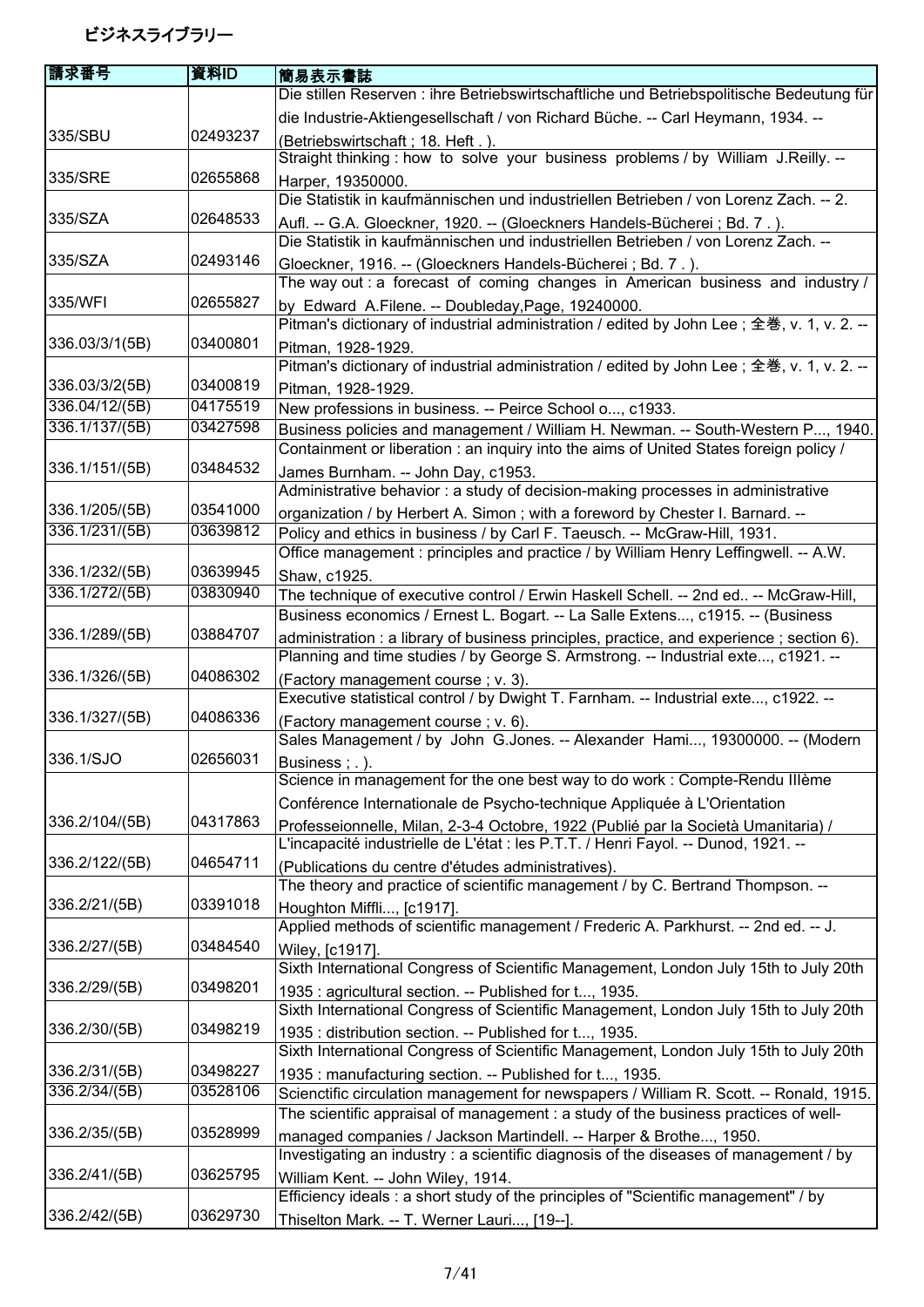ビジネスライブラリー

| 請求番号 | 資料ID | 簡易表示書誌 |
| --- | --- | --- |
| 335/SBU | 02493237 | Die stillen Reserven : ihre Betriebswirtschaftliche und Betriebspolitische Bedeutung für die Industrie-Aktiengesellschaft / von Richard Büche. -- Carl Heymann, 1934. -- (Betriebswirtschaft ; 18. Heft . ). |
| 335/SRE | 02655868 | Straight thinking : how to solve your business problems / by William J.Reilly. -- Harper, 19350000. |
| 335/SZA | 02648533 | Die Statistik in kaufmännischen und industriellen Betrieben / von Lorenz Zach. -- 2. Aufl. -- G.A. Gloeckner, 1920. -- (Gloeckners Handels-Bücherei ; Bd. 7 . ). |
| 335/SZA | 02493146 | Die Statistik in kaufmännischen und industriellen Betrieben / von Lorenz Zach. -- Gloeckner, 1916. -- (Gloeckners Handels-Bücherei ; Bd. 7 . ). |
| 335/WFI | 02655827 | The way out : a forecast of coming changes in American business and industry / by Edward A.Filene. -- Doubleday,Page, 19240000. |
| 336.03/3/1(5B) | 03400801 | Pitman's dictionary of industrial administration / edited by John Lee ; 全巻, v. 1, v. 2. -- Pitman, 1928-1929. |
| 336.03/3/2(5B) | 03400819 | Pitman's dictionary of industrial administration / edited by John Lee ; 全巻, v. 1, v. 2. -- Pitman, 1928-1929. |
| 336.04/12/(5B) | 04175519 | New professions in business. -- Peirce School o..., c1933. |
| 336.1/137/(5B) | 03427598 | Business policies and management / William H. Newman. -- South-Western P..., 1940. |
| 336.1/151/(5B) | 03484532 | Containment or liberation : an inquiry into the aims of United States foreign policy / James Burnham. -- John Day, c1953. |
| 336.1/205/(5B) | 03541000 | Administrative behavior : a study of decision-making processes in administrative organization / by Herbert A. Simon ; with a foreword by Chester I. Barnard. -- |
| 336.1/231/(5B) | 03639812 | Policy and ethics in business / by Carl F. Taeusch. -- McGraw-Hill, 1931. |
| 336.1/232/(5B) | 03639945 | Office management : principles and practice / by William Henry Leffingwell. -- A.W. Shaw, c1925. |
| 336.1/272/(5B) | 03830940 | The technique of executive control / Erwin Haskell Schell. -- 2nd ed.. -- McGraw-Hill, |
| 336.1/289/(5B) | 03884707 | Business economics / Ernest L. Bogart. -- La Salle Extens..., c1915. -- (Business administration : a library of business principles, practice, and experience ; section 6). |
| 336.1/326/(5B) | 04086302 | Planning and time studies / by George S. Armstrong. -- Industrial exte..., c1921. -- (Factory management course ; v. 3). |
| 336.1/327/(5B) | 04086336 | Executive statistical control / by Dwight T. Farnham. -- Industrial exte..., c1922. -- (Factory management course ; v. 6). |
| 336.1/SJO | 02656031 | Sales Management / by John G.Jones. -- Alexander Hami..., 19300000. -- (Modern Business ; . ). |
| 336.2/104/(5B) | 04317863 | Science in management for the one best way to do work : Compte-Rendu IIIème Conférence Internationale de Psycho-technique Appliquée à L'Orientation Professeionnelle, Milan, 2-3-4 Octobre, 1922 (Publié par la Società Umanitaria) / |
| 336.2/122/(5B) | 04654711 | L'incapacité industrielle de L'état : les P.T.T. / Henri Fayol. -- Dunod, 1921. -- (Publications du centre d'études administratives). |
| 336.2/21/(5B) | 03391018 | The theory and practice of scientific management / by C. Bertrand Thompson. -- Houghton Miffli..., [c1917]. |
| 336.2/27/(5B) | 03484540 | Applied methods of scientific management / Frederic A. Parkhurst. -- 2nd ed. -- J. Wiley, [c1917]. |
| 336.2/29/(5B) | 03498201 | Sixth International Congress of Scientific Management, London July 15th to July 20th 1935 : agricultural section. -- Published for t..., 1935. |
| 336.2/30/(5B) | 03498219 | Sixth International Congress of Scientific Management, London July 15th to July 20th 1935 : distribution section. -- Published for t..., 1935. |
| 336.2/31/(5B) | 03498227 | Sixth International Congress of Scientific Management, London July 15th to July 20th 1935 : manufacturing section. -- Published for t..., 1935. |
| 336.2/34/(5B) | 03528106 | Scienctific circulation management for newspapers / William R. Scott. -- Ronald, 1915. |
| 336.2/35/(5B) | 03528999 | The scientific appraisal of management : a study of the business practices of well-managed companies / Jackson Martindell. -- Harper & Brothe..., 1950. |
| 336.2/41/(5B) | 03625795 | Investigating an industry : a scientific diagnosis of the diseases of management / by William Kent. -- John Wiley, 1914. |
| 336.2/42/(5B) | 03629730 | Efficiency ideals : a short study of the principles of "Scientific management" / by Thiselton Mark. -- T. Werner Lauri..., [19--]. |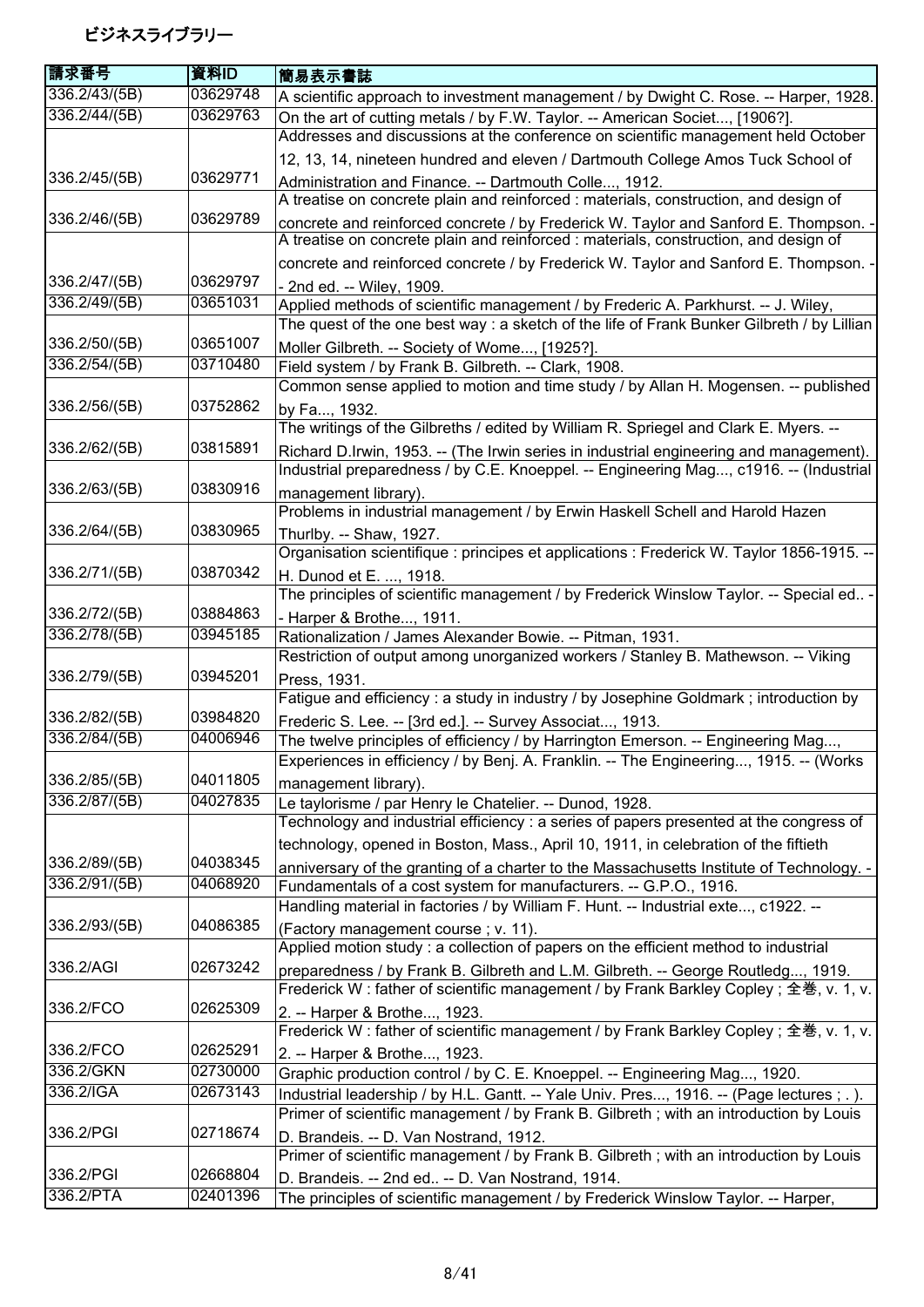ビジネスライブラリー

| 請求番号 | 資料ID | 簡易表示書誌 |
|---|---|---|
| 336.2/43/(5B) | 03629748 | A scientific approach to investment management / by Dwight C. Rose. -- Harper, 1928. |
| 336.2/44/(5B) | 03629763 | On the art of cutting metals / by F.W. Taylor. -- American Societ..., [1906?]. |
| 336.2/45/(5B) | 03629771 | Addresses and discussions at the conference on scientific management held October 12, 13, 14, nineteen hundred and eleven / Dartmouth College Amos Tuck School of Administration and Finance. -- Dartmouth Colle..., 1912. |
| 336.2/46/(5B) | 03629789 | A treatise on concrete plain and reinforced : materials, construction, and design of concrete and reinforced concrete / by Frederick W. Taylor and Sanford E. Thompson. - |
| 336.2/47/(5B) | 03629797 | A treatise on concrete plain and reinforced : materials, construction, and design of concrete and reinforced concrete / by Frederick W. Taylor and Sanford E. Thompson. -- 2nd ed. -- Wiley, 1909. |
| 336.2/49/(5B) | 03651031 | Applied methods of scientific management / by Frederic A. Parkhurst. -- J. Wiley, |
| 336.2/50/(5B) | 03651007 | The quest of the one best way : a sketch of the life of Frank Bunker Gilbreth / by Lillian Moller Gilbreth. -- Society of Wome..., [1925?]. |
| 336.2/54/(5B) | 03710480 | Field system / by Frank B. Gilbreth. -- Clark, 1908. |
| 336.2/56/(5B) | 03752862 | Common sense applied to motion and time study / by Allan H. Mogensen. -- published by Fa..., 1932. |
| 336.2/62/(5B) | 03815891 | The writings of the Gilbreths / edited by William R. Spriegel and Clark E. Myers. -- Richard D.Irwin, 1953. -- (The Irwin series in industrial engineering and management). |
| 336.2/63/(5B) | 03830916 | Industrial preparedness / by C.E. Knoeppel. -- Engineering Mag..., c1916. -- (Industrial management library). |
| 336.2/64/(5B) | 03830965 | Problems in industrial management / by Erwin Haskell Schell and Harold Hazen Thurlby. -- Shaw, 1927. |
| 336.2/71/(5B) | 03870342 | Organisation scientifique : principes et applications : Frederick W. Taylor 1856-1915. -- H. Dunod et E. ..., 1918. |
| 336.2/72/(5B) | 03884863 | The principles of scientific management / by Frederick Winslow Taylor. -- Special ed.. -- Harper & Brothe..., 1911. |
| 336.2/78/(5B) | 03945185 | Rationalization / James Alexander Bowie. -- Pitman, 1931. |
| 336.2/79/(5B) | 03945201 | Restriction of output among unorganized workers / Stanley B. Mathewson. -- Viking Press, 1931. |
| 336.2/82/(5B) | 03984820 | Fatigue and efficiency : a study in industry / by Josephine Goldmark ; introduction by Frederic S. Lee. -- [3rd ed.]. -- Survey Associat..., 1913. |
| 336.2/84/(5B) | 04006946 | The twelve principles of efficiency / by Harrington Emerson. -- Engineering Mag..., |
| 336.2/85/(5B) | 04011805 | Experiences in efficiency / by Benj. A. Franklin. -- The Engineering..., 1915. -- (Works management library). |
| 336.2/87/(5B) | 04027835 | Le taylorisme / par Henry le Chatelier. -- Dunod, 1928. |
| 336.2/89/(5B) | 04038345 | Technology and industrial efficiency : a series of papers presented at the congress of technology, opened in Boston, Mass., April 10, 1911, in celebration of the fiftieth anniversary of the granting of a charter to the Massachusetts Institute of Technology. - |
| 336.2/91/(5B) | 04068920 | Fundamentals of a cost system for manufacturers. -- G.P.O., 1916. |
| 336.2/93/(5B) | 04086385 | Handling material in factories / by William F. Hunt. -- Industrial exte..., c1922. -- (Factory management course ; v. 11). |
| 336.2/AGI | 02673242 | Applied motion study : a collection of papers on the efficient method to industrial preparedness / by Frank B. Gilbreth and L.M. Gilbreth. -- George Routledg..., 1919. |
| 336.2/FCO | 02625309 | Frederick W : father of scientific management / by Frank Barkley Copley ; 全巻, v. 1, v. 2. -- Harper & Brothe..., 1923. |
| 336.2/FCO | 02625291 | Frederick W : father of scientific management / by Frank Barkley Copley ; 全巻, v. 1, v. 2. -- Harper & Brothe..., 1923. |
| 336.2/GKN | 02730000 | Graphic production control / by C. E. Knoeppel. -- Engineering Mag..., 1920. |
| 336.2/IGA | 02673143 | Industrial leadership / by H.L. Gantt. -- Yale Univ. Pres..., 1916. -- (Page lectures ; . ). |
| 336.2/PGI | 02718674 | Primer of scientific management / by Frank B. Gilbreth ; with an introduction by Louis D. Brandeis. -- D. Van Nostrand, 1912. |
| 336.2/PGI | 02668804 | Primer of scientific management / by Frank B. Gilbreth ; with an introduction by Louis D. Brandeis. -- 2nd ed.. -- D. Van Nostrand, 1914. |
| 336.2/PTA | 02401396 | The principles of scientific management / by Frederick Winslow Taylor. -- Harper, |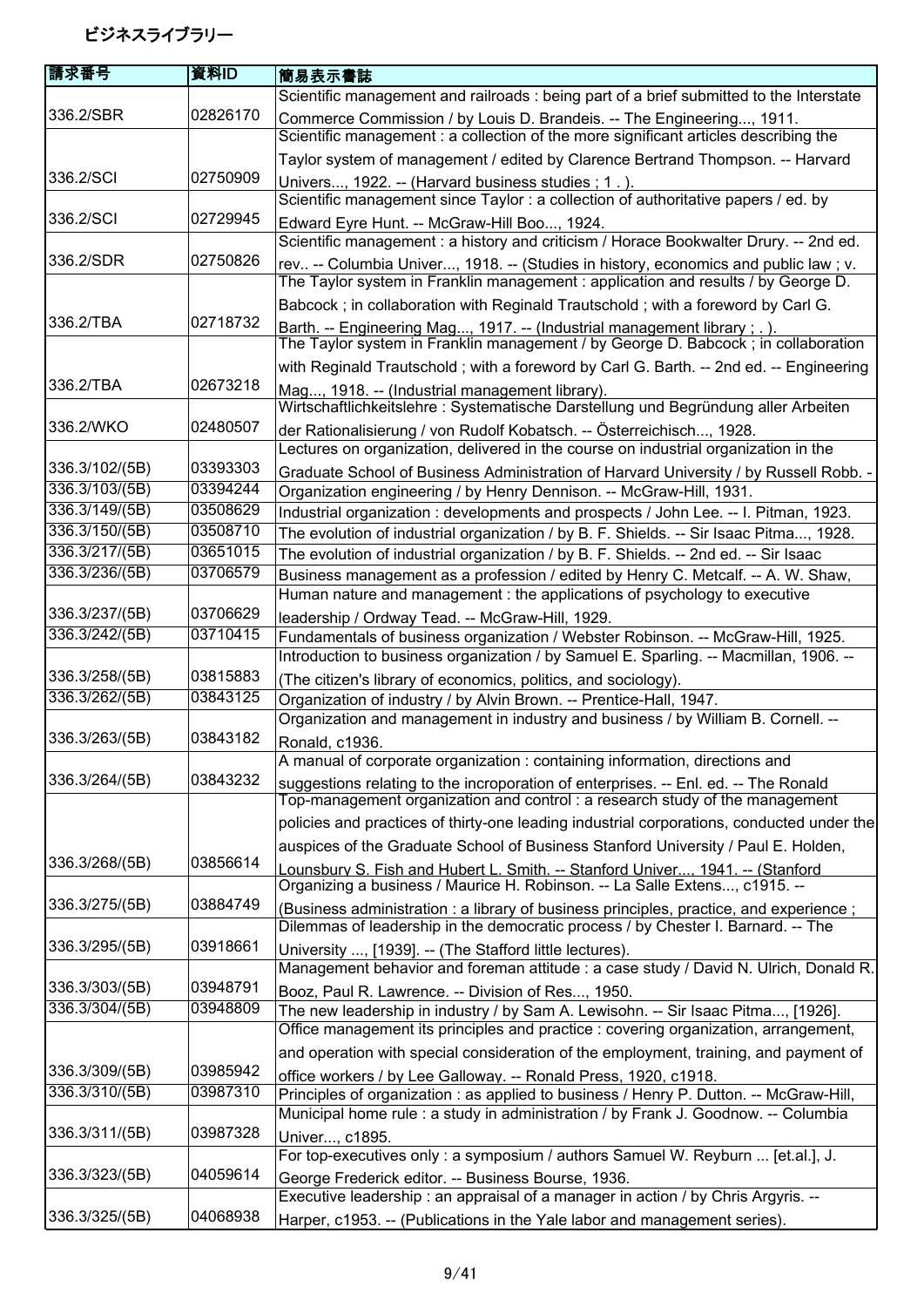ビジネスライブラリー

| 請求番号 | 資料ID | 簡易表示書誌 |
| --- | --- | --- |
| 336.2/SBR | 02826170 | Scientific management and railroads : being part of a brief submitted to the Interstate Commerce Commission / by Louis D. Brandeis. -- The Engineering..., 1911. |
| 336.2/SCI | 02750909 | Scientific management : a collection of the more significant articles describing the Taylor system of management / edited by Clarence Bertrand Thompson. -- Harvard Univers..., 1922. -- (Harvard business studies ; 1 . ). |
| 336.2/SCI | 02729945 | Scientific management since Taylor : a collection of authoritative papers / ed. by Edward Eyre Hunt. -- McGraw-Hill Boo..., 1924. |
| 336.2/SDR | 02750826 | Scientific management : a history and criticism / Horace Bookwalter Drury. -- 2nd ed. rev.. -- Columbia Univer..., 1918. -- (Studies in history, economics and public law ; v. |
| 336.2/TBA | 02718732 | The Taylor system in Franklin management : application and results / by George D. Babcock ; in collaboration with Reginald Trautschold ; with a foreword by Carl G. Barth. -- Engineering Mag..., 1917. -- (Industrial management library ; . ). |
| 336.2/TBA | 02673218 | The Taylor system in Franklin management / by George D. Babcock ; in collaboration with Reginald Trautschold ; with a foreword by Carl G. Barth. -- 2nd ed. -- Engineering Mag..., 1918. -- (Industrial management library). |
| 336.2/WKO | 02480507 | Wirtschaftlichkeitslehre : Systematische Darstellung und Begründung aller Arbeiten der Rationalisierung / von Rudolf Kobatsch. -- Österreichisch..., 1928. |
| 336.3/102/(5B) | 03393303 | Lectures on organization, delivered in the course on industrial organization in the Graduate School of Business Administration of Harvard University / by Russell Robb. - |
| 336.3/103/(5B) | 03394244 | Organization engineering / by Henry Dennison. -- McGraw-Hill, 1931. |
| 336.3/149/(5B) | 03508629 | Industrial organization : developments and prospects / John Lee. -- I. Pitman, 1923. |
| 336.3/150/(5B) | 03508710 | The evolution of industrial organization / by B. F. Shields. -- Sir Isaac Pitma..., 1928. |
| 336.3/217/(5B) | 03651015 | The evolution of industrial organization / by B. F. Shields. -- 2nd ed. -- Sir Isaac |
| 336.3/236/(5B) | 03706579 | Business management as a profession / edited by Henry C. Metcalf. -- A. W. Shaw, |
| 336.3/237/(5B) | 03706629 | Human nature and management : the applications of psychology to executive leadership / Ordway Tead. -- McGraw-Hill, 1929. |
| 336.3/242/(5B) | 03710415 | Fundamentals of business organization / Webster Robinson. -- McGraw-Hill, 1925. |
| 336.3/258/(5B) | 03815883 | Introduction to business organization / by Samuel E. Sparling. -- Macmillan, 1906. -- (The citizen's library of economics, politics, and sociology). |
| 336.3/262/(5B) | 03843125 | Organization of industry / by Alvin Brown. -- Prentice-Hall, 1947. |
| 336.3/263/(5B) | 03843182 | Organization and management in industry and business / by William B. Cornell. -- Ronald, c1936. |
| 336.3/264/(5B) | 03843232 | A manual of corporate organization : containing information, directions and suggestions relating to the incroporation of enterprises. -- Enl. ed. -- The Ronald |
| 336.3/268/(5B) | 03856614 | Top-management organization and control : a research study of the management policies and practices of thirty-one leading industrial corporations, conducted under the auspices of the Graduate School of Business Stanford University / Paul E. Holden, Lounsbury S. Fish and Hubert L. Smith. -- Stanford Univer..., 1941. -- (Stanford |
| 336.3/275/(5B) | 03884749 | Organizing a business / Maurice H. Robinson. -- La Salle Extens..., c1915. -- (Business administration : a library of business principles, practice, and experience ; |
| 336.3/295/(5B) | 03918661 | Dilemmas of leadership in the democratic process / by Chester I. Barnard. -- The University ..., [1939]. -- (The Stafford little lectures). |
| 336.3/303/(5B) | 03948791 | Management behavior and foreman attitude : a case study / David N. Ulrich, Donald R. Booz, Paul R. Lawrence. -- Division of Res..., 1950. |
| 336.3/304/(5B) | 03948809 | The new leadership in industry / by Sam A. Lewisohn. -- Sir Isaac Pitma..., [1926]. |
| 336.3/309/(5B) | 03985942 | Office management its principles and practice : covering organization, arrangement, and operation with special consideration of the employment, training, and payment of office workers / by Lee Galloway. -- Ronald Press, 1920, c1918. |
| 336.3/310/(5B) | 03987310 | Principles of organization : as applied to business / Henry P. Dutton. -- McGraw-Hill, |
| 336.3/311/(5B) | 03987328 | Municipal home rule : a study in administration / by Frank J. Goodnow. -- Columbia Univer..., c1895. |
| 336.3/323/(5B) | 04059614 | For top-executives only : a symposium / authors Samuel W. Reyburn ... [et.al.], J. George Frederick editor. -- Business Bourse, 1936. |
| 336.3/325/(5B) | 04068938 | Executive leadership : an appraisal of a manager in action / by Chris Argyris. -- Harper, c1953. -- (Publications in the Yale labor and management series). |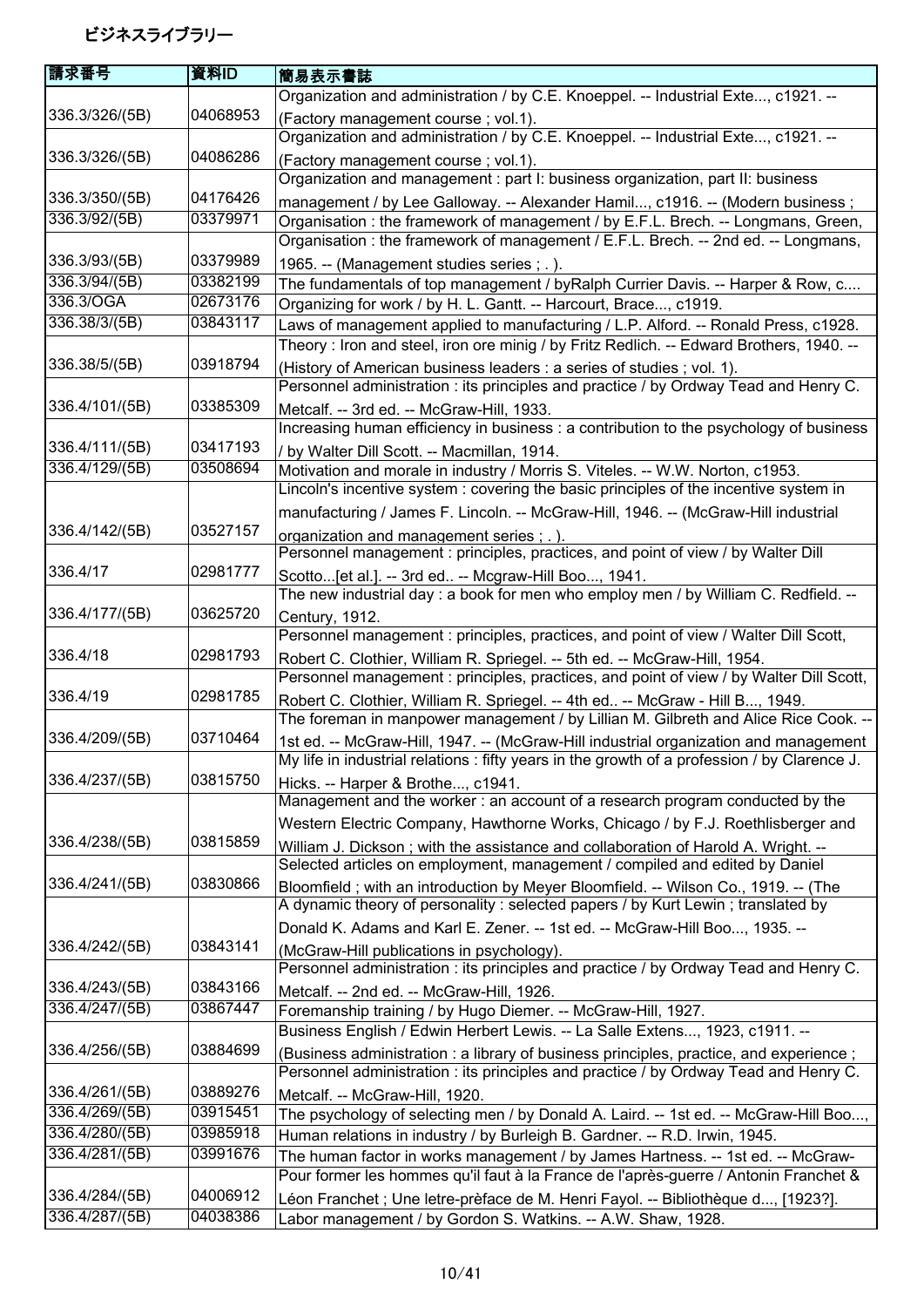# ビジネスライブラリー

| 請求番号 | 資料ID | 簡易表示書誌 |
|---|---|---|
| 336.3/326/(5B) | 04068953 | Organization and administration / by C.E. Knoeppel. -- Industrial Exte..., c1921. -- (Factory management course ; vol.1). |
| 336.3/326/(5B) | 04086286 | Organization and administration / by C.E. Knoeppel. -- Industrial Exte..., c1921. -- (Factory management course ; vol.1). |
| 336.3/350/(5B) | 04176426 | Organization and management : part I: business organization, part II: business management / by Lee Galloway. -- Alexander Hamil..., c1916. -- (Modern business ; |
| 336.3/92/(5B) | 03379971 | Organisation : the framework of management / by E.F.L. Brech. -- Longmans, Green, |
| 336.3/93/(5B) | 03379989 | Organisation : the framework of management / E.F.L. Brech. -- 2nd ed. -- Longmans, 1965. -- (Management studies series ; . ). |
| 336.3/94/(5B) | 03382199 | The fundamentals of top management / byRalph Currier Davis. -- Harper & Row, c.... |
| 336.3/OGA | 02673176 | Organizing for work / by H. L. Gantt. -- Harcourt, Brace..., c1919. |
| 336.38/3/(5B) | 03843117 | Laws of management applied to manufacturing / L.P. Alford. -- Ronald Press, c1928. |
| 336.38/5/(5B) | 03918794 | Theory : Iron and steel, iron ore minig / by Fritz Redlich. -- Edward Brothers, 1940. -- (History of American business leaders : a series of studies ; vol. 1). |
| 336.4/101/(5B) | 03385309 | Personnel administration : its principles and practice / by Ordway Tead and Henry C. Metcalf. -- 3rd ed. -- McGraw-Hill, 1933. |
| 336.4/111/(5B) | 03417193 | Increasing human efficiency in business : a contribution to the psychology of business / by Walter Dill Scott. -- Macmillan, 1914. |
| 336.4/129/(5B) | 03508694 | Motivation and morale in industry / Morris S. Viteles. -- W.W. Norton, c1953. |
| 336.4/142/(5B) | 03527157 | Lincoln's incentive system : covering the basic principles of the incentive system in manufacturing / James F. Lincoln. -- McGraw-Hill, 1946. -- (McGraw-Hill industrial organization and management series ; . ). |
| 336.4/17 | 02981777 | Personnel management : principles, practices, and point of view / by Walter Dill Scotto...[et al.]. -- 3rd ed.. -- Mcgraw-Hill Boo..., 1941. |
| 336.4/177/(5B) | 03625720 | The new industrial day : a book for men who employ men / by William C. Redfield. -- Century, 1912. |
| 336.4/18 | 02981793 | Personnel management : principles, practices, and point of view / Walter Dill Scott, Robert C. Clothier, William R. Spriegel. -- 5th ed. -- McGraw-Hill, 1954. |
| 336.4/19 | 02981785 | Personnel management : principles, practices, and point of view / by Walter Dill Scott, Robert C. Clothier, William R. Spriegel. -- 4th ed.. -- McGraw - Hill B..., 1949. |
| 336.4/209/(5B) | 03710464 | The foreman in manpower management / by Lillian M. Gilbreth and Alice Rice Cook. -- 1st ed. -- McGraw-Hill, 1947. -- (McGraw-Hill industrial organization and management |
| 336.4/237/(5B) | 03815750 | My life in industrial relations : fifty years in the growth of a profession / by Clarence J. Hicks. -- Harper & Brothe..., c1941. |
| 336.4/238/(5B) | 03815859 | Management and the worker : an account of a research program conducted by the Western Electric Company, Hawthorne Works, Chicago / by F.J. Roethlisberger and William J. Dickson ; with the assistance and collaboration of Harold A. Wright. -- |
| 336.4/241/(5B) | 03830866 | Selected articles on employment, management / compiled and edited by Daniel Bloomfield ; with an introduction by Meyer Bloomfield. -- Wilson Co., 1919. -- (The |
| 336.4/242/(5B) | 03843141 | A dynamic theory of personality : selected papers / by Kurt Lewin ; translated by Donald K. Adams and Karl E. Zener. -- 1st ed. -- McGraw-Hill Boo..., 1935. -- (McGraw-Hill publications in psychology). |
| 336.4/243/(5B) | 03843166 | Personnel administration : its principles and practice / by Ordway Tead and Henry C. Metcalf. -- 2nd ed. -- McGraw-Hill, 1926. |
| 336.4/247/(5B) | 03867447 | Foremanship training / by Hugo Diemer. -- McGraw-Hill, 1927. |
| 336.4/256/(5B) | 03884699 | Business English / Edwin Herbert Lewis. -- La Salle Extens..., 1923, c1911. -- (Business administration : a library of business principles, practice, and experience ; |
| 336.4/261/(5B) | 03889276 | Personnel administration : its principles and practice / by Ordway Tead and Henry C. Metcalf. -- McGraw-Hill, 1920. |
| 336.4/269/(5B) | 03915451 | The psychology of selecting men / by Donald A. Laird. -- 1st ed. -- McGraw-Hill Boo..., |
| 336.4/280/(5B) | 03985918 | Human relations in industry / by Burleigh B. Gardner. -- R.D. Irwin, 1945. |
| 336.4/281/(5B) | 03991676 | The human factor in works management / by James Hartness. -- 1st ed. -- McGraw- |
| 336.4/284/(5B) | 04006912 | Pour former les hommes qu'il faut à la France de l'après-guerre / Antonin Franchet & Léon Franchet ; Une letre-prèface de M. Henri Fayol. -- Bibliothèque d..., [1923?]. |
| 336.4/287/(5B) | 04038386 | Labor management / by Gordon S. Watkins. -- A.W. Shaw, 1928. |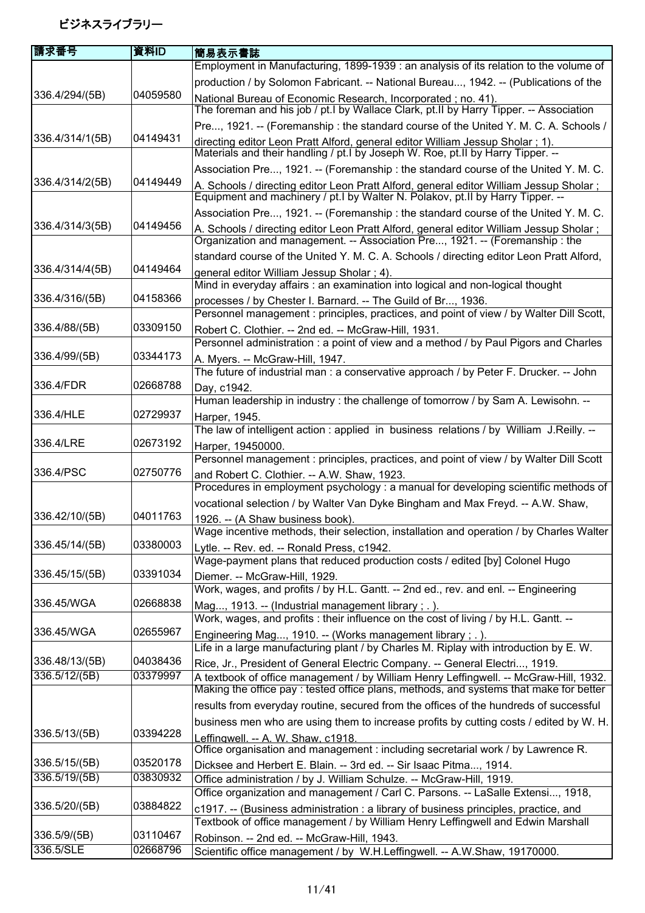ビジネスライブラリー

| 請求番号 | 資料ID | 簡易表示書誌 |
| --- | --- | --- |
| 336.4/294/(5B) | 04059580 | Employment in Manufacturing, 1899-1939 : an analysis of its relation to the volume of production / by Solomon Fabricant. -- National Bureau..., 1942. -- (Publications of the National Bureau of Economic Research, Incorporated ; no. 41). |
| 336.4/314/1(5B) | 04149431 | The foreman and his job / pt.I by Wallace Clark, pt.II by Harry Tipper. -- Association Pre..., 1921. -- (Foremanship : the standard course of the United Y. M. C. A. Schools / directing editor Leon Pratt Alford, general editor William Jessup Sholar ; 1). |
| 336.4/314/2(5B) | 04149449 | Materials and their handling / pt.I by Joseph W. Roe, pt.II by Harry Tipper. -- Association Pre..., 1921. -- (Foremanship : the standard course of the United Y. M. C. A. Schools / directing editor Leon Pratt Alford, general editor William Jessup Sholar ; |
| 336.4/314/3(5B) | 04149456 | Equipment and machinery / pt.I by Walter N. Polakov, pt.II by Harry Tipper. -- Association Pre..., 1921. -- (Foremanship : the standard course of the United Y. M. C. A. Schools / directing editor Leon Pratt Alford, general editor William Jessup Sholar ; |
| 336.4/314/4(5B) | 04149464 | Organization and management. -- Association Pre..., 1921. -- (Foremanship : the standard course of the United Y. M. C. A. Schools / directing editor Leon Pratt Alford, general editor William Jessup Sholar ; 4). |
| 336.4/316/(5B) | 04158366 | Mind in everyday affairs : an examination into logical and non-logical thought processes / by Chester I. Barnard. -- The Guild of Br..., 1936. |
| 336.4/88/(5B) | 03309150 | Personnel management : principles, practices, and point of view / by Walter Dill Scott, Robert C. Clothier. -- 2nd ed. -- McGraw-Hill, 1931. |
| 336.4/99/(5B) | 03344173 | Personnel administration : a point of view and a method / by Paul Pigors and Charles A. Myers. -- McGraw-Hill, 1947. |
| 336.4/FDR | 02668788 | The future of industrial man : a conservative approach / by Peter F. Drucker. -- John Day, c1942. |
| 336.4/HLE | 02729937 | Human leadership in industry : the challenge of tomorrow / by Sam A. Lewisohn. -- Harper, 1945. |
| 336.4/LRE | 02673192 | The law of intelligent action : applied in business relations / by William J.Reilly. -- Harper, 19450000. |
| 336.4/PSC | 02750776 | Personnel management : principles, practices, and point of view / by Walter Dill Scott and Robert C. Clothier. -- A.W. Shaw, 1923. |
| 336.42/10/(5B) | 04011763 | Procedures in employment psychology : a manual for developing scientific methods of vocational selection / by Walter Van Dyke Bingham and Max Freyd. -- A.W. Shaw, 1926. -- (A Shaw business book). |
| 336.45/14/(5B) | 03380003 | Wage incentive methods, their selection, installation and operation / by Charles Walter Lytle. -- Rev. ed. -- Ronald Press, c1942. |
| 336.45/15/(5B) | 03391034 | Wage-payment plans that reduced production costs / edited [by] Colonel Hugo Diemer. -- McGraw-Hill, 1929. |
| 336.45/WGA | 02668838 | Work, wages, and profits / by H.L. Gantt. -- 2nd ed., rev. and enl. -- Engineering Mag..., 1913. -- (Industrial management library ; . ). |
| 336.45/WGA | 02655967 | Work, wages, and profits : their influence on the cost of living / by H.L. Gantt. -- Engineering Mag..., 1910. -- (Works management library ; . ). |
| 336.48/13/(5B) | 04038436 | Life in a large manufacturing plant / by Charles M. Riplay with introduction by E. W. Rice, Jr., President of General Electric Company. -- General Electri..., 1919. |
| 336.5/12/(5B) | 03379997 | A textbook of office management / by William Henry Leffingwell. -- McGraw-Hill, 1932. |
| 336.5/13/(5B) | 03394228 | Making the office pay : tested office plans, methods, and systems that make for better results from everyday routine, secured from the offices of the hundreds of successful business men who are using them to increase profits by cutting costs / edited by W. H. Leffingwell. -- A. W. Shaw, c1918. |
| 336.5/15/(5B) | 03520178 | Office organisation and management : including secretarial work / by Lawrence R. Dicksee and Herbert E. Blain. -- 3rd ed. -- Sir Isaac Pitma..., 1914. |
| 336.5/19/(5B) | 03830932 | Office administration / by J. William Schulze. -- McGraw-Hill, 1919. |
| 336.5/20/(5B) | 03884822 | Office organization and management / Carl C. Parsons. -- LaSalle Extensi..., 1918, c1917. -- (Business administration : a library of business principles, practice, and |
| 336.5/9/(5B) | 03110467 | Textbook of office management / by William Henry Leffingwell and Edwin Marshall Robinson. -- 2nd ed. -- McGraw-Hill, 1943. |
| 336.5/SLE | 02668796 | Scientific office management / by W.H.Leffingwell. -- A.W.Shaw, 19170000. |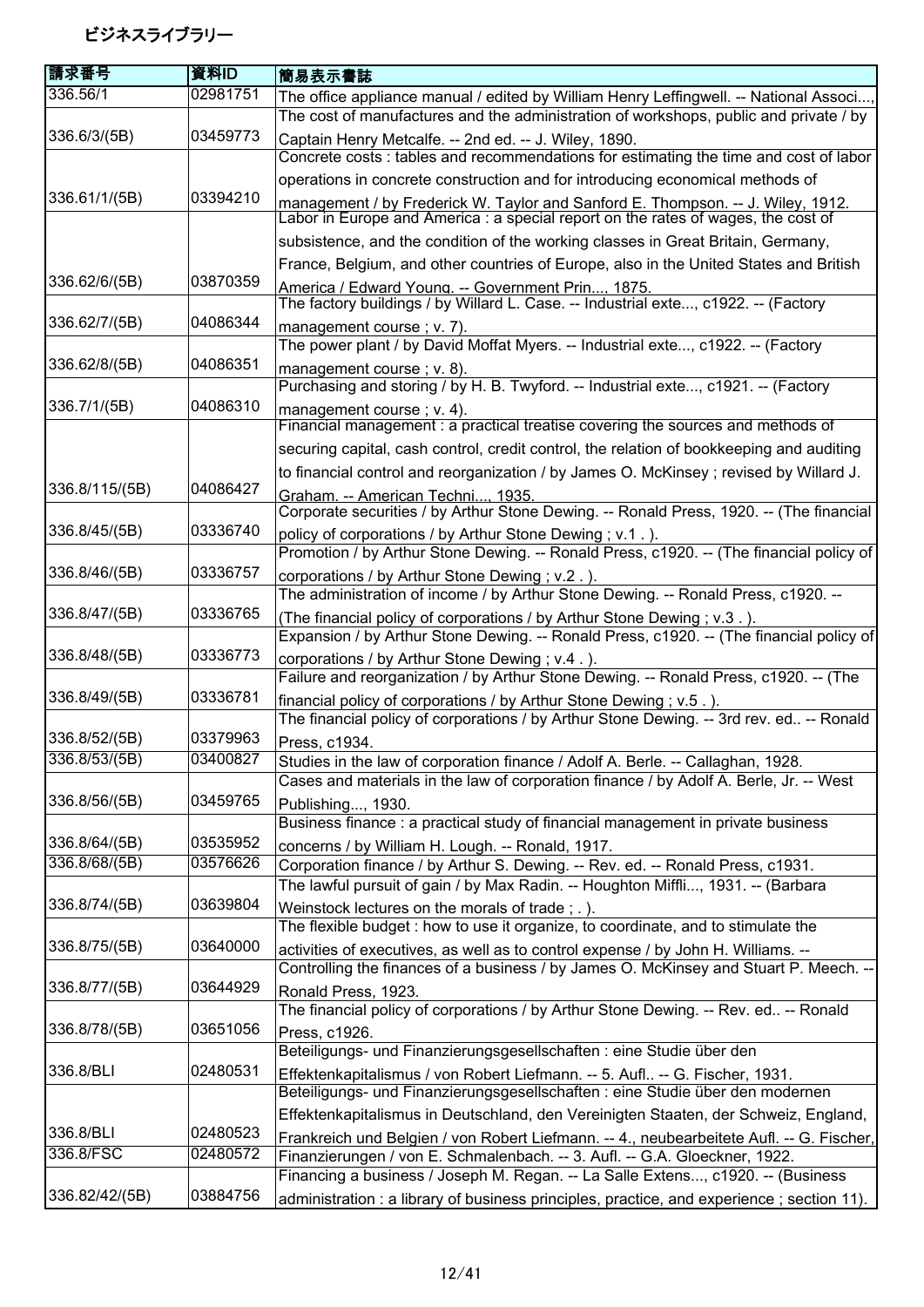# ビジネスライブラリー

| 請求番号 | 資料ID | 簡易表示書誌 |
|---|---|---|
| 336.56/1 | 02981751 | The office appliance manual / edited by William Henry Leffingwell. -- National Associ..., |
| 336.6/3/(5B) | 03459773 | The cost of manufactures and the administration of workshops, public and private / by Captain Henry Metcalfe. -- 2nd ed. -- J. Wiley, 1890. |
| 336.61/1/(5B) | 03394210 | Concrete costs : tables and recommendations for estimating the time and cost of labor operations in concrete construction and for introducing economical methods of management / by Frederick W. Taylor and Sanford E. Thompson. -- J. Wiley, 1912. |
| 336.62/6/(5B) | 03870359 | Labor in Europe and America : a special report on the rates of wages, the cost of subsistence, and the condition of the working classes in Great Britain, Germany, France, Belgium, and other countries of Europe, also in the United States and British America / Edward Young. -- Government Prin..., 1875. |
| 336.62/7/(5B) | 04086344 | The factory buildings / by Willard L. Case. -- Industrial exte..., c1922. -- (Factory management course ; v. 7). |
| 336.62/8/(5B) | 04086351 | The power plant / by David Moffat Myers. -- Industrial exte..., c1922. -- (Factory management course ; v. 8). |
| 336.7/1/(5B) | 04086310 | Purchasing and storing / by H. B. Twyford. -- Industrial exte..., c1921. -- (Factory management course ; v. 4). |
| 336.8/115/(5B) | 04086427 | Financial management : a practical treatise covering the sources and methods of securing capital, cash control, credit control, the relation of bookkeeping and auditing to financial control and reorganization / by James O. McKinsey ; revised by Willard J. Graham. -- American Techni..., 1935. |
| 336.8/45/(5B) | 03336740 | Corporate securities / by Arthur Stone Dewing. -- Ronald Press, 1920. -- (The financial policy of corporations / by Arthur Stone Dewing ; v.1 . ). |
| 336.8/46/(5B) | 03336757 | Promotion / by Arthur Stone Dewing. -- Ronald Press, c1920. -- (The financial policy of corporations / by Arthur Stone Dewing ; v.2 . ). |
| 336.8/47/(5B) | 03336765 | The administration of income / by Arthur Stone Dewing. -- Ronald Press, c1920. -- (The financial policy of corporations / by Arthur Stone Dewing ; v.3 . ). |
| 336.8/48/(5B) | 03336773 | Expansion / by Arthur Stone Dewing. -- Ronald Press, c1920. -- (The financial policy of corporations / by Arthur Stone Dewing ; v.4 . ). |
| 336.8/49/(5B) | 03336781 | Failure and reorganization / by Arthur Stone Dewing. -- Ronald Press, c1920. -- (The financial policy of corporations / by Arthur Stone Dewing ; v.5 . ). |
| 336.8/52/(5B) | 03379963 | The financial policy of corporations / by Arthur Stone Dewing. -- 3rd rev. ed.. -- Ronald Press, c1934. |
| 336.8/53/(5B) | 03400827 | Studies in the law of corporation finance / Adolf A. Berle. -- Callaghan, 1928. |
| 336.8/56/(5B) | 03459765 | Cases and materials in the law of corporation finance / by Adolf A. Berle, Jr. -- West Publishing..., 1930. |
| 336.8/64/(5B) | 03535952 | Business finance : a practical study of financial management in private business concerns / by William H. Lough. -- Ronald, 1917. |
| 336.8/68/(5B) | 03576626 | Corporation finance / by Arthur S. Dewing. -- Rev. ed. -- Ronald Press, c1931. |
| 336.8/74/(5B) | 03639804 | The lawful pursuit of gain / by Max Radin. -- Houghton Miffli..., 1931. -- (Barbara Weinstock lectures on the morals of trade ; . ). |
| 336.8/75/(5B) | 03640000 | The flexible budget : how to use it organize, to coordinate, and to stimulate the activities of executives, as well as to control expense / by John H. Williams. -- |
| 336.8/77/(5B) | 03644929 | Controlling the finances of a business / by James O. McKinsey and Stuart P. Meech. -- Ronald Press, 1923. |
| 336.8/78/(5B) | 03651056 | The financial policy of corporations / by Arthur Stone Dewing. -- Rev. ed.. -- Ronald Press, c1926. |
| 336.8/BLI | 02480531 | Beteiligungs- und Finanzierungsgesellschaften : eine Studie über den Effektenkapitalismus / von Robert Liefmann. -- 5. Aufl.. -- G. Fischer, 1931. |
| 336.8/BLI | 02480523 | Beteiligungs- und Finanzierungsgesellschaften : eine Studie über den modernen Effektenkapitalismus in Deutschland, den Vereinigten Staaten, der Schweiz, England, Frankreich und Belgien / von Robert Liefmann. -- 4., neubearbeitete Aufl. -- G. Fischer, |
| 336.8/FSC | 02480572 | Finanzierungen / von E. Schmalenbach. -- 3. Aufl. -- G.A. Gloeckner, 1922. |
| 336.82/42/(5B) | 03884756 | Financing a business / Joseph M. Regan. -- La Salle Extens..., c1920. -- (Business administration : a library of business principles, practice, and experience ; section 11). |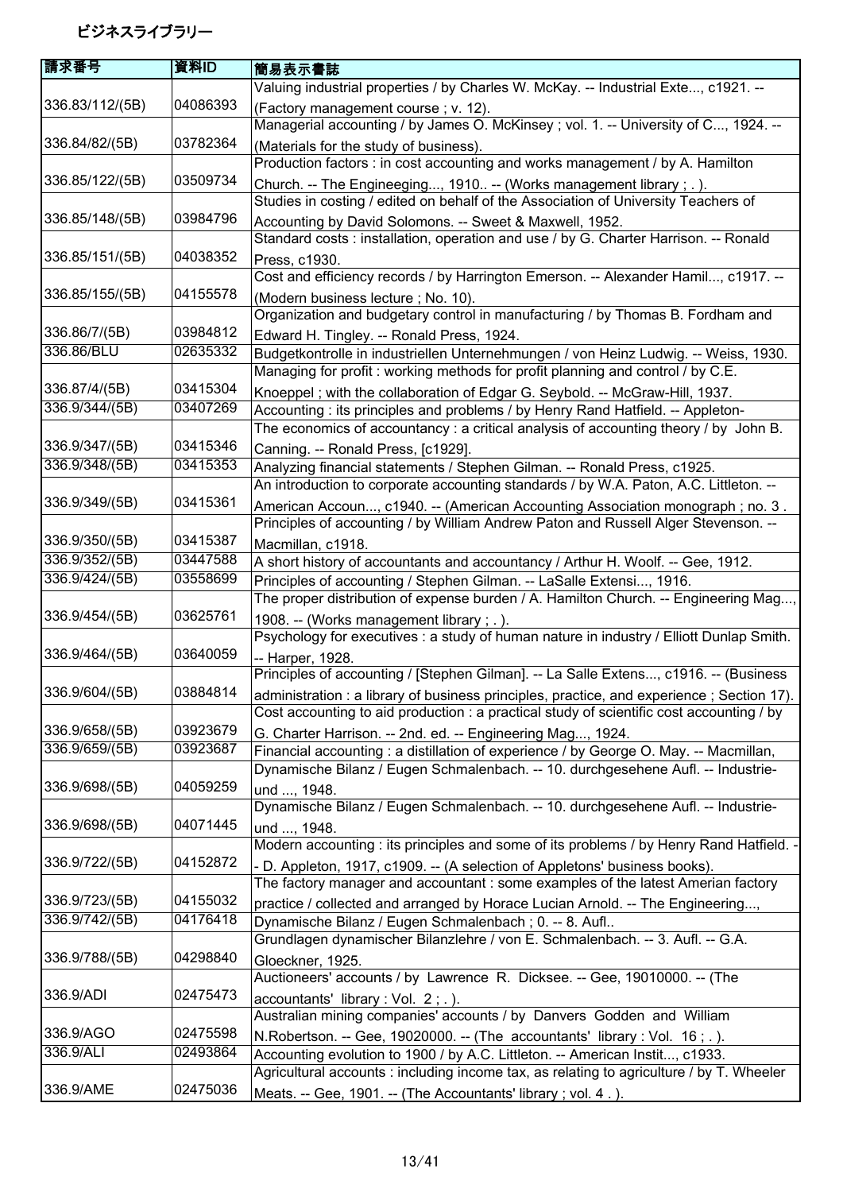# ビジネスライブラリー

| 請求番号 | 資料ID | 簡易表示書誌 |
|---|---|---|
| 336.83/112/(5B) | 04086393 | Valuing industrial properties / by Charles W. McKay. -- Industrial Exte..., c1921. -- (Factory management course ; v. 12). |
| 336.84/82/(5B) | 03782364 | Managerial accounting / by James O. McKinsey ; vol. 1. -- University of C..., 1924. -- (Materials for the study of business). |
| 336.85/122/(5B) | 03509734 | Production factors : in cost accounting and works management / by A. Hamilton Church. -- The Engineeging..., 1910.. -- (Works management library ; . ). |
| 336.85/148/(5B) | 03984796 | Studies in costing / edited on behalf of the Association of University Teachers of Accounting by David Solomons. -- Sweet & Maxwell, 1952. |
| 336.85/151/(5B) | 04038352 | Standard costs : installation, operation and use / by G. Charter Harrison. -- Ronald Press, c1930. |
| 336.85/155/(5B) | 04155578 | Cost and efficiency records / by Harrington Emerson. -- Alexander Hamil..., c1917. -- (Modern business lecture ; No. 10). |
| 336.86/7/(5B) | 03984812 | Organization and budgetary control in manufacturing / by Thomas B. Fordham and Edward H. Tingley. -- Ronald Press, 1924. |
| 336.86/BLU | 02635332 | Budgetkontrolle in industriellen Unternehmungen / von Heinz Ludwig. -- Weiss, 1930. |
| 336.87/4/(5B) | 03415304 | Managing for profit : working methods for profit planning and control / by C.E. Knoeppel ; with the collaboration of Edgar G. Seybold. -- McGraw-Hill, 1937. |
| 336.9/344/(5B) | 03407269 | Accounting : its principles and problems / by Henry Rand Hatfield. -- Appleton- |
| 336.9/347/(5B) | 03415346 | The economics of accountancy : a critical analysis of accounting theory / by John B. Canning. -- Ronald Press, [c1929]. |
| 336.9/348/(5B) | 03415353 | Analyzing financial statements / Stephen Gilman. -- Ronald Press, c1925. |
| 336.9/349/(5B) | 03415361 | An introduction to corporate accounting standards / by W.A. Paton, A.C. Littleton. -- American Accoun..., c1940. -- (American Accounting Association monograph ; no. 3 . |
| 336.9/350/(5B) | 03415387 | Principles of accounting / by William Andrew Paton and Russell Alger Stevenson. -- Macmillan, c1918. |
| 336.9/352/(5B) | 03447588 | A short history of accountants and accountancy / Arthur H. Woolf. -- Gee, 1912. |
| 336.9/424/(5B) | 03558699 | Principles of accounting / Stephen Gilman. -- LaSalle Extensi..., 1916. |
| 336.9/454/(5B) | 03625761 | The proper distribution of expense burden / A. Hamilton Church. -- Engineering Mag..., 1908. -- (Works management library ; . ). |
| 336.9/464/(5B) | 03640059 | Psychology for executives : a study of human nature in industry / Elliott Dunlap Smith. -- Harper, 1928. |
| 336.9/604/(5B) | 03884814 | Principles of accounting / [Stephen Gilman]. -- La Salle Extens..., c1916. -- (Business administration : a library of business principles, practice, and experience ; Section 17). |
| 336.9/658/(5B) | 03923679 | Cost accounting to aid production : a practical study of scientific cost accounting / by G. Charter Harrison. -- 2nd. ed. -- Engineering Mag..., 1924. |
| 336.9/659/(5B) | 03923687 | Financial accounting : a distillation of experience / by George O. May. -- Macmillan, |
| 336.9/698/(5B) | 04059259 | Dynamische Bilanz / Eugen Schmalenbach. -- 10. durchgesehene Aufl. -- Industrie- und ..., 1948. |
| 336.9/698/(5B) | 04071445 | Dynamische Bilanz / Eugen Schmalenbach. -- 10. durchgesehene Aufl. -- Industrie- und ..., 1948. |
| 336.9/722/(5B) | 04152872 | Modern accounting : its principles and some of its problems / by Henry Rand Hatfield. -- D. Appleton, 1917, c1909. -- (A selection of Appletons' business books). |
| 336.9/723/(5B) | 04155032 | The factory manager and accountant : some examples of the latest Amerian factory practice / collected and arranged by Horace Lucian Arnold. -- The Engineering..., |
| 336.9/742/(5B) | 04176418 | Dynamische Bilanz / Eugen Schmalenbach ; 0. -- 8. Aufl.. |
| 336.9/788/(5B) | 04298840 | Grundlagen dynamischer Bilanzlehre / von E. Schmalenbach. -- 3. Aufl. -- G.A. Gloeckner, 1925. |
| 336.9/ADI | 02475473 | Auctioneers' accounts / by Lawrence R. Dicksee. -- Gee, 19010000. -- (The accountants' library : Vol. 2 ; . ). |
| 336.9/AGO | 02475598 | Australian mining companies' accounts / by Danvers Godden and William N.Robertson. -- Gee, 19020000. -- (The accountants' library : Vol. 16 ; . ). |
| 336.9/ALI | 02493864 | Accounting evolution to 1900 / by A.C. Littleton. -- American Instit..., c1933. |
| 336.9/AME | 02475036 | Agricultural accounts : including income tax, as relating to agriculture / by T. Wheeler Meats. -- Gee, 1901. -- (The Accountants' library ; vol. 4 . ). |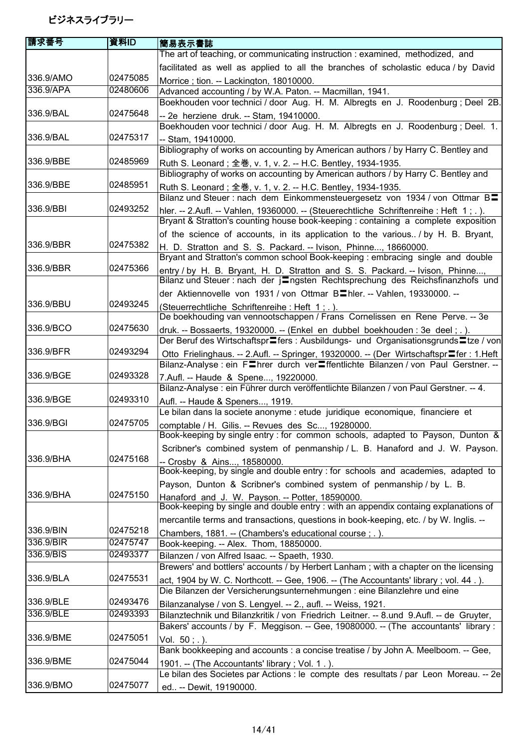ビジネスライブラリー

| 請求番号 | 資料ID | 簡易表示書誌 |
| --- | --- | --- |
| 336.9/AMO | 02475085 | The art of teaching, or communicating instruction : examined, methodized, and facilitated as well as applied to all the branches of scholastic educa / by David Morrice ; tion. -- Lackington, 18010000. |
| 336.9/APA | 02480606 | Advanced accounting / by W.A. Paton. -- Macmillan, 1941. |
| 336.9/BAL | 02475648 | Boekhouden voor technici / door Aug. H. M. Albregts en J. Roodenburg ; Deel 2B. -- 2e herziene druk. -- Stam, 19410000. |
| 336.9/BAL | 02475317 | Boekhouden voor technici / door Aug. H. M. Albregts en J. Roodenburg ; Deel. 1. -- Stam, 19410000. |
| 336.9/BBE | 02485969 | Bibliography of works on accounting by American authors / by Harry C. Bentley and Ruth S. Leonard ; 全巻, v. 1, v. 2. -- H.C. Bentley, 1934-1935. |
| 336.9/BBE | 02485951 | Bibliography of works on accounting by American authors / by Harry C. Bentley and Ruth S. Leonard ; 全巻, v. 1, v. 2. -- H.C. Bentley, 1934-1935. |
| 336.9/BBI | 02493252 | Bilanz und Steuer : nach dem Einkommensteuergesetz von 1934 / von Ottmar B〓hler. -- 2.Aufl. -- Vahlen, 19360000. -- (Steuerechtliche Schriftenreihe : Heft 1 ; . ). |
| 336.9/BBR | 02475382 | Bryant & Stratton's counting house book-keeping : containing a complete exposition of the science of accounts, in its application to the various.. / by H. B. Bryant, H. D. Stratton and S. S. Packard. -- Ivison, Phinne..., 18660000. |
| 336.9/BBR | 02475366 | Bryant and Stratton's common school Book-keeping : embracing single and double entry / by H. B. Bryant, H. D. Stratton and S. S. Packard. -- Ivison, Phinne..., |
| 336.9/BBU | 02493245 | Bilanz und Steuer : nach der j〓ngsten Rechtsprechung des Reichsfinanzhofs und der Aktiennovelle von 1931 / von Ottmar B〓hler. -- Vahlen, 19330000. -- (Steuerrechtliche Schriftenreihe : Heft 1 ; . ). |
| 336.9/BCO | 02475630 | De boekhouding van vennootschappen / Frans Cornelissen en Rene Perve. -- 3e druk. -- Bossaerts, 19320000. -- (Enkel en dubbel boekhouden : 3e deel ; . ). |
| 336.9/BFR | 02493294 | Der Beruf des Wirtschaftspr〓fers : Ausbildungs- und Organisationsgrunds〓tze / von Otto Frielinghaus. -- 2.Aufl. -- Springer, 19320000. -- (Der Wirtschaftspr〓fer : 1.Heft |
| 336.9/BGE | 02493328 | Bilanz-Analyse : ein F〓hrer durch ver〓ffentlichte Bilanzen / von Paul Gerstner. -- 7.Aufl. -- Haude & Spene..., 19220000. |
| 336.9/BGE | 02493310 | Bilanz-Analyse : ein Führer durch veröffentlichte Bilanzen / von Paul Gerstner. -- 4. Aufl. -- Haude & Speners..., 1919. |
| 336.9/BGI | 02475705 | Le bilan dans la societe anonyme : etude juridique economique, financiere et comptable / H. Gilis. -- Revues des Sc..., 19280000. |
| 336.9/BHA | 02475168 | Book-keeping by single entry : for common schools, adapted to Payson, Dunton & Scribner's combined system of penmanship / L. B. Hanaford and J. W. Payson. -- Crosby & Ains..., 18580000. |
| 336.9/BHA | 02475150 | Book-keeping, by single and double entry : for schools and academies, adapted to Payson, Dunton & Scribner's combined system of penmanship / by L. B. Hanaford and J. W. Payson. -- Potter, 18590000. |
| 336.9/BIN | 02475218 | Book-keeping by single and double entry : with an appendix containg explanations of mercantile terms and transactions, questions in book-keeping, etc. / by W. Inglis. -- Chambers, 1881. -- (Chambers's educational course ; . ). |
| 336.9/BIR | 02475747 | Book-keeping. -- Alex. Thom, 18850000. |
| 336.9/BIS | 02493377 | Bilanzen / von Alfred Isaac. -- Spaeth, 1930. |
| 336.9/BLA | 02475531 | Brewers' and bottlers' accounts / by Herbert Lanham ; with a chapter on the licensing act, 1904 by W. C. Northcott. -- Gee, 1906. -- (The Accountants' library ; vol. 44 . ). |
| 336.9/BLE | 02493476 | Die Bilanzen der Versicherungsunternehmungen : eine Bilanzlehre und eine Bilanzanalyse / von S. Lengyel. -- 2., aufl. -- Weiss, 1921. |
| 336.9/BLE | 02493393 | Bilanztechnik und Bilanzkritik / von Friedrich Leitner. -- 8.und 9.Aufl. -- de Gruyter, |
| 336.9/BME | 02475051 | Bakers' accounts / by F. Meggison. -- Gee, 19080000. -- (The accountants' library : Vol. 50 ; . ). |
| 336.9/BME | 02475044 | Bank bookkeeping and accounts : a concise treatise / by John A. Meelboom. -- Gee, 1901. -- (The Accountants' library ; Vol. 1 . ). |
| 336.9/BMO | 02475077 | Le bilan des Societes par Actions : le compte des resultats / par Leon Moreau. -- 2e ed.. -- Dewit, 19190000. |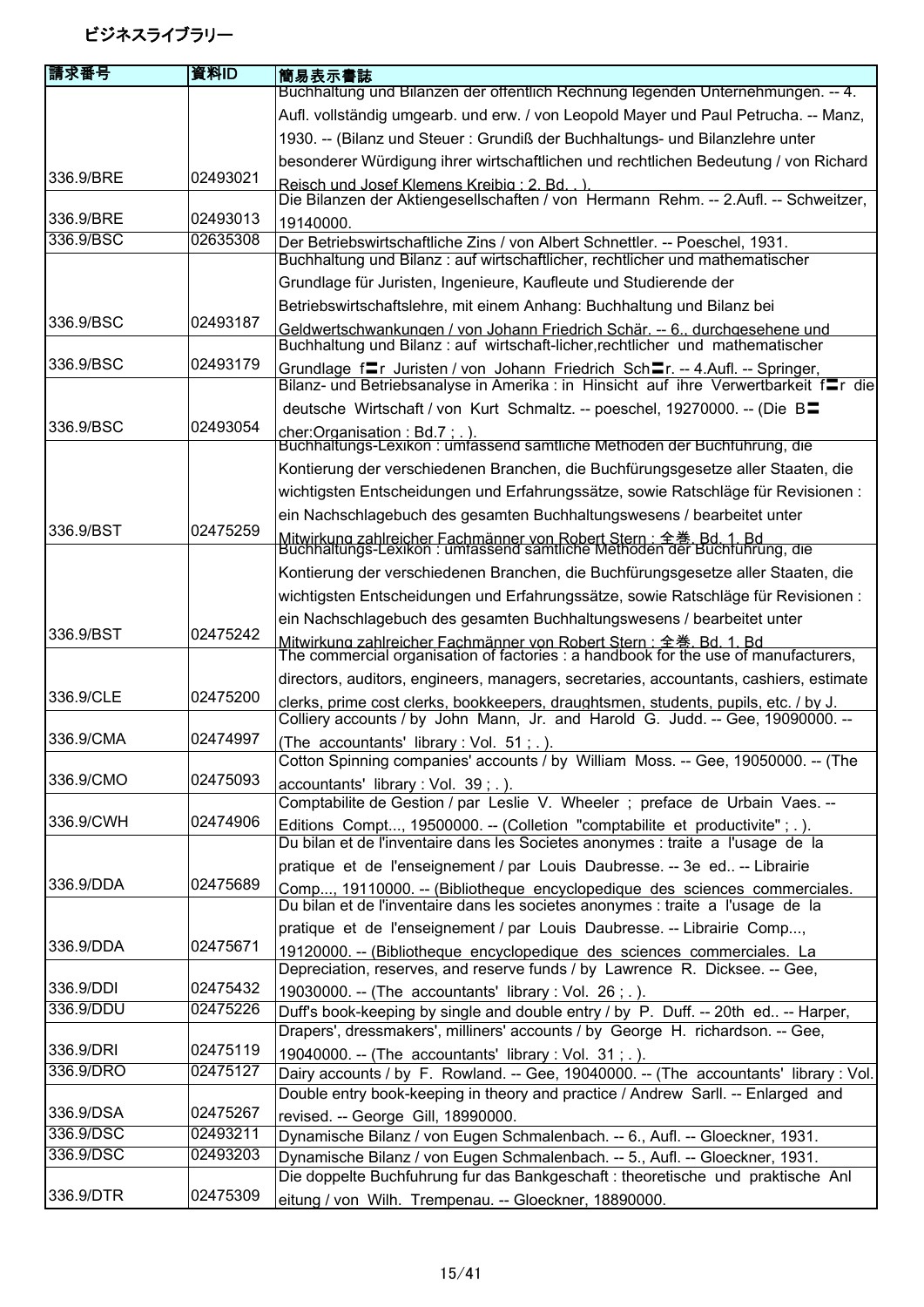ビジネスライブラリー

| 請求番号 | 資料ID | 簡易表示書誌 |
| --- | --- | --- |
| 336.9/BRE | 02493021 | Buchhaltung und Bilanzen der offentlich Rechnung legenden Unternehmungen. -- 4. Aufl. vollständig umgearb. und erw. / von Leopold Mayer und Paul Petrucha. -- Manz, 1930. -- (Bilanz und Steuer : Grundiß der Buchhaltungs- und Bilanzlehre unter besonderer Würdigung ihrer wirtschaftlichen und rechtlichen Bedeutung / von Richard Reisch und Josef Klemens Kreibig ; 2. Bd. . ). |
| 336.9/BRE | 02493013 | Die Bilanzen der Aktiengesellschaften / von Hermann Rehm. -- 2.Aufl. -- Schweitzer, 19140000. |
| 336.9/BSC | 02635308 | Der Betriebswirtschaftliche Zins / von Albert Schnettler. -- Poeschel, 1931. |
| 336.9/BSC | 02493187 | Buchhaltung und Bilanz : auf wirtschaftlicher, rechtlicher und mathematischer Grundlage für Juristen, Ingenieure, Kaufleute und Studierende der Betriebswirtschaftslehre, mit einem Anhang: Buchhaltung und Bilanz bei Geldwertschwankungen / von Johann Friedrich Schär. -- 6., durchgesehene und |
| 336.9/BSC | 02493179 | Buchhaltung und Bilanz : auf wirtschaft-licher,rechtlicher und mathematischer Grundlage f〓r Juristen / von Johann Friedrich Sch〓r. -- 4.Aufl. -- Springer, |
| 336.9/BSC | 02493054 | Bilanz- und Betriebsanalyse in Amerika : in Hinsicht auf ihre Verwertbarkeit f〓r die deutsche Wirtschaft / von Kurt Schmaltz. -- poeschel, 19270000. -- (Die B〓cher:Organisation : Bd.7 ; . ). |
| 336.9/BST | 02475259 | Buchhaltungs-Lexikon : umfassend samtliche Methoden der Buchfuhrung, die Kontierung der verschiedenen Branchen, die Buchfürungsgesetze aller Staaten, die wichtigsten Entscheidungen und Erfahrungssätze, sowie Ratschläge für Revisionen : ein Nachschlagebuch des gesamten Buchhaltungswesens / bearbeitet unter Mitwirkung zahlreicher Fachmänner von Robert Stern ; 全巻. Bd. 1. Bd |
| 336.9/BST | 02475242 | Buchhaltungs-Lexikon : umfassend samtliche Methoden der Buchfuhrung, die Kontierung der verschiedenen Branchen, die Buchfürungsgesetze aller Staaten, die wichtigsten Entscheidungen und Erfahrungssätze, sowie Ratschläge für Revisionen : ein Nachschlagebuch des gesamten Buchhaltungswesens / bearbeitet unter Mitwirkung zahlreicher Fachmänner von Robert Stern ; 全巻. Bd. 1. Bd |
| 336.9/CLE | 02475200 | The commercial organisation of factories : a handbook for the use of manufacturers, directors, auditors, engineers, managers, secretaries, accountants, cashiers, estimate clerks, prime cost clerks, bookkeepers, draughtsmen, students, pupils, etc. / by J. |
| 336.9/CMA | 02474997 | Colliery accounts / by John Mann, Jr. and Harold G. Judd. -- Gee, 19090000. -- (The accountants' library : Vol. 51 ; . ). |
| 336.9/CMO | 02475093 | Cotton Spinning companies' accounts / by William Moss. -- Gee, 19050000. -- (The accountants' library : Vol. 39 ; . ). |
| 336.9/CWH | 02474906 | Comptabilite de Gestion / par Leslie V. Wheeler ; preface de Urbain Vaes. -- Editions Compt..., 19500000. -- (Colletion "comptabilite et productivite" ; . ). |
| 336.9/DDA | 02475689 | Du bilan et de l'inventaire dans les Societes anonymes : traite a l'usage de la pratique et de l'enseignement / par Louis Daubresse. -- 3e ed.. -- Librairie Comp..., 19110000. -- (Bibliotheque encyclopedique des sciences commerciales. |
| 336.9/DDA | 02475671 | Du bilan et de l'inventaire dans les societes anonymes : traite a l'usage de la pratique et de l'enseignement / par Louis Daubresse. -- Librairie Comp..., 19120000. -- (Bibliotheque encyclopedique des sciences commerciales. La |
| 336.9/DDI | 02475432 | Depreciation, reserves, and reserve funds / by Lawrence R. Dicksee. -- Gee, 19030000. -- (The accountants' library : Vol. 26 ; . ). |
| 336.9/DDU | 02475226 | Duff's book-keeping by single and double entry / by P. Duff. -- 20th ed.. -- Harper, |
| 336.9/DRI | 02475119 | Drapers', dressmakers', milliners' accounts / by George H. richardson. -- Gee, 19040000. -- (The accountants' library : Vol. 31 ; . ). |
| 336.9/DRO | 02475127 | Dairy accounts / by F. Rowland. -- Gee, 19040000. -- (The accountants' library : Vol. |
| 336.9/DSA | 02475267 | Double entry book-keeping in theory and practice / Andrew Sarll. -- Enlarged and revised. -- George Gill, 18990000. |
| 336.9/DSC | 02493211 | Dynamische Bilanz / von Eugen Schmalenbach. -- 6., Aufl. -- Gloeckner, 1931. |
| 336.9/DSC | 02493203 | Dynamische Bilanz / von Eugen Schmalenbach. -- 5., Aufl. -- Gloeckner, 1931. |
| 336.9/DTR | 02475309 | Die doppelte Buchfuhrung fur das Bankgeschaft : theoretische und praktische Anl eitung / von Wilh. Trempenau. -- Gloeckner, 18890000. |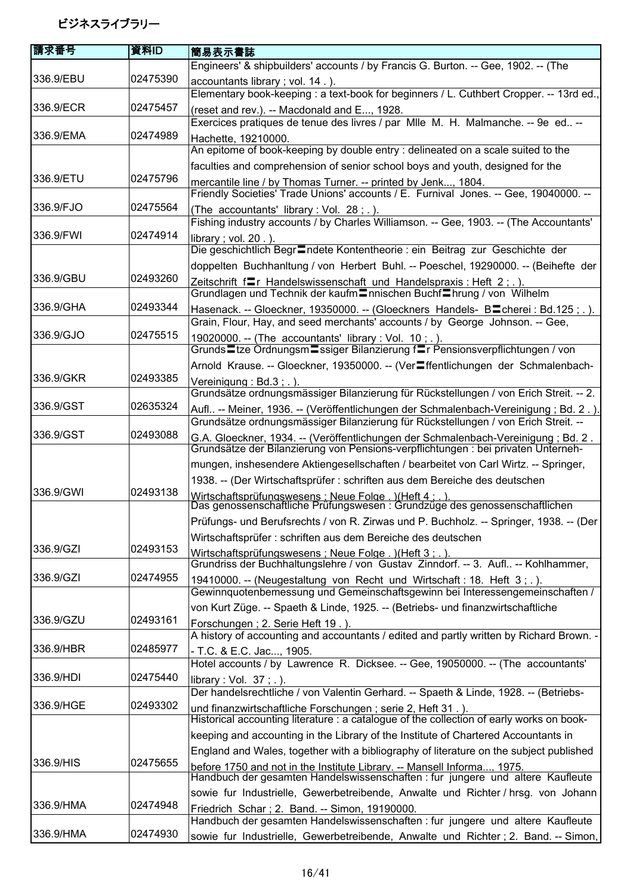ビジネスライブラリー

| 請求番号 | 資料ID | 簡易表示書誌 |
| --- | --- | --- |
| 336.9/EBU | 02475390 | Engineers' & shipbuilders' accounts / by Francis G. Burton. -- Gee, 1902. -- (The accountants library ; vol. 14 . ). |
| 336.9/ECR | 02475457 | Elementary book-keeping : a text-book for beginners / L. Cuthbert Cropper. -- 13rd ed., (reset and rev.). -- Macdonald and E..., 1928. |
| 336.9/EMA | 02474989 | Exercices pratiques de tenue des livres / par Mlle M. H. Malmanche. -- 9e ed.. -- Hachette, 19210000. |
| 336.9/ETU | 02475796 | An epitome of book-keeping by double entry : delineated on a scale suited to the faculties and comprehension of senior school boys and youth, designed for the mercantile line / by Thomas Turner. -- printed by Jenk..., 1804. |
| 336.9/FJO | 02475564 | Friendly Societies' Trade Unions' accounts / E. Furnival Jones. -- Gee, 19040000. -- (The accountants' library : Vol. 28 ; . ). |
| 336.9/FWI | 02474914 | Fishing industry accounts / by Charles Williamson. -- Gee, 1903. -- (The Accountants' library ; vol. 20 . ). |
| 336.9/GBU | 02493260 | Die geschichtlich Begr〓ndete Kontentheorie : ein Beitrag zur Geschichte der doppelten Buchhanltung / von Herbert Buhl. -- Poeschel, 19290000. -- (Beihefte der Zeitschrift f〓r Handelswissenschaft und Handelspraxis : Heft 2 ; . ). |
| 336.9/GHA | 02493344 | Grundlagen und Technik der kaufm〓nnischen Buchf〓hrung / von Wilhelm Hasenack. -- Gloeckner, 19350000. -- (Gloeckners Handels- B〓cherei : Bd.125 ; . ). |
| 336.9/GJO | 02475515 | Grain, Flour, Hay, and seed merchants' accounts / by George Johnson. -- Gee, 19020000. -- (The accountants' library : Vol. 10 ; . ). |
| 336.9/GKR | 02493385 | Grunds〓tze Ordnungsm〓ssiger Bilanzierung f〓r Pensionsverpflichtungen / von Arnold Krause. -- Gloeckner, 19350000. -- (Ver〓ffentlichungen der Schmalenbach-Vereinigung : Bd.3 ; . ). |
| 336.9/GST | 02635324 | Grundsätze ordnungsmässiger Bilanzierung für Rückstellungen / von Erich Streit. -- 2. Aufl.. -- Meiner, 1936. -- (Veröffentlichungen der Schmalenbach-Vereinigung ; Bd. 2 . ). |
| 336.9/GST | 02493088 | Grundsätze ordnungsmässiger Bilanzierung für Rückstellungen / von Erich Streit. -- G.A. Gloeckner, 1934. -- (Veröffentlichungen der Schmalenbach-Vereinigung ; Bd. 2 . |
| 336.9/GWI | 02493138 | Grundsätze der Bilanzierung von Pensions-verpflichtungen : bei privaten Unternehmungen, inshesendere Aktiengesellschaften / bearbeitet von Carl Wirtz. -- Springer, 1938. -- (Der Wirtschaftsprüfer : schriften aus dem Bereiche des deutschen Wirtschaftsprüfungswesens ; Neue Folge . )(Heft 4 ; . ). |
| 336.9/GZI | 02493153 | Das genossenschaftliche Prüfungswesen : Grundzüge des genossenschaftlichen Prüfungs- und Berufsrechts / von R. Zirwas und P. Buchholz. -- Springer, 1938. -- (Der Wirtschaftsprüfer : schriften aus dem Bereiche des deutschen Wirtschaftsprüfungswesens ; Neue Folge . )(Heft 3 ; . ). |
| 336.9/GZI | 02474955 | Grundriss der Buchhaltungslehre / von Gustav Zinndorf. -- 3. Aufl.. -- Kohlhammer, 19410000. -- (Neugestaltung von Recht und Wirtschaft : 18. Heft 3 ; . ). |
| 336.9/GZU | 02493161 | Gewinnquotenbemessung und Gemeinschaftsgewinn bei Interessengemeinschaften / von Kurt Züge. -- Spaeth & Linde, 1925. -- (Betriebs- und finanzwirtschaftliche Forschungen ; 2. Serie Heft 19 . ). |
| 336.9/HBR | 02485977 | A history of accounting and accountants / edited and partly written by Richard Brown. -- T.C. & E.C. Jac..., 1905. |
| 336.9/HDI | 02475440 | Hotel accounts / by Lawrence R. Dicksee. -- Gee, 19050000. -- (The accountants' library : Vol. 37 ; . ). |
| 336.9/HGE | 02493302 | Der handelsrechtliche / von Valentin Gerhard. -- Spaeth & Linde, 1928. -- (Betriebs- und finanzwirtschaftliche Forschungen ; serie 2, Heft 31 . ). |
| 336.9/HIS | 02475655 | Historical accounting literature : a catalogue of the collection of early works on book-keeping and accounting in the Library of the Institute of Chartered Accountants in England and Wales, together with a bibliography of literature on the subject published before 1750 and not in the Institute Library. -- Mansell Informa..., 1975. |
| 336.9/HMA | 02474948 | Handbuch der gesamten Handelswissenschaften : fur jungere und altere Kaufleute sowie fur Industrielle, Gewerbetreibende, Anwalte und Richter / hrsg. von Johann Friedrich Schar ; 2. Band. -- Simon, 19190000. |
| 336.9/HMA | 02474930 | Handbuch der gesamten Handelswissenschaften : fur jungere und altere Kaufleute sowie fur Industrielle, Gewerbetreibende, Anwalte und Richter ; 2. Band. -- Simon, |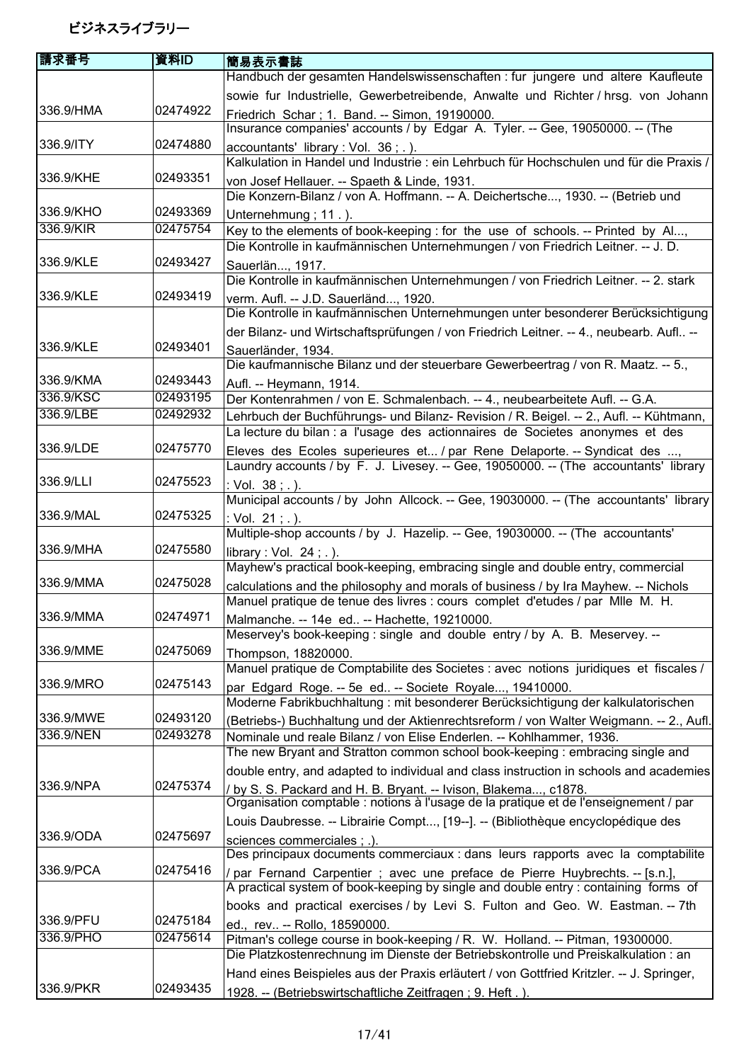ビジネスライブラリー

| 請求番号 | 資料ID | 簡易表示書誌 |
|---|---|---|
| 336.9/HMA | 02474922 | Handbuch der gesamten Handelswissenschaften : fur jungere und altere Kaufleute sowie fur Industrielle, Gewerbetreibende, Anwalte und Richter / hrsg. von Johann Friedrich Schar ; 1. Band. -- Simon, 19190000. |
| 336.9/ITY | 02474880 | Insurance companies' accounts / by Edgar A. Tyler. -- Gee, 19050000. -- (The accountants' library : Vol. 36 ; . ). |
| 336.9/KHE | 02493351 | Kalkulation in Handel und Industrie : ein Lehrbuch für Hochschulen und für die Praxis / von Josef Hellauer. -- Spaeth & Linde, 1931. |
| 336.9/KHO | 02493369 | Die Konzern-Bilanz / von A. Hoffmann. -- A. Deichertsche..., 1930. -- (Betrieb und Unternehmung ; 11 . ). |
| 336.9/KIR | 02475754 | Key to the elements of book-keeping : for the use of schools. -- Printed by Al..., |
| 336.9/KLE | 02493427 | Die Kontrolle in kaufmännischen Unternehmungen / von Friedrich Leitner. -- J. D. Sauerlän..., 1917. |
| 336.9/KLE | 02493419 | Die Kontrolle in kaufmännischen Unternehmungen / von Friedrich Leitner. -- 2. stark verm. Aufl. -- J.D. Sauerländ..., 1920. |
| 336.9/KLE | 02493401 | Die Kontrolle in kaufmännischen Unternehmungen unter besonderer Berücksichtigung der Bilanz- und Wirtschaftsprüfungen / von Friedrich Leitner. -- 4., neubearb. Aufl.. -- Sauerländer, 1934. |
| 336.9/KMA | 02493443 | Die kaufmannische Bilanz und der steuerbare Gewerbeertrag / von R. Maatz. -- 5., Aufl. -- Heymann, 1914. |
| 336.9/KSC | 02493195 | Der Kontenrahmen / von E. Schmalenbach. -- 4., neubearbeitete Aufl. -- G.A. |
| 336.9/LBE | 02492932 | Lehrbuch der Buchführungs- und Bilanz- Revision / R. Beigel. -- 2., Aufl. -- Kühtmann, |
| 336.9/LDE | 02475770 | La lecture du bilan : a l'usage des actionnaires de Societes anonymes et des Eleves des Ecoles superieures et... / par Rene Delaporte. -- Syndicat des ..., |
| 336.9/LLI | 02475523 | Laundry accounts / by F. J. Livesey. -- Gee, 19050000. -- (The accountants' library : Vol. 38 ; . ). |
| 336.9/MAL | 02475325 | Municipal accounts / by John Allcock. -- Gee, 19030000. -- (The accountants' library : Vol. 21 ; . ). |
| 336.9/MHA | 02475580 | Multiple-shop accounts / by J. Hazelip. -- Gee, 19030000. -- (The accountants' library : Vol. 24 ; . ). |
| 336.9/MMA | 02475028 | Mayhew's practical book-keeping, embracing single and double entry, commercial calculations and the philosophy and morals of business / by Ira Mayhew. -- Nichols |
| 336.9/MMA | 02474971 | Manuel pratique de tenue des livres : cours complet d'etudes / par Mlle M. H. Malmanche. -- 14e ed.. -- Hachette, 19210000. |
| 336.9/MME | 02475069 | Meservey's book-keeping : single and double entry / by A. B. Meservey. -- Thompson, 18820000. |
| 336.9/MRO | 02475143 | Manuel pratique de Comptabilite des Societes : avec notions juridiques et fiscales / par Edgard Roge. -- 5e ed.. -- Societe Royale..., 19410000. |
| 336.9/MWE | 02493120 | Moderne Fabrikbuchhaltung : mit besonderer Berücksichtigung der kalkulatorischen (Betriebs-) Buchhaltung und der Aktienrechtsreform / von Walter Weigmann. -- 2., Aufl. |
| 336.9/NEN | 02493278 | Nominale und reale Bilanz / von Elise Enderlen. -- Kohlhammer, 1936. |
| 336.9/NPA | 02475374 | The new Bryant and Stratton common school book-keeping : embracing single and double entry, and adapted to individual and class instruction in schools and academies / by S. S. Packard and H. B. Bryant. -- Ivison, Blakema..., c1878. |
| 336.9/ODA | 02475697 | Organisation comptable : notions à l'usage de la pratique et de l'enseignement / par Louis Daubresse. -- Librairie Compt..., [19--]. -- (Bibliothèque encyclopédique des sciences commerciales ; .). |
| 336.9/PCA | 02475416 | Des principaux documents commerciaux : dans leurs rapports avec la comptabilite / par Fernand Carpentier ; avec une preface de Pierre Huybrechts. -- [s.n.], |
| 336.9/PFU | 02475184 | A practical system of book-keeping by single and double entry : containing forms of books and practical exercises / by Levi S. Fulton and Geo. W. Eastman. -- 7th ed., rev.. -- Rollo, 18590000. |
| 336.9/PHO | 02475614 | Pitman's college course in book-keeping / R. W. Holland. -- Pitman, 19300000. |
| 336.9/PKR | 02493435 | Die Platzkostenrechnung im Dienste der Betriebskontrolle und Preiskalkulation : an Hand eines Beispieles aus der Praxis erläutert / von Gottfried Kritzler. -- J. Springer, 1928. -- (Betriebswirtschaftliche Zeitfragen ; 9. Heft . ). |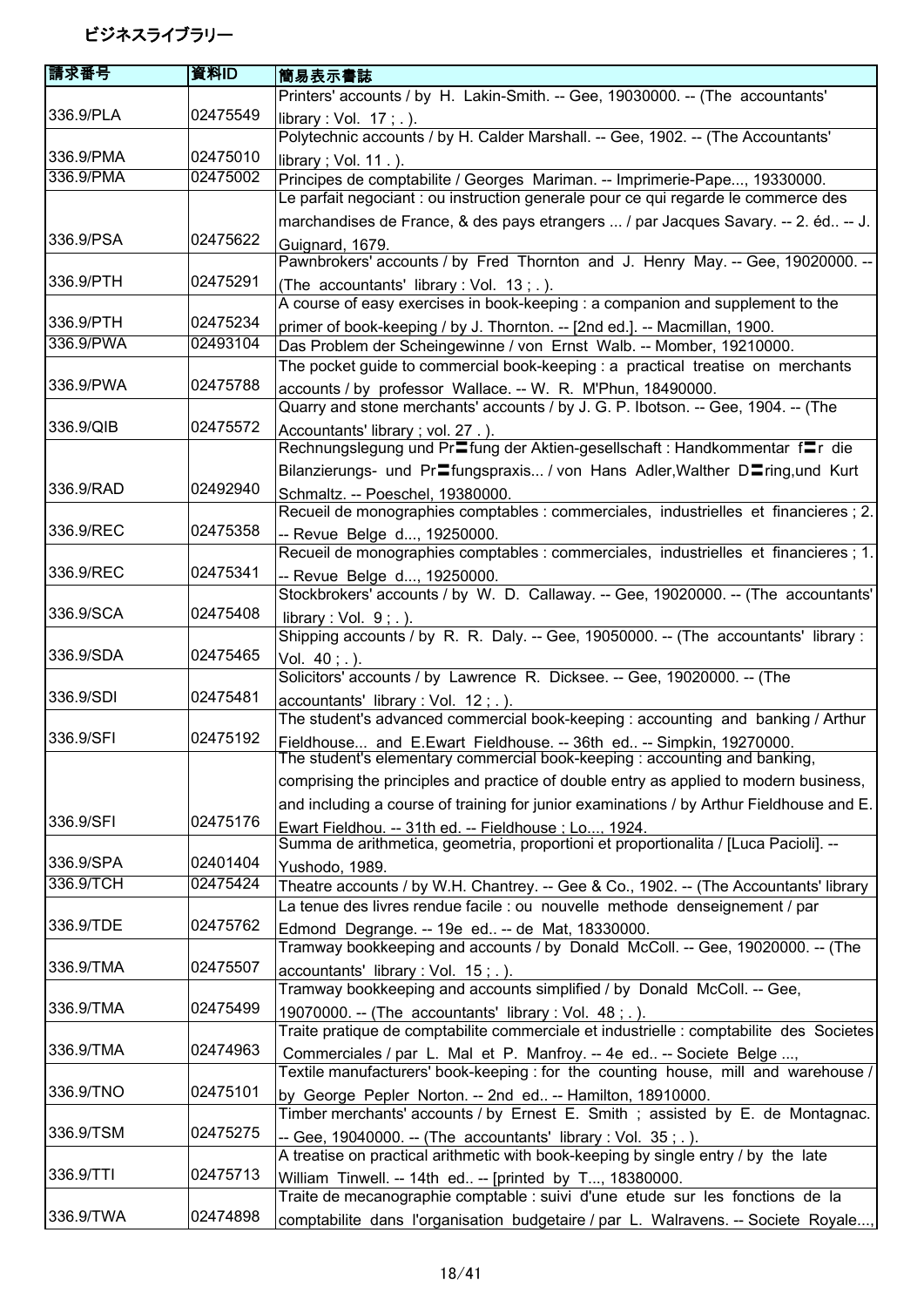ビジネスライブラリー

| 請求番号 | 資料ID | 簡易表示書誌 |
| --- | --- | --- |
| 336.9/PLA | 02475549 | Printers' accounts / by H. Lakin-Smith. -- Gee, 19030000. -- (The accountants' library : Vol. 17 ; . ). |
| 336.9/PMA | 02475010 | Polytechnic accounts / by H. Calder Marshall. -- Gee, 1902. -- (The Accountants' library ; Vol. 11 . ). |
| 336.9/PMA | 02475002 | Principes de comptabilite / Georges Mariman. -- Imprimerie-Pape..., 19330000. |
| 336.9/PSA | 02475622 | Le parfait negociant : ou instruction generale pour ce qui regarde le commerce des marchandises de France, & des pays etrangers ... / par Jacques Savary. -- 2. éd.. -- J. Guignard, 1679. |
| 336.9/PTH | 02475291 | Pawnbrokers' accounts / by Fred Thornton and J. Henry May. -- Gee, 19020000. -- (The accountants' library : Vol. 13 ; . ). |
| 336.9/PTH | 02475234 | A course of easy exercises in book-keeping : a companion and supplement to the primer of book-keeping / by J. Thornton. -- [2nd ed.]. -- Macmillan, 1900. |
| 336.9/PWA | 02493104 | Das Problem der Scheingewinne / von Ernst Walb. -- Momber, 19210000. |
| 336.9/PWA | 02475788 | The pocket guide to commercial book-keeping : a practical treatise on merchants accounts / by professor Wallace. -- W. R. M'Phun, 18490000. |
| 336.9/QIB | 02475572 | Quarry and stone merchants' accounts / by J. G. P. Ibotson. -- Gee, 1904. -- (The Accountants' library ; vol. 27 . ). |
| 336.9/RAD | 02492940 | Rechnungslegung und Pr〓fung der Aktien-gesellschaft : Handkommentar f〓r die Bilanzierungs- und Pr〓fungspraxis... / von Hans Adler,Walther D〓ring,und Kurt Schmaltz. -- Poeschel, 19380000. |
| 336.9/REC | 02475358 | Recueil de monographies comptables : commerciales, industrielles et financieres ; 2. -- Revue Belge d..., 19250000. |
| 336.9/REC | 02475341 | Recueil de monographies comptables : commerciales, industrielles et financieres ; 1. -- Revue Belge d..., 19250000. |
| 336.9/SCA | 02475408 | Stockbrokers' accounts / by W. D. Callaway. -- Gee, 19020000. -- (The accountants' library : Vol. 9 ; . ). |
| 336.9/SDA | 02475465 | Shipping accounts / by R. R. Daly. -- Gee, 19050000. -- (The accountants' library : Vol. 40 ; . ). |
| 336.9/SDI | 02475481 | Solicitors' accounts / by Lawrence R. Dicksee. -- Gee, 19020000. -- (The accountants' library : Vol. 12 ; . ). |
| 336.9/SFI | 02475192 | The student's advanced commercial book-keeping : accounting and banking / Arthur Fieldhouse... and E.Ewart Fieldhouse. -- 36th ed.. -- Simpkin, 19270000. |
| 336.9/SFI | 02475176 | The student's elementary commercial book-keeping : accounting and banking, comprising the principles and practice of double entry as applied to modern business, and including a course of training for junior examinations / by Arthur Fieldhouse and E. Ewart Fieldhou. -- 31th ed. -- Fieldhouse ; Lo..., 1924. |
| 336.9/SPA | 02401404 | Summa de arithmetica, geometria, proportioni et proportionalita / [Luca Pacioli]. -- Yushodo, 1989. |
| 336.9/TCH | 02475424 | Theatre accounts / by W.H. Chantrey. -- Gee & Co., 1902. -- (The Accountants' library |
| 336.9/TDE | 02475762 | La tenue des livres rendue facile : ou nouvelle methode denseignement / par Edmond Degrange. -- 19e ed.. -- de Mat, 18330000. |
| 336.9/TMA | 02475507 | Tramway bookkeeping and accounts / by Donald McColl. -- Gee, 19020000. -- (The accountants' library : Vol. 15 ; . ). |
| 336.9/TMA | 02475499 | Tramway bookkeeping and accounts simplified / by Donald McColl. -- Gee, 19070000. -- (The accountants' library : Vol. 48 ; . ). |
| 336.9/TMA | 02474963 | Traite pratique de comptabilite commerciale et industrielle : comptabilite des Societes Commerciales / par L. Mal et P. Manfroy. -- 4e ed.. -- Societe Belge ..., |
| 336.9/TNO | 02475101 | Textile manufacturers' book-keeping : for the counting house, mill and warehouse / by George Pepler Norton. -- 2nd ed.. -- Hamilton, 18910000. |
| 336.9/TSM | 02475275 | Timber merchants' accounts / by Ernest E. Smith ; assisted by E. de Montagnac. -- Gee, 19040000. -- (The accountants' library : Vol. 35 ; . ). |
| 336.9/TTI | 02475713 | A treatise on practical arithmetic with book-keeping by single entry / by the late William Tinwell. -- 14th ed.. -- [printed by T..., 18380000. |
| 336.9/TWA | 02474898 | Traite de mecanographie comptable : suivi d'une etude sur les fonctions de la comptabilite dans l'organisation budgetaire / par L. Walravens. -- Societe Royale..., |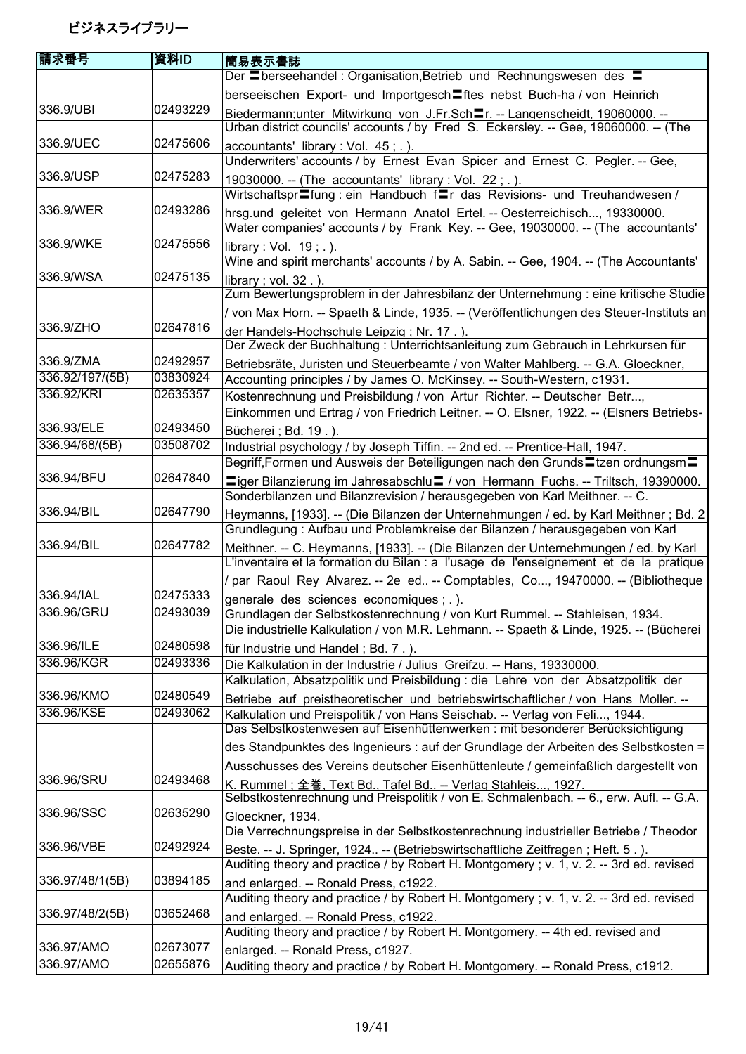ビジネスライブラリー

| 請求番号 | 資料ID | 簡易表示書誌 |
|---|---|---|
| 336.9/UBI | 02493229 | Der 〓berseehandel : Organisation,Betrieb und Rechnungswesen des 〓berseeischen Export- und Importgesch〓ftes nebst Buch-ha / von Heinrich Biedermann;unter Mitwirkung von J.Fr.Sch〓r. -- Langenscheidt, 19060000. -- |
| 336.9/UEC | 02475606 | Urban district councils' accounts / by Fred S. Eckersley. -- Gee, 19060000. -- (The accountants' library : Vol. 45 ; . ). |
| 336.9/USP | 02475283 | Underwriters' accounts / by Ernest Evan Spicer and Ernest C. Pegler. -- Gee, 19030000. -- (The accountants' library : Vol. 22 ; . ). |
| 336.9/WER | 02493286 | Wirtschaftspr〓fung : ein Handbuch f〓r das Revisions- und Treuhandwesen / hrsg.und geleitet von Hermann Anatol Ertel. -- Oesterreichisch..., 19330000. |
| 336.9/WKE | 02475556 | Water companies' accounts / by Frank Key. -- Gee, 19030000. -- (The accountants' library : Vol. 19 ; . ). |
| 336.9/WSA | 02475135 | Wine and spirit merchants' accounts / by A. Sabin. -- Gee, 1904. -- (The Accountants' library ; vol. 32 . ). |
| 336.9/ZHO | 02647816 | Zum Bewertungsproblem in der Jahresbilanz der Unternehmung : eine kritische Studie / von Max Horn. -- Spaeth & Linde, 1935. -- (Veröffentlichungen des Steuer-Instituts an der Handels-Hochschule Leipzig ; Nr. 17 . ). |
| 336.9/ZMA | 02492957 | Der Zweck der Buchhaltung : Unterrichtsanleitung zum Gebrauch in Lehrkursen für Betriebsräte, Juristen und Steuerbeamte / von Walter Mahlberg. -- G.A. Gloeckner, |
| 336.92/197/(5B) | 03830924 | Accounting principles / by James O. McKinsey. -- South-Western, c1931. |
| 336.92/KRI | 02635357 | Kostenrechnung und Preisbildung / von Artur Richter. -- Deutscher Betr..., |
| 336.93/ELE | 02493450 | Einkommen und Ertrag / von Friedrich Leitner. -- O. Elsner, 1922. -- (Elsners Betriebs-Bücherei ; Bd. 19 . ). |
| 336.94/68/(5B) | 03508702 | Industrial psychology / by Joseph Tiffin. -- 2nd ed. -- Prentice-Hall, 1947. |
| 336.94/BFU | 02647840 | Begriff,Formen und Ausweis der Beteiligungen nach den Grunds〓tzen ordnungsm〓〓iger Bilanzierung im Jahresabschlu〓 / von Hermann Fuchs. -- Triltsch, 19390000. |
| 336.94/BIL | 02647790 | Sonderbilanzen und Bilanzrevision / herausgegeben von Karl Meithner. -- C. Heymanns, [1933]. -- (Die Bilanzen der Unternehmungen / ed. by Karl Meithner ; Bd. 2 |
| 336.94/BIL | 02647782 | Grundlegung : Aufbau und Problemkreise der Bilanzen / herausgegeben von Karl Meithner. -- C. Heymanns, [1933]. -- (Die Bilanzen der Unternehmungen / ed. by Karl |
| 336.94/IAL | 02475333 | L'inventaire et la formation du Bilan : a l'usage de l'enseignement et de la pratique / par Raoul Rey Alvarez. -- 2e ed.. -- Comptables, Co..., 19470000. -- (Bibliotheque generale des sciences economiques ; . ). |
| 336.96/GRU | 02493039 | Grundlagen der Selbstkostenrechnung / von Kurt Rummel. -- Stahleisen, 1934. |
| 336.96/ILE | 02480598 | Die industrielle Kalkulation / von M.R. Lehmann. -- Spaeth & Linde, 1925. -- (Bücherei für Industrie und Handel ; Bd. 7 . ). |
| 336.96/KGR | 02493336 | Die Kalkulation in der Industrie / Julius Greifzu. -- Hans, 19330000. |
| 336.96/KMO | 02480549 | Kalkulation, Absatzpolitik und Preisbildung : die Lehre von der Absatzpolitik der Betriebe auf preistheoretischer und betriebswirtschaftlicher / von Hans Moller. -- |
| 336.96/KSE | 02493062 | Kalkulation und Preispolitik / von Hans Seischab. -- Verlag von Feli..., 1944. |
| 336.96/SRU | 02493468 | Das Selbstkostenwesen auf Eisenhüttenwerken : mit besonderer Berücksichtigung des Standpunktes des Ingenieurs : auf der Grundlage der Arbeiten des Selbstkosten = Ausschusses des Vereins deutscher Eisenhüttenleute / gemeinfaßlich dargestellt von K. Rummel ; 全巻, Text Bd., Tafel Bd.. -- Verlag Stahleis..., 1927. |
| 336.96/SSC | 02635290 | Selbstkostenrechnung und Preispolitik / von E. Schmalenbach. -- 6., erw. Aufl. -- G.A. Gloeckner, 1934. |
| 336.96/VBE | 02492924 | Die Verrechnungspreise in der Selbstkostenrechnung industrieller Betriebe / Theodor Beste. -- J. Springer, 1924.. -- (Betriebswirtschaftliche Zeitfragen ; Heft. 5 . ). |
| 336.97/48/1(5B) | 03894185 | Auditing theory and practice / by Robert H. Montgomery ; v. 1, v. 2. -- 3rd ed. revised and enlarged. -- Ronald Press, c1922. |
| 336.97/48/2(5B) | 03652468 | Auditing theory and practice / by Robert H. Montgomery ; v. 1, v. 2. -- 3rd ed. revised and enlarged. -- Ronald Press, c1922. |
| 336.97/AMO | 02673077 | Auditing theory and practice / by Robert H. Montgomery. -- 4th ed. revised and enlarged. -- Ronald Press, c1927. |
| 336.97/AMO | 02655876 | Auditing theory and practice / by Robert H. Montgomery. -- Ronald Press, c1912. |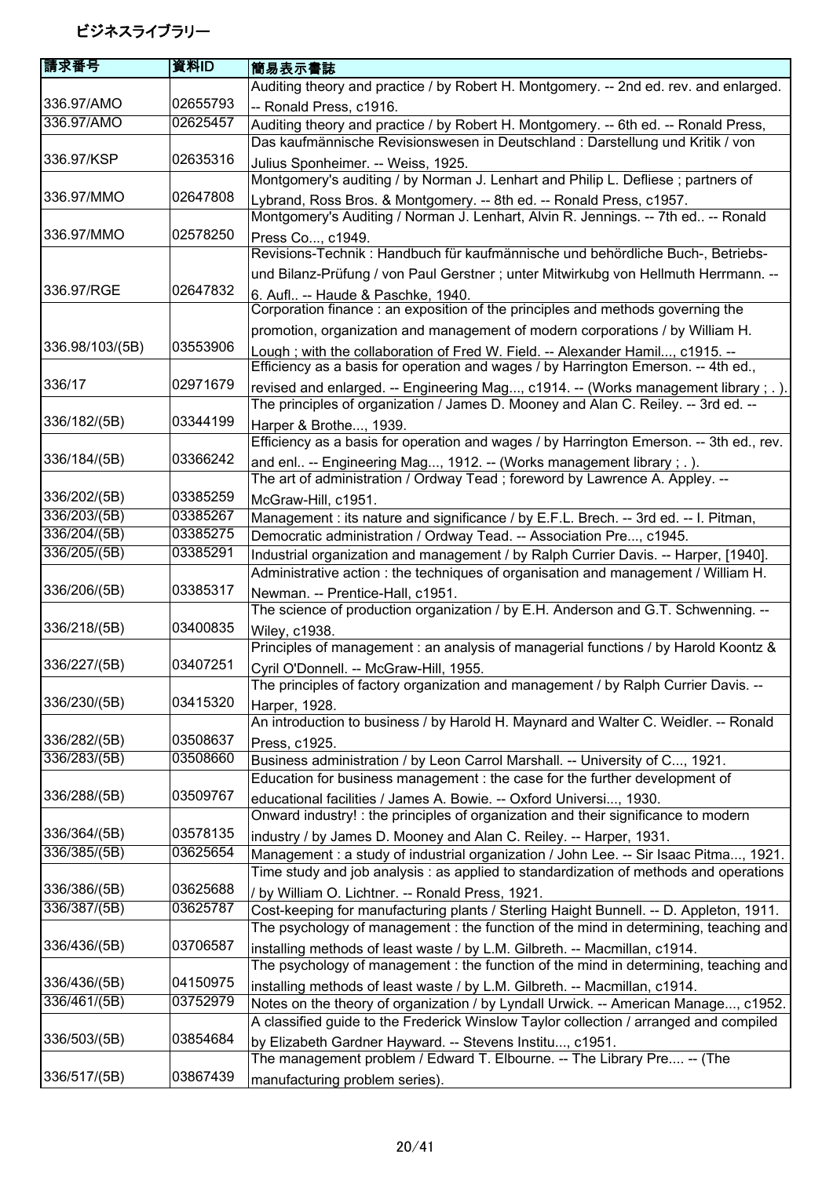# ビジネスライブラリー

| 請求番号 | 資料ID | 簡易表示書誌 |
| --- | --- | --- |
| 336.97/AMO | 02655793 | Auditing theory and practice / by Robert H. Montgomery. -- 2nd ed. rev. and enlarged. -- Ronald Press, c1916. |
| 336.97/AMO | 02625457 | Auditing theory and practice / by Robert H. Montgomery. -- 6th ed. -- Ronald Press, |
| 336.97/KSP | 02635316 | Das kaufmännische Revisionswesen in Deutschland : Darstellung und Kritik / von Julius Sponheimer. -- Weiss, 1925. |
| 336.97/MMO | 02647808 | Montgomery's auditing / by Norman J. Lenhart and Philip L. Defliese ; partners of Lybrand, Ross Bros. & Montgomery. -- 8th ed. -- Ronald Press, c1957. |
| 336.97/MMO | 02578250 | Montgomery's Auditing / Norman J. Lenhart, Alvin R. Jennings. -- 7th ed.. -- Ronald Press Co..., c1949. |
| 336.97/RGE | 02647832 | Revisions-Technik : Handbuch für kaufmännische und behördliche Buch-, Betriebs- und Bilanz-Prüfung / von Paul Gerstner ; unter Mitwirkubg von Hellmuth Herrmann. -- 6. Aufl.. -- Haude & Paschke, 1940. |
| 336.98/103/(5B) | 03553906 | Corporation finance : an exposition of the principles and methods governing the promotion, organization and management of modern corporations / by William H. Lough ; with the collaboration of Fred W. Field. -- Alexander Hamil..., c1915. -- |
| 336/17 | 02971679 | Efficiency as a basis for operation and wages / by Harrington Emerson. -- 4th ed., revised and enlarged. -- Engineering Mag..., c1914. -- (Works management library ; . ). |
| 336/182/(5B) | 03344199 | The principles of organization / James D. Mooney and Alan C. Reiley. -- 3rd ed. -- Harper & Brothe..., 1939. |
| 336/184/(5B) | 03366242 | Efficiency as a basis for operation and wages / by Harrington Emerson. -- 3th ed., rev. and enl.. -- Engineering Mag..., 1912. -- (Works management library ; . ). |
| 336/202/(5B) | 03385259 | The art of administration / Ordway Tead ; foreword by Lawrence A. Appley. -- McGraw-Hill, c1951. |
| 336/203/(5B) | 03385267 | Management : its nature and significance / by E.F.L. Brech. -- 3rd ed. -- I. Pitman, |
| 336/204/(5B) | 03385275 | Democratic administration / Ordway Tead. -- Association Pre..., c1945. |
| 336/205/(5B) | 03385291 | Industrial organization and management / by Ralph Currier Davis. -- Harper, [1940]. |
| 336/206/(5B) | 03385317 | Administrative action : the techniques of organisation and management / William H. Newman. -- Prentice-Hall, c1951. |
| 336/218/(5B) | 03400835 | The science of production organization / by E.H. Anderson and G.T. Schwenning. -- Wiley, c1938. |
| 336/227/(5B) | 03407251 | Principles of management : an analysis of managerial functions / by Harold Koontz & Cyril O'Donnell. -- McGraw-Hill, 1955. |
| 336/230/(5B) | 03415320 | The principles of factory organization and management / by Ralph Currier Davis. -- Harper, 1928. |
| 336/282/(5B) | 03508637 | An introduction to business / by Harold H. Maynard and Walter C. Weidler. -- Ronald Press, c1925. |
| 336/283/(5B) | 03508660 | Business administration / by Leon Carrol Marshall. -- University of C..., 1921. |
| 336/288/(5B) | 03509767 | Education for business management : the case for the further development of educational facilities / James A. Bowie. -- Oxford Universi..., 1930. |
| 336/364/(5B) | 03578135 | Onward industry! : the principles of organization and their significance to modern industry / by James D. Mooney and Alan C. Reiley. -- Harper, 1931. |
| 336/385/(5B) | 03625654 | Management : a study of industrial organization / John Lee. -- Sir Isaac Pitma..., 1921. |
| 336/386/(5B) | 03625688 | Time study and job analysis : as applied to standardization of methods and operations / by William O. Lichtner. -- Ronald Press, 1921. |
| 336/387/(5B) | 03625787 | Cost-keeping for manufacturing plants / Sterling Haight Bunnell. -- D. Appleton, 1911. |
| 336/436/(5B) | 03706587 | The psychology of management : the function of the mind in determining, teaching and installing methods of least waste / by L.M. Gilbreth. -- Macmillan, c1914. |
| 336/436/(5B) | 04150975 | The psychology of management : the function of the mind in determining, teaching and installing methods of least waste / by L.M. Gilbreth. -- Macmillan, c1914. |
| 336/461/(5B) | 03752979 | Notes on the theory of organization / by Lyndall Urwick. -- American Manage..., c1952. |
| 336/503/(5B) | 03854684 | A classified guide to the Frederick Winslow Taylor collection / arranged and compiled by Elizabeth Gardner Hayward. -- Stevens Institu..., c1951. |
| 336/517/(5B) | 03867439 | The management problem / Edward T. Elbourne. -- The Library Pre.... -- (The manufacturing problem series). |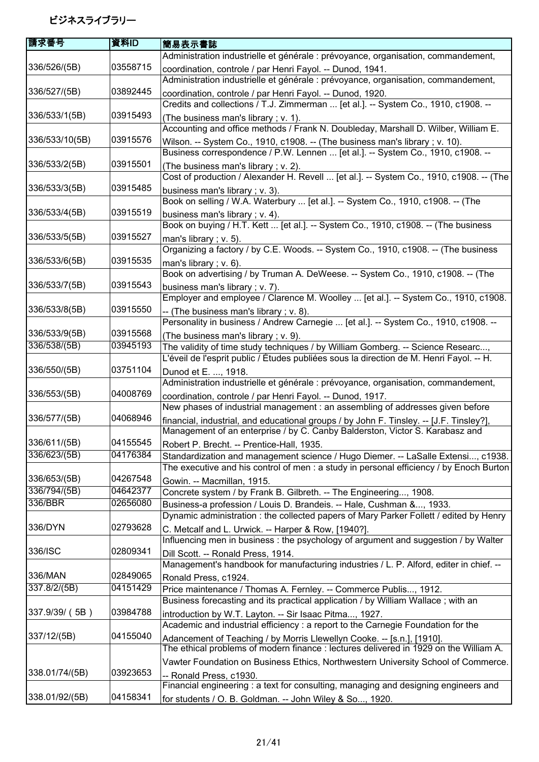ビジネスライブラリー

| 請求番号 | 資料ID | 簡易表示書誌 |
| --- | --- | --- |
| 336/526/(5B) | 03558715 | Administration industrielle et générale : prévoyance, organisation, commandement, coordination, controle / par Henri Fayol. -- Dunod, 1941. |
| 336/527/(5B) | 03892445 | Administration industrielle et générale : prévoyance, organisation, commandement, coordination, controle / par Henri Fayol. -- Dunod, 1920. |
| 336/533/1(5B) | 03915493 | Credits and collections / T.J. Zimmerman ... [et al.]. -- System Co., 1910, c1908. -- (The business man's library ; v. 1). |
| 336/533/10(5B) | 03915576 | Accounting and office methods / Frank N. Doubleday, Marshall D. Wilber, William E. Wilson. -- System Co., 1910, c1908. -- (The business man's library ; v. 10). |
| 336/533/2(5B) | 03915501 | Business correspondence / P.W. Lennen ... [et al.]. -- System Co., 1910, c1908. -- (The business man's library ; v. 2). |
| 336/533/3(5B) | 03915485 | Cost of production / Alexander H. Revell ... [et al.]. -- System Co., 1910, c1908. -- (The business man's library ; v. 3). |
| 336/533/4(5B) | 03915519 | Book on selling / W.A. Waterbury ... [et al.]. -- System Co., 1910, c1908. -- (The business man's library ; v. 4). |
| 336/533/5(5B) | 03915527 | Book on buying / H.T. Kett ... [et al.]. -- System Co., 1910, c1908. -- (The business man's library ; v. 5). |
| 336/533/6(5B) | 03915535 | Organizing a factory / by C.E. Woods. -- System Co., 1910, c1908. -- (The business man's library ; v. 6). |
| 336/533/7(5B) | 03915543 | Book on advertising / by Truman A. DeWeese. -- System Co., 1910, c1908. -- (The business man's library ; v. 7). |
| 336/533/8(5B) | 03915550 | Employer and employee / Clarence M. Woolley ... [et al.]. -- System Co., 1910, c1908. -- (The business man's library ; v. 8). |
| 336/533/9(5B) | 03915568 | Personality in business / Andrew Carnegie ... [et al.]. -- System Co., 1910, c1908. -- (The business man's library ; v. 9). |
| 336/538/(5B) | 03945193 | The validity of time study techniques / by William Gomberg. -- Science Researc..., |
| 336/550/(5B) | 03751104 | L'éveil de l'esprit public / Études publiées sous la direction de M. Henri Fayol. -- H. Dunod et E. ..., 1918. |
| 336/553/(5B) | 04008769 | Administration industrielle et générale : prévoyance, organisation, commandement, coordination, controle / par Henri Fayol. -- Dunod, 1917. |
| 336/577/(5B) | 04068946 | New phases of industrial management : an assembling of addresses given before financial, industrial, and educational groups / by John F. Tinsley. -- [J.F. Tinsley?], |
| 336/611/(5B) | 04155545 | Management of an enterprise / by C. Canby Balderston, Victor S. Karabasz and Robert P. Brecht. -- Prentice-Hall, 1935. |
| 336/623/(5B) | 04176384 | Standardization and management science / Hugo Diemer. -- LaSalle Extensi..., c1938. |
| 336/653/(5B) | 04267548 | The executive and his control of men : a study in personal efficiency / by Enoch Burton Gowin. -- Macmillan, 1915. |
| 336/794/(5B) | 04642377 | Concrete system / by Frank B. Gilbreth. -- The Engineering..., 1908. |
| 336/BBR | 02656080 | Business-a profession / Louis D. Brandeis. -- Hale, Cushman &..., 1933. |
| 336/DYN | 02793628 | Dynamic administration : the collected papers of Mary Parker Follett / edited by Henry C. Metcalf and L. Urwick. -- Harper & Row, [1940?]. |
| 336/ISC | 02809341 | Influencing men in business : the psychology of argument and suggestion / by Walter Dill Scott. -- Ronald Press, 1914. |
| 336/MAN | 02849065 | Management's handbook for manufacturing industries / L. P. Alford, editer in chief. -- Ronald Press, c1924. |
| 337.8/2/(5B) | 04151429 | Price maintenance / Thomas A. Fernley. -- Commerce Publis..., 1912. |
| 337.9/39/（5B） | 03984788 | Business forecasting and its practical application / by William Wallace ; with an introduction by W.T. Layton. -- Sir Isaac Pitma..., 1927. |
| 337/12/(5B) | 04155040 | Academic and industrial efficiency : a report to the Carnegie Foundation for the Adancement of Teaching / by Morris Llewellyn Cooke. -- [s.n.], [1910]. |
| 338.01/74/(5B) | 03923653 | The ethical problems of modern finance : lectures delivered in 1929 on the William A. Vawter Foundation on Business Ethics, Northwestern University School of Commerce. -- Ronald Press, c1930. |
| 338.01/92/(5B) | 04158341 | Financial engineering : a text for consulting, managing and designing engineers and for students / O. B. Goldman. -- John Wiley & So..., 1920. |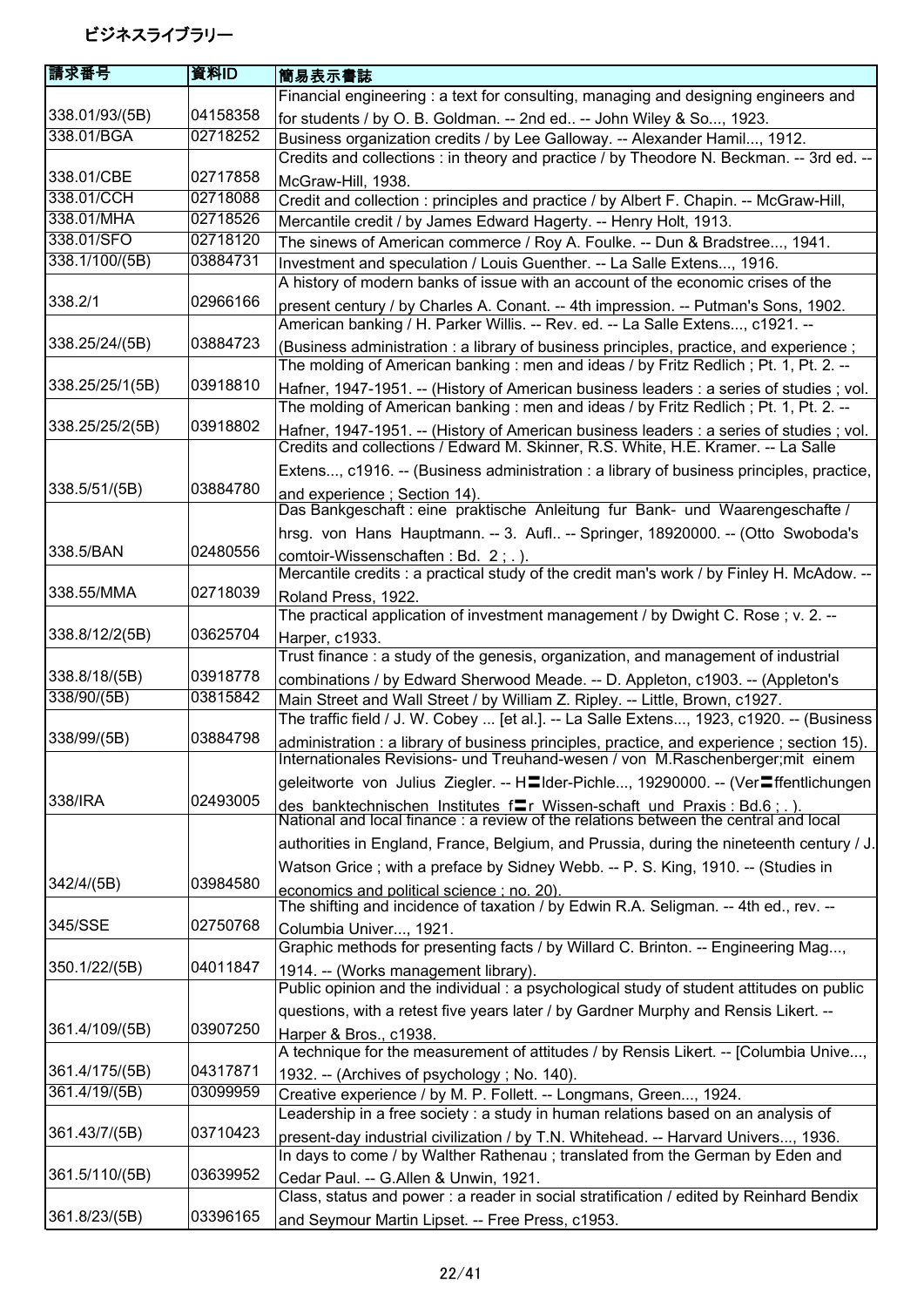# ビジネスライブラリー

| 請求番号 | 資料ID | 簡易表示書誌 |
|---|---|---|
| 338.01/93/(5B) | 04158358 | Financial engineering : a text for consulting, managing and designing engineers and for students / by O. B. Goldman. -- 2nd ed.. -- John Wiley & So..., 1923. |
| 338.01/BGA | 02718252 | Business organization credits / by Lee Galloway. -- Alexander Hamil..., 1912. |
| 338.01/CBE | 02717858 | Credits and collections : in theory and practice / by Theodore N. Beckman. -- 3rd ed. -- McGraw-Hill, 1938. |
| 338.01/CCH | 02718088 | Credit and collection : principles and practice / by Albert F. Chapin. -- McGraw-Hill, |
| 338.01/MHA | 02718526 | Mercantile credit / by James Edward Hagerty. -- Henry Holt, 1913. |
| 338.01/SFO | 02718120 | The sinews of American commerce / Roy A. Foulke. -- Dun & Bradstree..., 1941. |
| 338.1/100/(5B) | 03884731 | Investment and speculation / Louis Guenther. -- La Salle Extens..., 1916. |
| 338.2/1 | 02966166 | A history of modern banks of issue with an account of the economic crises of the present century / by Charles A. Conant. -- 4th impression. -- Putman's Sons, 1902. |
| 338.25/24/(5B) | 03884723 | American banking / H. Parker Willis. -- Rev. ed. -- La Salle Extens..., c1921. -- (Business administration : a library of business principles, practice, and experience ; |
| 338.25/25/1(5B) | 03918810 | The molding of American banking : men and ideas / by Fritz Redlich ; Pt. 1, Pt. 2. -- Hafner, 1947-1951. -- (History of American business leaders : a series of studies ; vol. |
| 338.25/25/2(5B) | 03918802 | The molding of American banking : men and ideas / by Fritz Redlich ; Pt. 1, Pt. 2. -- Hafner, 1947-1951. -- (History of American business leaders : a series of studies ; vol. |
| 338.5/51/(5B) | 03884780 | Credits and collections / Edward M. Skinner, R.S. White, H.E. Kramer. -- La Salle Extens..., c1916. -- (Business administration : a library of business principles, practice, and experience ; Section 14). |
| 338.5/BAN | 02480556 | Das Bankgeschaft : eine praktische Anleitung fur Bank- und Waarengeschafte / hrsg. von Hans Hauptmann. -- 3. Aufl.. -- Springer, 18920000. -- (Otto Swoboda's comtoir-Wissenschaften : Bd. 2 ; . ). |
| 338.55/MMA | 02718039 | Mercantile credits : a practical study of the credit man's work / by Finley H. McAdow. -- Roland Press, 1922. |
| 338.8/12/2(5B) | 03625704 | The practical application of investment management / by Dwight C. Rose ; v. 2. -- Harper, c1933. |
| 338.8/18/(5B) | 03918778 | Trust finance : a study of the genesis, organization, and management of industrial combinations / by Edward Sherwood Meade. -- D. Appleton, c1903. -- (Appleton's |
| 338/90/(5B) | 03815842 | Main Street and Wall Street / by William Z. Ripley. -- Little, Brown, c1927. |
| 338/99/(5B) | 03884798 | The traffic field / J. W. Cobey ... [et al.]. -- La Salle Extens..., 1923, c1920. -- (Business administration : a library of business principles, practice, and experience ; section 15). |
| 338/IRA | 02493005 | Internationales Revisions- und Treuhand-wesen / von M.Raschenberger;mit einem geleitworte von Julius Ziegler. -- H〓lder-Pichle..., 19290000. -- (Ver〓ffentlichungen des banktechnischen Institutes f〓r Wissen-schaft und Praxis : Bd.6 ; . ). |
| 342/4/(5B) | 03984580 | National and local finance : a review of the relations between the central and local authorities in England, France, Belgium, and Prussia, during the nineteenth century / J. Watson Grice ; with a preface by Sidney Webb. -- P. S. King, 1910. -- (Studies in economics and political science ; no. 20). |
| 345/SSE | 02750768 | The shifting and incidence of taxation / by Edwin R.A. Seligman. -- 4th ed., rev. -- Columbia Univer..., 1921. |
| 350.1/22/(5B) | 04011847 | Graphic methods for presenting facts / by Willard C. Brinton. -- Engineering Mag..., 1914. -- (Works management library). |
| 361.4/109/(5B) | 03907250 | Public opinion and the individual : a psychological study of student attitudes on public questions, with a retest five years later / by Gardner Murphy and Rensis Likert. -- Harper & Bros., c1938. |
| 361.4/175/(5B) | 04317871 | A technique for the measurement of attitudes / by Rensis Likert. -- [Columbia Unive..., 1932. -- (Archives of psychology ; No. 140). |
| 361.4/19/(5B) | 03099959 | Creative experience / by M. P. Follett. -- Longmans, Green..., 1924. |
| 361.43/7/(5B) | 03710423 | Leadership in a free society : a study in human relations based on an analysis of present-day industrial civilization / by T.N. Whitehead. -- Harvard Univers..., 1936. |
| 361.5/110/(5B) | 03639952 | In days to come / by Walther Rathenau ; translated from the German by Eden and Cedar Paul. -- G.Allen & Unwin, 1921. |
| 361.8/23/(5B) | 03396165 | Class, status and power : a reader in social stratification / edited by Reinhard Bendix and Seymour Martin Lipset. -- Free Press, c1953. |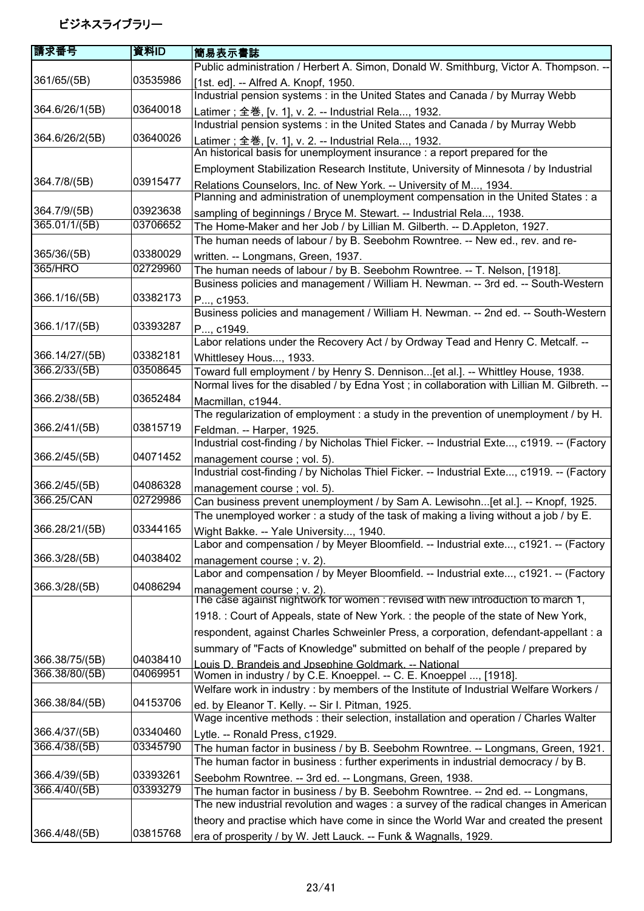ビジネスライブラリー

| 請求番号 | 資料ID | 簡易表示書誌 |
| --- | --- | --- |
| 361/65/(5B) | 03535986 | Public administration / Herbert A. Simon, Donald W. Smithburg, Victor A. Thompson. -- [1st. ed]. -- Alfred A. Knopf, 1950. |
| 364.6/26/1(5B) | 03640018 | Industrial pension systems : in the United States and Canada / by Murray Webb Latimer ; 全巻, [v. 1], v. 2. -- Industrial Rela..., 1932. |
| 364.6/26/2(5B) | 03640026 | Industrial pension systems : in the United States and Canada / by Murray Webb Latimer ; 全巻, [v. 1], v. 2. -- Industrial Rela..., 1932. |
| 364.7/8/(5B) | 03915477 | An historical basis for unemployment insurance : a report prepared for the Employment Stabilization Research Institute, University of Minnesota / by Industrial Relations Counselors, Inc. of New York. -- University of M..., 1934. |
| 364.7/9/(5B) | 03923638 | Planning and administration of unemployment compensation in the United States : a sampling of beginnings / Bryce M. Stewart. -- Industrial Rela..., 1938. |
| 365.01/1/(5B) | 03706652 | The Home-Maker and her Job / by Lillian M. Gilberth. -- D.Appleton, 1927. |
| 365/36/(5B) | 03380029 | The human needs of labour / by B. Seebohm Rowntree. -- New ed., rev. and re-written. -- Longmans, Green, 1937. |
| 365/HRO | 02729960 | The human needs of labour / by B. Seebohm Rowntree. -- T. Nelson, [1918]. |
| 366.1/16/(5B) | 03382173 | Business policies and management / William H. Newman. -- 3rd ed. -- South-Western P..., c1953. |
| 366.1/17/(5B) | 03393287 | Business policies and management / William H. Newman. -- 2nd ed. -- South-Western P..., c1949. |
| 366.14/27/(5B) | 03382181 | Labor relations under the Recovery Act / by Ordway Tead and Henry C. Metcalf. -- Whittlesey Hous..., 1933. |
| 366.2/33/(5B) | 03508645 | Toward full employment / by Henry S. Dennison...[et al.]. -- Whittley House, 1938. |
| 366.2/38/(5B) | 03652484 | Normal lives for the disabled / by Edna Yost ; in collaboration with Lillian M. Gilbreth. -- Macmillan, c1944. |
| 366.2/41/(5B) | 03815719 | The regularization of employment : a study in the prevention of unemployment / by H. Feldman. -- Harper, 1925. |
| 366.2/45/(5B) | 04071452 | Industrial cost-finding / by Nicholas Thiel Ficker. -- Industrial Exte..., c1919. -- (Factory management course ; vol. 5). |
| 366.2/45/(5B) | 04086328 | Industrial cost-finding / by Nicholas Thiel Ficker. -- Industrial Exte..., c1919. -- (Factory management course ; vol. 5). |
| 366.25/CAN | 02729986 | Can business prevent unemployment / by Sam A. Lewisohn...[et al.]. -- Knopf, 1925. |
| 366.28/21/(5B) | 03344165 | The unemployed worker : a study of the task of making a living without a job / by E. Wight Bakke. -- Yale University..., 1940. |
| 366.3/28/(5B) | 04038402 | Labor and compensation / by Meyer Bloomfield. -- Industrial exte..., c1921. -- (Factory management course ; v. 2). |
| 366.3/28/(5B) | 04086294 | Labor and compensation / by Meyer Bloomfield. -- Industrial exte..., c1921. -- (Factory management course ; v. 2). |
| 366.38/75/(5B) | 04038410 | The case against nightwork for women : revised with new introduction to march 1, 1918. : Court of Appeals, state of New York. : the people of the state of New York, respondent, against Charles Schweinler Press, a corporation, defendant-appellant : a summary of "Facts of Knowledge" submitted on behalf of the people / prepared by Louis D. Brandeis and Jpsephine Goldmark. -- National |
| 366.38/80/(5B) | 04069951 | Women in industry / by C.E. Knoeppel. -- C. E. Knoeppel ..., [1918]. |
| 366.38/84/(5B) | 04153706 | Welfare work in industry : by members of the Institute of Industrial Welfare Workers / ed. by Eleanor T. Kelly. -- Sir I. Pitman, 1925. |
| 366.4/37/(5B) | 03340460 | Wage incentive methods : their selection, installation and operation / Charles Walter Lytle. -- Ronald Press, c1929. |
| 366.4/38/(5B) | 03345790 | The human factor in business / by B. Seebohm Rowntree. -- Longmans, Green, 1921. |
| 366.4/39/(5B) | 03393261 | The human factor in business : further experiments in industrial democracy / by B. Seebohm Rowntree. -- 3rd ed. -- Longmans, Green, 1938. |
| 366.4/40/(5B) | 03393279 | The human factor in business / by B. Seebohm Rowntree. -- 2nd ed. -- Longmans, |
| 366.4/48/(5B) | 03815768 | The new industrial revolution and wages : a survey of the radical changes in American theory and practise which have come in since the World War and created the present era of prosperity / by W. Jett Lauck. -- Funk & Wagnalls, 1929. |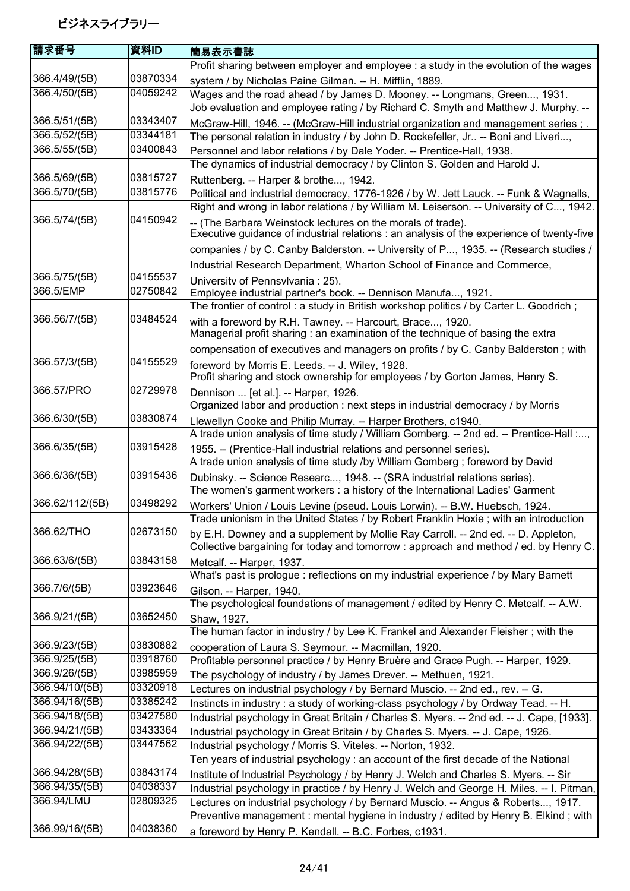# ビジネスライブラリー

| 請求番号 | 資料ID | 簡易表示書誌 |
| --- | --- | --- |
| 366.4/49/(5B) | 03870334 | Profit sharing between employer and employee : a study in the evolution of the wages system / by Nicholas Paine Gilman. -- H. Mifflin, 1889. |
| 366.4/50/(5B) | 04059242 | Wages and the road ahead / by James D. Mooney. -- Longmans, Green..., 1931. |
| 366.5/51/(5B) | 03343407 | Job evaluation and employee rating / by Richard C. Smyth and Matthew J. Murphy. -- McGraw-Hill, 1946. -- (McGraw-Hill industrial organization and management series ; . |
| 366.5/52/(5B) | 03344181 | The personal relation in industry / by John D. Rockefeller, Jr.. -- Boni and Liveri..., |
| 366.5/55/(5B) | 03400843 | Personnel and labor relations / by Dale Yoder. -- Prentice-Hall, 1938. |
| 366.5/69/(5B) | 03815727 | The dynamics of industrial democracy / by Clinton S. Golden and Harold J. Ruttenberg. -- Harper & brothe..., 1942. |
| 366.5/70/(5B) | 03815776 | Political and industrial democracy, 1776-1926 / by W. Jett Lauck. -- Funk & Wagnalls, |
| 366.5/74/(5B) | 04150942 | Right and wrong in labor relations / by William M. Leiserson. -- University of C..., 1942. -- (The Barbara Weinstock lectures on the morals of trade). |
| 366.5/75/(5B) | 04155537 | Executive guidance of industrial relations : an analysis of the experience of twenty-five companies / by C. Canby Balderston. -- University of P..., 1935. -- (Research studies / Industrial Research Department, Wharton School of Finance and Commerce, University of Pennsylvania ; 25). |
| 366.5/EMP | 02750842 | Employee industrial partner's book. -- Dennison Manufa..., 1921. |
| 366.56/7/(5B) | 03484524 | The frontier of control : a study in British workshop politics / by Carter L. Goodrich ; with a foreword by R.H. Tawney. -- Harcourt, Brace..., 1920. |
| 366.57/3/(5B) | 04155529 | Managerial profit sharing : an examination of the technique of basing the extra compensation of executives and managers on profits / by C. Canby Balderston ; with foreword by Morris E. Leeds. -- J. Wiley, 1928. |
| 366.57/PRO | 02729978 | Profit sharing and stock ownership for employees / by Gorton James, Henry S. Dennison ... [et al.]. -- Harper, 1926. |
| 366.6/30/(5B) | 03830874 | Organized labor and production : next steps in industrial democracy / by Morris Llewellyn Cooke and Philip Murray. -- Harper Brothers, c1940. |
| 366.6/35/(5B) | 03915428 | A trade union analysis of time study / William Gomberg. -- 2nd ed. -- Prentice-Hall :..., 1955. -- (Prentice-Hall industrial relations and personnel series). |
| 366.6/36/(5B) | 03915436 | A trade union analysis of time study /by William Gomberg ; foreword by David Dubinsky. -- Science Researc..., 1948. -- (SRA industrial relations series). |
| 366.62/112/(5B) | 03498292 | The women's garment workers : a history of the International Ladies' Garment Workers' Union / Louis Levine (pseud. Louis Lorwin). -- B.W. Huebsch, 1924. |
| 366.62/THO | 02673150 | Trade unionism in the United States / by Robert Franklin Hoxie ; with an introduction by E.H. Downey and a supplement by Mollie Ray Carroll. -- 2nd ed. -- D. Appleton, |
| 366.63/6/(5B) | 03843158 | Collective bargaining for today and tomorrow : approach and method / ed. by Henry C. Metcalf. -- Harper, 1937. |
| 366.7/6/(5B) | 03923646 | What's past is prologue : reflections on my industrial experience / by Mary Barnett Gilson. -- Harper, 1940. |
| 366.9/21/(5B) | 03652450 | The psychological foundations of management / edited by Henry C. Metcalf. -- A.W. Shaw, 1927. |
| 366.9/23/(5B) | 03830882 | The human factor in industry / by Lee K. Frankel and Alexander Fleisher ; with the cooperation of Laura S. Seymour. -- Macmillan, 1920. |
| 366.9/25/(5B) | 03918760 | Profitable personnel practice / by Henry Bruère and Grace Pugh. -- Harper, 1929. |
| 366.9/26/(5B) | 03985959 | The psychology of industry / by James Drever. -- Methuen, 1921. |
| 366.94/10/(5B) | 03320918 | Lectures on industrial psychology / by Bernard Muscio. -- 2nd ed., rev. -- G. |
| 366.94/16/(5B) | 03385242 | Instincts in industry : a study of working-class psychology / by Ordway Tead. -- H. |
| 366.94/18/(5B) | 03427580 | Industrial psychology in Great Britain / Charles S. Myers. -- 2nd ed. -- J. Cape, [1933]. |
| 366.94/21/(5B) | 03433364 | Industrial psychology in Great Britain / by Charles S. Myers. -- J. Cape, 1926. |
| 366.94/22/(5B) | 03447562 | Industrial psychology / Morris S. Viteles. -- Norton, 1932. |
| 366.94/28/(5B) | 03843174 | Ten years of industrial psychology : an account of the first decade of the National Institute of Industrial Psychology / by Henry J. Welch and Charles S. Myers. -- Sir |
| 366.94/35/(5B) | 04038337 | Industrial psychology in practice / by Henry J. Welch and George H. Miles. -- I. Pitman, |
| 366.94/LMU | 02809325 | Lectures on industrial psychology / by Bernard Muscio. -- Angus & Roberts..., 1917. |
| 366.99/16/(5B) | 04038360 | Preventive management : mental hygiene in industry / edited by Henry B. Elkind ; with a foreword by Henry P. Kendall. -- B.C. Forbes, c1931. |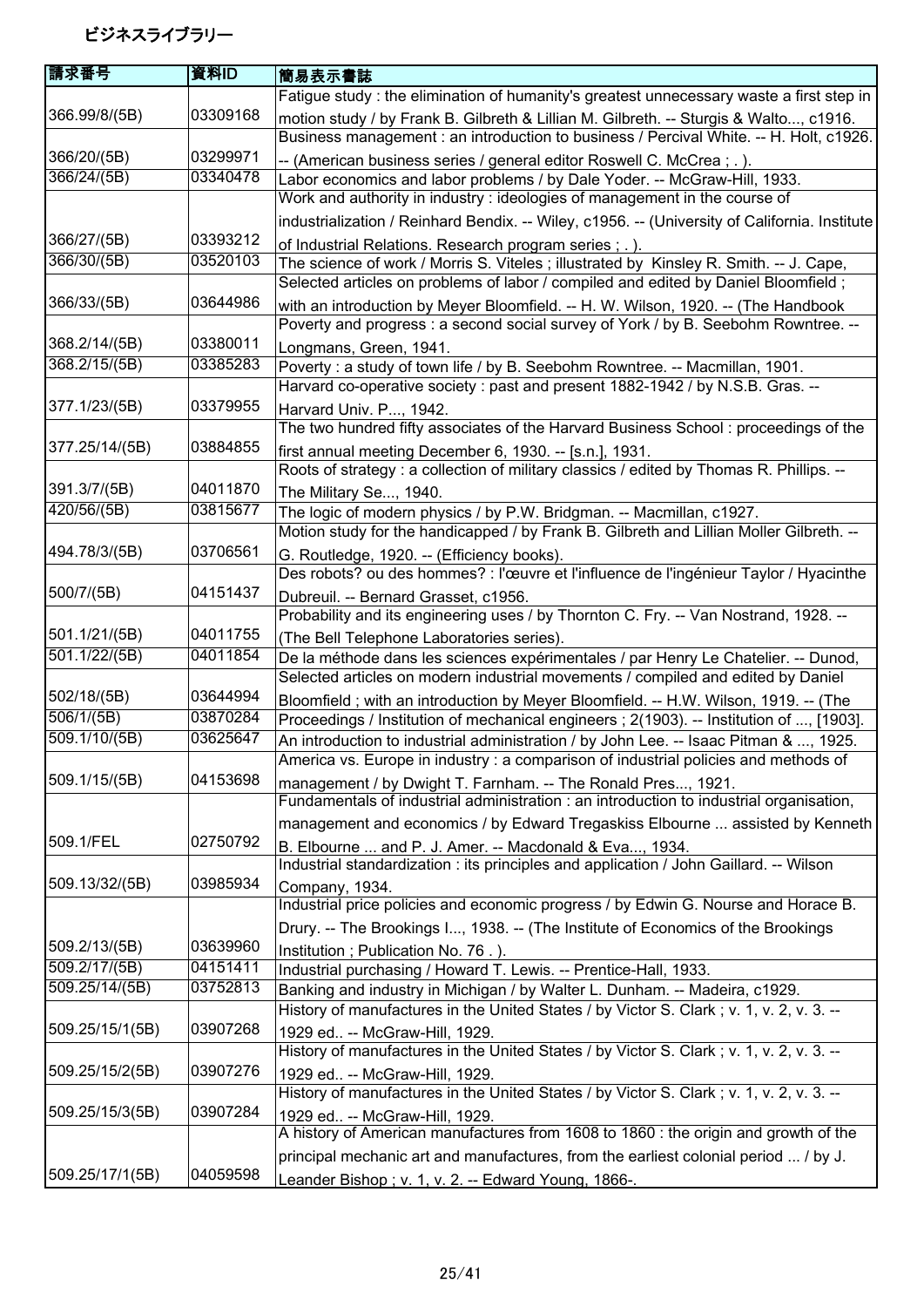ビジネスライブラリー

| 請求番号 | 資料ID | 簡易表示書誌 |
| --- | --- | --- |
| 366.99/8/(5B) | 03309168 | Fatigue study : the elimination of humanity's greatest unnecessary waste a first step in motion study / by Frank B. Gilbreth & Lillian M. Gilbreth. -- Sturgis & Walto..., c1916. |
| 366/20/(5B) | 03299971 | Business management : an introduction to business / Percival White. -- H. Holt, c1926. -- (American business series / general editor Roswell C. McCrea ; . ). |
| 366/24/(5B) | 03340478 | Labor economics and labor problems / by Dale Yoder. -- McGraw-Hill, 1933. |
| 366/27/(5B) | 03393212 | Work and authority in industry : ideologies of management in the course of industrialization / Reinhard Bendix. -- Wiley, c1956. -- (University of California. Institute of Industrial Relations. Research program series ; . ). |
| 366/30/(5B) | 03520103 | The science of work / Morris S. Viteles ; illustrated by Kinsley R. Smith. -- J. Cape, |
| 366/33/(5B) | 03644986 | Selected articles on problems of labor / compiled and edited by Daniel Bloomfield ; with an introduction by Meyer Bloomfield. -- H. W. Wilson, 1920. -- (The Handbook |
| 368.2/14/(5B) | 03380011 | Poverty and progress : a second social survey of York / by B. Seebohm Rowntree. -- Longmans, Green, 1941. |
| 368.2/15/(5B) | 03385283 | Poverty : a study of town life / by B. Seebohm Rowntree. -- Macmillan, 1901. |
| 377.1/23/(5B) | 03379955 | Harvard co-operative society : past and present 1882-1942 / by N.S.B. Gras. -- Harvard Univ. P..., 1942. |
| 377.25/14/(5B) | 03884855 | The two hundred fifty associates of the Harvard Business School : proceedings of the first annual meeting December 6, 1930. -- [s.n.], 1931. |
| 391.3/7/(5B) | 04011870 | Roots of strategy : a collection of military classics / edited by Thomas R. Phillips. -- The Military Se..., 1940. |
| 420/56/(5B) | 03815677 | The logic of modern physics / by P.W. Bridgman. -- Macmillan, c1927. |
| 494.78/3/(5B) | 03706561 | Motion study for the handicapped / by Frank B. Gilbreth and Lillian Moller Gilbreth. -- G. Routledge, 1920. -- (Efficiency books). |
| 500/7/(5B) | 04151437 | Des robots? ou des hommes? : l'œuvre et l'influence de l'ingénieur Taylor / Hyacinthe Dubreuil. -- Bernard Grasset, c1956. |
| 501.1/21/(5B) | 04011755 | Probability and its engineering uses / by Thornton C. Fry. -- Van Nostrand, 1928. -- (The Bell Telephone Laboratories series). |
| 501.1/22/(5B) | 04011854 | De la méthode dans les sciences expérimentales / par Henry Le Chatelier. -- Dunod, |
| 502/18/(5B) | 03644994 | Selected articles on modern industrial movements / compiled and edited by Daniel Bloomfield ; with an introduction by Meyer Bloomfield. -- H.W. Wilson, 1919. -- (The |
| 506/1/(5B) | 03870284 | Proceedings / Institution of mechanical engineers ; 2(1903). -- Institution of ..., [1903]. |
| 509.1/10/(5B) | 03625647 | An introduction to industrial administration / by John Lee. -- Isaac Pitman & ..., 1925. |
| 509.1/15/(5B) | 04153698 | America vs. Europe in industry : a comparison of industrial policies and methods of management / by Dwight T. Farnham. -- The Ronald Pres..., 1921. |
| 509.1/FEL | 02750792 | Fundamentals of industrial administration : an introduction to industrial organisation, management and economics / by Edward Tregaskiss Elbourne ... assisted by Kenneth B. Elbourne ... and P. J. Amer. -- Macdonald & Eva..., 1934. |
| 509.13/32/(5B) | 03985934 | Industrial standardization : its principles and application / John Gaillard. -- Wilson Company, 1934. |
| 509.2/13/(5B) | 03639960 | Industrial price policies and economic progress / by Edwin G. Nourse and Horace B. Drury. -- The Brookings I..., 1938. -- (The Institute of Economics of the Brookings Institution ; Publication No. 76 . ). |
| 509.2/17/(5B) | 04151411 | Industrial purchasing / Howard T. Lewis. -- Prentice-Hall, 1933. |
| 509.25/14/(5B) | 03752813 | Banking and industry in Michigan / by Walter L. Dunham. -- Madeira, c1929. |
| 509.25/15/1(5B) | 03907268 | History of manufactures in the United States / by Victor S. Clark ; v. 1, v. 2, v. 3. -- 1929 ed.. -- McGraw-Hill, 1929. |
| 509.25/15/2(5B) | 03907276 | History of manufactures in the United States / by Victor S. Clark ; v. 1, v. 2, v. 3. -- 1929 ed.. -- McGraw-Hill, 1929. |
| 509.25/15/3(5B) | 03907284 | History of manufactures in the United States / by Victor S. Clark ; v. 1, v. 2, v. 3. -- 1929 ed.. -- McGraw-Hill, 1929. |
| 509.25/17/1(5B) | 04059598 | A history of American manufactures from 1608 to 1860 : the origin and growth of the principal mechanic art and manufactures, from the earliest colonial period ... / by J. Leander Bishop ; v. 1, v. 2. -- Edward Young, 1866-. |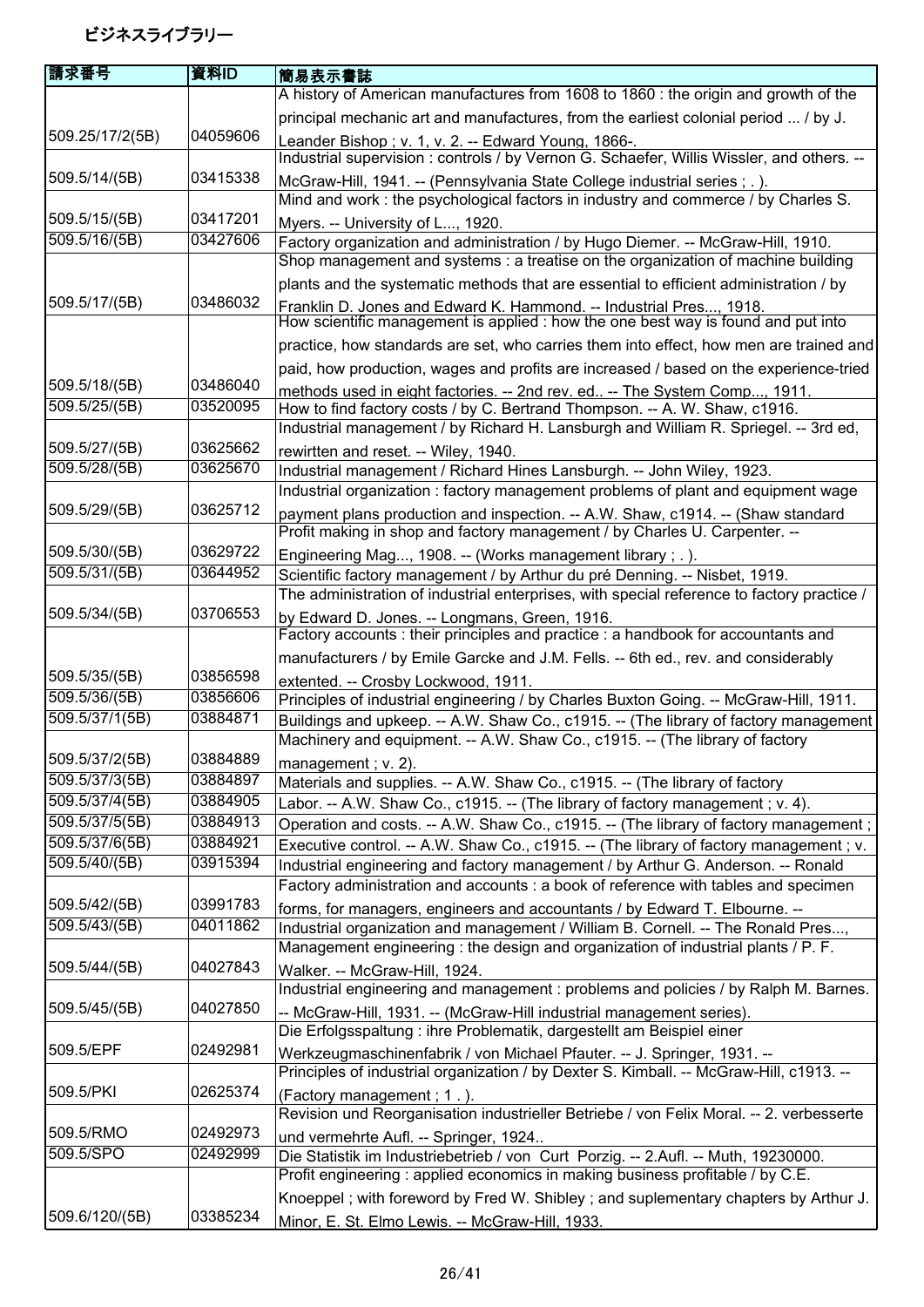# ビジネスライブラリー

| 請求番号 | 資料ID | 簡易表示書誌 |
| --- | --- | --- |
| 509.25/17/2(5B) | 04059606 | A history of American manufactures from 1608 to 1860 : the origin and growth of the principal mechanic art and manufactures, from the earliest colonial period ... / by J. Leander Bishop ; v. 1, v. 2. -- Edward Young, 1866-. |
| 509.5/14/(5B) | 03415338 | Industrial supervision : controls / by Vernon G. Schaefer, Willis Wissler, and others. -- McGraw-Hill, 1941. -- (Pennsylvania State College industrial series ; . ). |
| 509.5/15/(5B) | 03417201 | Mind and work : the psychological factors in industry and commerce / by Charles S. Myers. -- University of L..., 1920. |
| 509.5/16/(5B) | 03427606 | Factory organization and administration / by Hugo Diemer. -- McGraw-Hill, 1910. |
| 509.5/17/(5B) | 03486032 | Shop management and systems : a treatise on the organization of machine building plants and the systematic methods that are essential to efficient administration / by Franklin D. Jones and Edward K. Hammond. -- Industrial Pres..., 1918. |
| 509.5/18/(5B) | 03486040 | How scientific management is applied : how the one best way is found and put into practice, how standards are set, who carries them into effect, how men are trained and paid, how production, wages and profits are increased / based on the experience-tried methods used in eight factories. -- 2nd rev. ed.. -- The System Comp..., 1911. |
| 509.5/25/(5B) | 03520095 | How to find factory costs / by C. Bertrand Thompson. -- A. W. Shaw, c1916. |
| 509.5/27/(5B) | 03625662 | Industrial management / by Richard H. Lansburgh and William R. Spriegel. -- 3rd ed, rewirtten and reset. -- Wiley, 1940. |
| 509.5/28/(5B) | 03625670 | Industrial management / Richard Hines Lansburgh. -- John Wiley, 1923. |
| 509.5/29/(5B) | 03625712 | Industrial organization : factory management problems of plant and equipment wage payment plans production and inspection. -- A.W. Shaw, c1914. -- (Shaw standard |
| 509.5/30/(5B) | 03629722 | Profit making in shop and factory management / by Charles U. Carpenter. -- Engineering Mag..., 1908. -- (Works management library ; . ). |
| 509.5/31/(5B) | 03644952 | Scientific factory management / by Arthur du pré Denning. -- Nisbet, 1919. |
| 509.5/34/(5B) | 03706553 | The administration of industrial enterprises, with special reference to factory practice / by Edward D. Jones. -- Longmans, Green, 1916. |
| 509.5/35/(5B) | 03856598 | Factory accounts : their principles and practice : a handbook for accountants and manufacturers / by Emile Garcke and J.M. Fells. -- 6th ed., rev. and considerably extented. -- Crosby Lockwood, 1911. |
| 509.5/36/(5B) | 03856606 | Principles of industrial engineering / by Charles Buxton Going. -- McGraw-Hill, 1911. |
| 509.5/37/1(5B) | 03884871 | Buildings and upkeep. -- A.W. Shaw Co., c1915. -- (The library of factory management |
| 509.5/37/2(5B) | 03884889 | Machinery and equipment. -- A.W. Shaw Co., c1915. -- (The library of factory management ; v. 2). |
| 509.5/37/3(5B) | 03884897 | Materials and supplies. -- A.W. Shaw Co., c1915. -- (The library of factory |
| 509.5/37/4(5B) | 03884905 | Labor. -- A.W. Shaw Co., c1915. -- (The library of factory management ; v. 4). |
| 509.5/37/5(5B) | 03884913 | Operation and costs. -- A.W. Shaw Co., c1915. -- (The library of factory management ; |
| 509.5/37/6(5B) | 03884921 | Executive control. -- A.W. Shaw Co., c1915. -- (The library of factory management ; v. |
| 509.5/40/(5B) | 03915394 | Industrial engineering and factory management / by Arthur G. Anderson. -- Ronald |
| 509.5/42/(5B) | 03991783 | Factory administration and accounts : a book of reference with tables and specimen forms, for managers, engineers and accountants / by Edward T. Elbourne. -- |
| 509.5/43/(5B) | 04011862 | Industrial organization and management / William B. Cornell. -- The Ronald Pres..., |
| 509.5/44/(5B) | 04027843 | Management engineering : the design and organization of industrial plants / P. F. Walker. -- McGraw-Hill, 1924. |
| 509.5/45/(5B) | 04027850 | Industrial engineering and management : problems and policies / by Ralph M. Barnes. -- McGraw-Hill, 1931. -- (McGraw-Hill industrial management series). |
| 509.5/EPF | 02492981 | Die Erfolgsspaltung : ihre Problematik, dargestellt am Beispiel einer Werkzeugmaschinenfabrik / von Michael Pfauter. -- J. Springer, 1931. -- |
| 509.5/PKI | 02625374 | Principles of industrial organization / by Dexter S. Kimball. -- McGraw-Hill, c1913. -- (Factory management ; 1 . ). |
| 509.5/RMO | 02492973 | Revision und Reorganisation industrieller Betriebe / von Felix Moral. -- 2. verbesserte und vermehrte Aufl. -- Springer, 1924.. |
| 509.5/SPO | 02492999 | Die Statistik im Industriebetrieb / von Curt Porzig. -- 2.Aufl. -- Muth, 19230000. |
| 509.6/120/(5B) | 03385234 | Profit engineering : applied economics in making business profitable / by C.E. Knoeppel ; with foreword by Fred W. Shibley ; and suplementary chapters by Arthur J. Minor, E. St. Elmo Lewis. -- McGraw-Hill, 1933. |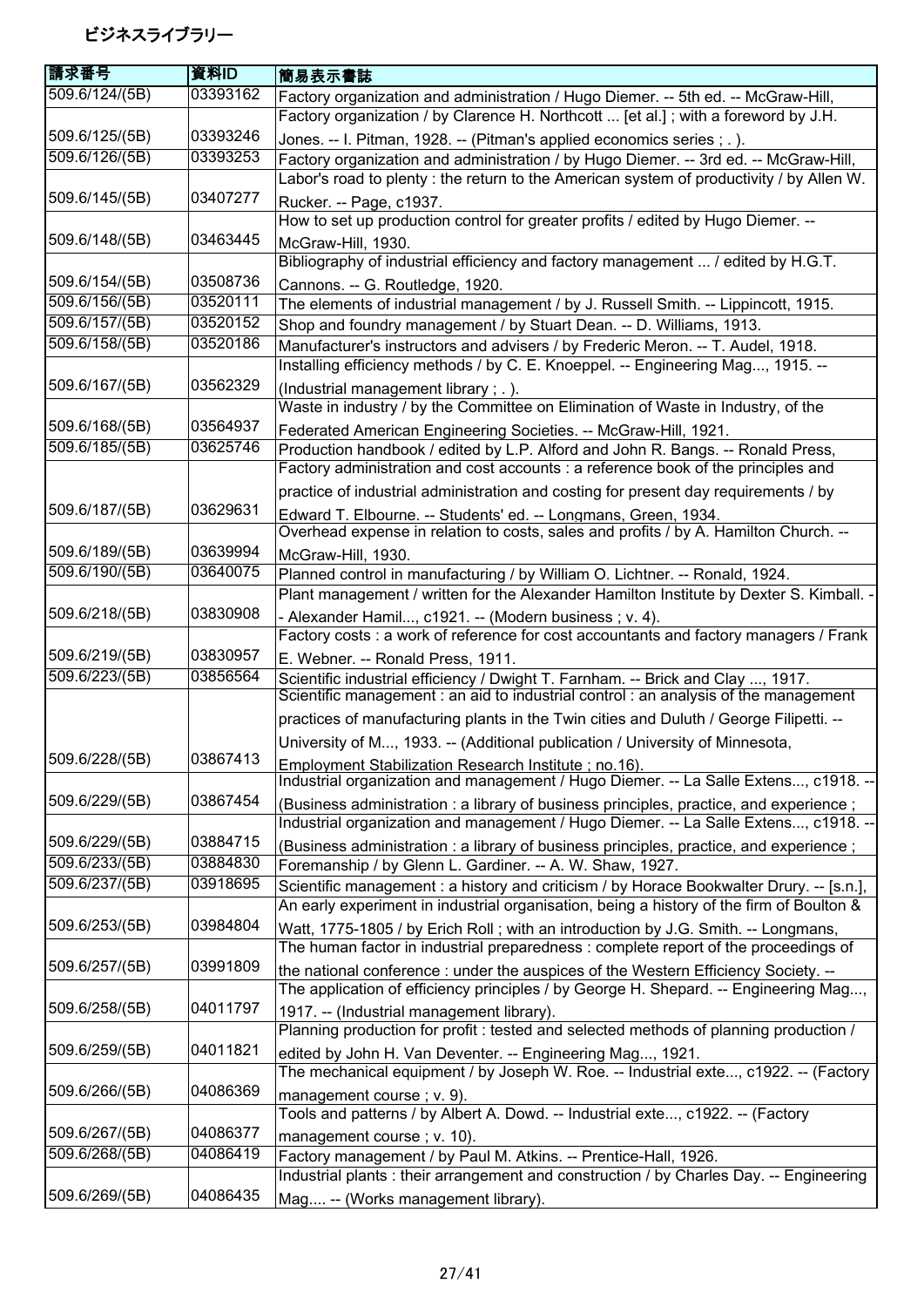# ビジネスライブラリー

| 請求番号 | 資料ID | 簡易表示書誌 |
|---|---|---|
| 509.6/124/(5B) | 03393162 | Factory organization and administration / Hugo Diemer. -- 5th ed. -- McGraw-Hill, |
| 509.6/125/(5B) | 03393246 | Factory organization / by Clarence H. Northcott ... [et al.] ; with a foreword by J.H. Jones. -- I. Pitman, 1928. -- (Pitman's applied economics series ; . ). |
| 509.6/126/(5B) | 03393253 | Factory organization and administration / by Hugo Diemer. -- 3rd ed. -- McGraw-Hill, |
| 509.6/145/(5B) | 03407277 | Labor's road to plenty : the return to the American system of productivity / by Allen W. Rucker. -- Page, c1937. |
| 509.6/148/(5B) | 03463445 | How to set up production control for greater profits / edited by Hugo Diemer. -- McGraw-Hill, 1930. |
| 509.6/154/(5B) | 03508736 | Bibliography of industrial efficiency and factory management ... / edited by H.G.T. Cannons. -- G. Routledge, 1920. |
| 509.6/156/(5B) | 03520111 | The elements of industrial management / by J. Russell Smith. -- Lippincott, 1915. |
| 509.6/157/(5B) | 03520152 | Shop and foundry management / by Stuart Dean. -- D. Williams, 1913. |
| 509.6/158/(5B) | 03520186 | Manufacturer's instructors and advisers / by Frederic Meron. -- T. Audel, 1918. |
| 509.6/167/(5B) | 03562329 | Installing efficiency methods / by C. E. Knoeppel. -- Engineering Mag..., 1915. -- (Industrial management library ; . ). |
| 509.6/168/(5B) | 03564937 | Waste in industry / by the Committee on Elimination of Waste in Industry, of the Federated American Engineering Societies. -- McGraw-Hill, 1921. |
| 509.6/185/(5B) | 03625746 | Production handbook / edited by L.P. Alford and John R. Bangs. -- Ronald Press, |
| 509.6/187/(5B) | 03629631 | Factory administration and cost accounts : a reference book of the principles and practice of industrial administration and costing for present day requirements / by Edward T. Elbourne. -- Students' ed. -- Longmans, Green, 1934. |
| 509.6/189/(5B) | 03639994 | Overhead expense in relation to costs, sales and profits / by A. Hamilton Church. -- McGraw-Hill, 1930. |
| 509.6/190/(5B) | 03640075 | Planned control in manufacturing / by William O. Lichtner. -- Ronald, 1924. |
| 509.6/218/(5B) | 03830908 | Plant management / written for the Alexander Hamilton Institute by Dexter S. Kimball. -- Alexander Hamil..., c1921. -- (Modern business ; v. 4). |
| 509.6/219/(5B) | 03830957 | Factory costs : a work of reference for cost accountants and factory managers / Frank E. Webner. -- Ronald Press, 1911. |
| 509.6/223/(5B) | 03856564 | Scientific industrial efficiency / Dwight T. Farnham. -- Brick and Clay ..., 1917. |
| 509.6/228/(5B) | 03867413 | Scientific management : an aid to industrial control : an analysis of the management practices of manufacturing plants in the Twin cities and Duluth / George Filipetti. -- University of M..., 1933. -- (Additional publication / University of Minnesota, Employment Stabilization Research Institute ; no.16). |
| 509.6/229/(5B) | 03867454 | Industrial organization and management / Hugo Diemer. -- La Salle Extens..., c1918. -- (Business administration : a library of business principles, practice, and experience ; |
| 509.6/229/(5B) | 03884715 | Industrial organization and management / Hugo Diemer. -- La Salle Extens..., c1918. -- (Business administration : a library of business principles, practice, and experience ; |
| 509.6/233/(5B) | 03884830 | Foremanship / by Glenn L. Gardiner. -- A. W. Shaw, 1927. |
| 509.6/237/(5B) | 03918695 | Scientific management : a history and criticism / by Horace Bookwalter Drury. -- [s.n.], |
| 509.6/253/(5B) | 03984804 | An early experiment in industrial organisation, being a history of the firm of Boulton & Watt, 1775-1805 / by Erich Roll ; with an introduction by J.G. Smith. -- Longmans, |
| 509.6/257/(5B) | 03991809 | The human factor in industrial preparedness : complete report of the proceedings of the national conference : under the auspices of the Western Efficiency Society. -- |
| 509.6/258/(5B) | 04011797 | The application of efficiency principles / by George H. Shepard. -- Engineering Mag..., 1917. -- (Industrial management library). |
| 509.6/259/(5B) | 04011821 | Planning production for profit : tested and selected methods of planning production / edited by John H. Van Deventer. -- Engineering Mag..., 1921. |
| 509.6/266/(5B) | 04086369 | The mechanical equipment / by Joseph W. Roe. -- Industrial exte..., c1922. -- (Factory management course ; v. 9). |
| 509.6/267/(5B) | 04086377 | Tools and patterns / by Albert A. Dowd. -- Industrial exte..., c1922. -- (Factory management course ; v. 10). |
| 509.6/268/(5B) | 04086419 | Factory management / by Paul M. Atkins. -- Prentice-Hall, 1926. |
| 509.6/269/(5B) | 04086435 | Industrial plants : their arrangement and construction / by Charles Day. -- Engineering Mag.... -- (Works management library). |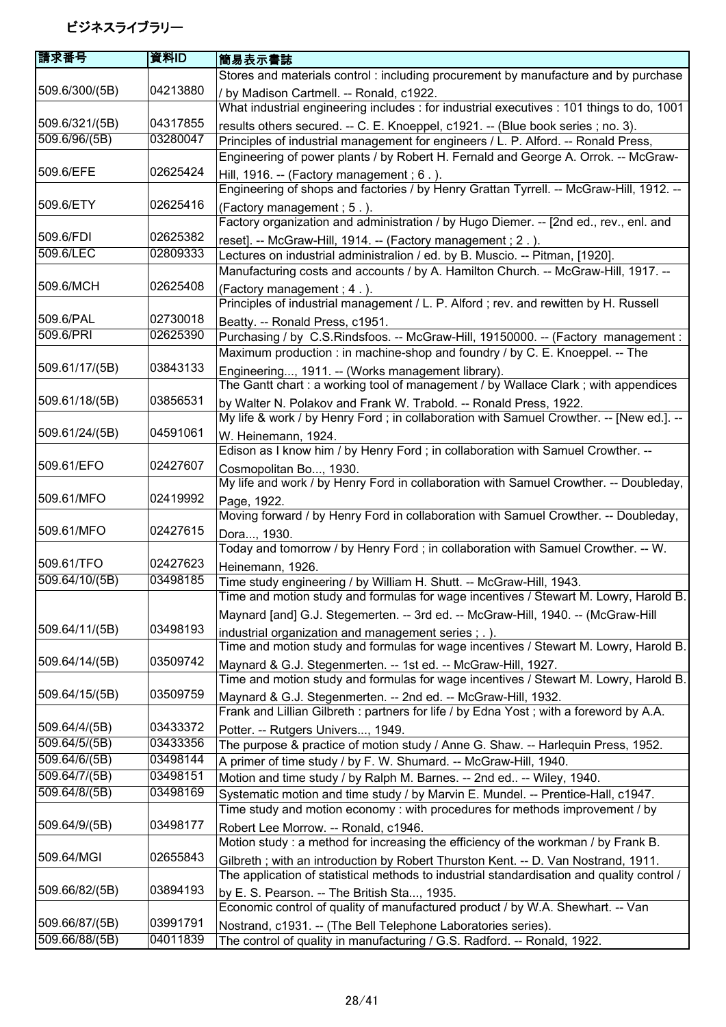ビジネスライブラリー

| 請求番号 | 資料ID | 簡易表示書誌 |
| --- | --- | --- |
| 509.6/300/(5B) | 04213880 | Stores and materials control : including procurement by manufacture and by purchase / by Madison Cartmell. -- Ronald, c1922. |
| 509.6/321/(5B) | 04317855 | What industrial engineering includes : for industrial executives : 101 things to do, 1001 results others secured. -- C. E. Knoeppel, c1921. -- (Blue book series ; no. 3). |
| 509.6/96/(5B) | 03280047 | Principles of industrial management for engineers / L. P. Alford. -- Ronald Press, |
| 509.6/EFE | 02625424 | Engineering of power plants / by Robert H. Fernald and George A. Orrok. -- McGraw-Hill, 1916. -- (Factory management ; 6 . ). |
| 509.6/ETY | 02625416 | Engineering of shops and factories / by Henry Grattan Tyrrell. -- McGraw-Hill, 1912. -- (Factory management ; 5 . ). |
| 509.6/FDI | 02625382 | Factory organization and administration / by Hugo Diemer. -- [2nd ed., rev., enl. and reset]. -- McGraw-Hill, 1914. -- (Factory management ; 2 . ). |
| 509.6/LEC | 02809333 | Lectures on industrial administralion / ed. by B. Muscio. -- Pitman, [1920]. |
| 509.6/MCH | 02625408 | Manufacturing costs and accounts / by A. Hamilton Church. -- McGraw-Hill, 1917. -- (Factory management ; 4 . ). |
| 509.6/PAL | 02730018 | Principles of industrial management / L. P. Alford ; rev. and rewitten by H. Russell Beatty. -- Ronald Press, c1951. |
| 509.6/PRI | 02625390 | Purchasing / by C.S.Rindsfoos. -- McGraw-Hill, 19150000. -- (Factory management : |
| 509.61/17/(5B) | 03843133 | Maximum production : in machine-shop and foundry / by C. E. Knoeppel. -- The Engineering..., 1911. -- (Works management library). |
| 509.61/18/(5B) | 03856531 | The Gantt chart : a working tool of management / by Wallace Clark ; with appendices by Walter N. Polakov and Frank W. Trabold. -- Ronald Press, 1922. |
| 509.61/24/(5B) | 04591061 | My life & work / by Henry Ford ; in collaboration with Samuel Crowther. -- [New ed.]. -- W. Heinemann, 1924. |
| 509.61/EFO | 02427607 | Edison as I know him / by Henry Ford ; in collaboration with Samuel Crowther. -- Cosmopolitan Bo..., 1930. |
| 509.61/MFO | 02419992 | My life and work / by Henry Ford in collaboration with Samuel Crowther. -- Doubleday, Page, 1922. |
| 509.61/MFO | 02427615 | Moving forward / by Henry Ford in collaboration with Samuel Crowther. -- Doubleday, Dora..., 1930. |
| 509.61/TFO | 02427623 | Today and tomorrow / by Henry Ford ; in collaboration with Samuel Crowther. -- W. Heinemann, 1926. |
| 509.64/10/(5B) | 03498185 | Time study engineering / by William H. Shutt. -- McGraw-Hill, 1943. |
| 509.64/11/(5B) | 03498193 | Time and motion study and formulas for wage incentives / Stewart M. Lowry, Harold B. Maynard [and] G.J. Stegemerten. -- 3rd ed. -- McGraw-Hill, 1940. -- (McGraw-Hill industrial organization and management series ; . ). |
| 509.64/14/(5B) | 03509742 | Time and motion study and formulas for wage incentives / Stewart M. Lowry, Harold B. Maynard & G.J. Stegenmerten. -- 1st ed. -- McGraw-Hill, 1927. |
| 509.64/15/(5B) | 03509759 | Time and motion study and formulas for wage incentives / Stewart M. Lowry, Harold B. Maynard & G.J. Stegenmerten. -- 2nd ed. -- McGraw-Hill, 1932. |
| 509.64/4/(5B) | 03433372 | Frank and Lillian Gilbreth : partners for life / by Edna Yost ; with a foreword by A.A. Potter. -- Rutgers Univers..., 1949. |
| 509.64/5/(5B) | 03433356 | The purpose & practice of motion study / Anne G. Shaw. -- Harlequin Press, 1952. |
| 509.64/6/(5B) | 03498144 | A primer of time study / by F. W. Shumard. -- McGraw-Hill, 1940. |
| 509.64/7/(5B) | 03498151 | Motion and time study / by Ralph M. Barnes. -- 2nd ed.. -- Wiley, 1940. |
| 509.64/8/(5B) | 03498169 | Systematic motion and time study / by Marvin E. Mundel. -- Prentice-Hall, c1947. |
| 509.64/9/(5B) | 03498177 | Time study and motion economy : with procedures for methods improvement / by Robert Lee Morrow. -- Ronald, c1946. |
| 509.64/MGI | 02655843 | Motion study : a method for increasing the efficiency of the workman / by Frank B. Gilbreth ; with an introduction by Robert Thurston Kent. -- D. Van Nostrand, 1911. |
| 509.66/82/(5B) | 03894193 | The application of statistical methods to industrial standardisation and quality control / by E. S. Pearson. -- The British Sta..., 1935. |
| 509.66/87/(5B) | 03991791 | Economic control of quality of manufactured product / by W.A. Shewhart. -- Van Nostrand, c1931. -- (The Bell Telephone Laboratories series). |
| 509.66/88/(5B) | 04011839 | The control of quality in manufacturing / G.S. Radford. -- Ronald, 1922. |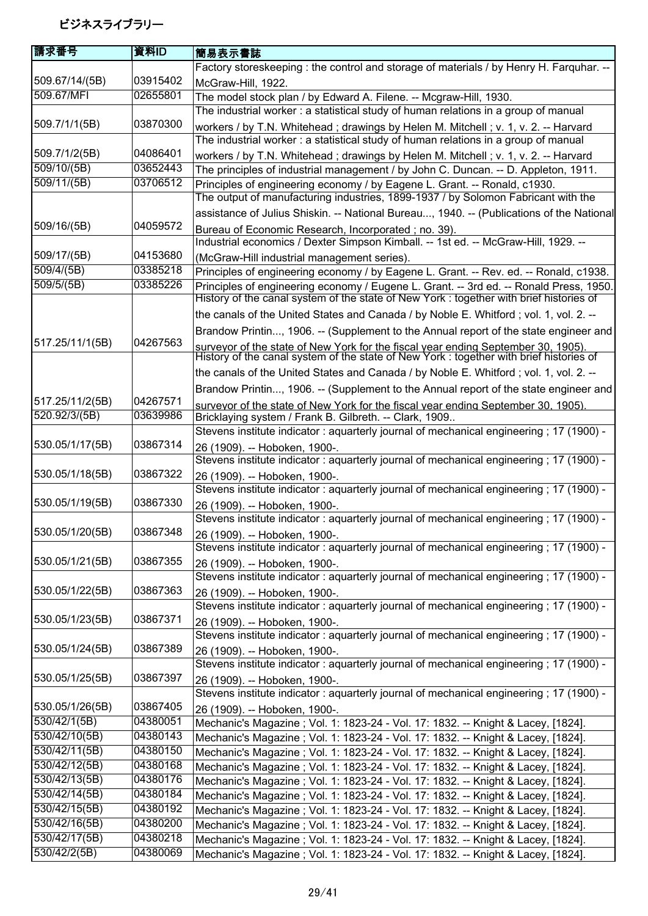ビジネスライブラリー

| 請求番号 | 資料ID | 簡易表示書誌 |
| --- | --- | --- |
| 509.67/14/(5B) | 03915402 | Factory storeskeeping : the control and storage of materials / by Henry H. Farquhar. -- McGraw-Hill, 1922. |
| 509.67/MFI | 02655801 | The model stock plan / by Edward A. Filene. -- Mcgraw-Hill, 1930. |
| 509.7/1/1(5B) | 03870300 | The industrial worker : a statistical study of human relations in a group of manual workers / by T.N. Whitehead ; drawings by Helen M. Mitchell ; v. 1, v. 2. -- Harvard |
| 509.7/1/2(5B) | 04086401 | The industrial worker : a statistical study of human relations in a group of manual workers / by T.N. Whitehead ; drawings by Helen M. Mitchell ; v. 1, v. 2. -- Harvard |
| 509/10/(5B) | 03652443 | The principles of industrial management / by John C. Duncan. -- D. Appleton, 1911. |
| 509/11/(5B) | 03706512 | Principles of engineering economy / by Eagene L. Grant. -- Ronald, c1930. |
| 509/16/(5B) | 04059572 | The output of manufacturing industries, 1899-1937 / by Solomon Fabricant with the assistance of Julius Shiskin. -- National Bureau..., 1940. -- (Publications of the National Bureau of Economic Research, Incorporated ; no. 39). |
| 509/17/(5B) | 04153680 | Industrial economics / Dexter Simpson Kimball. -- 1st ed. -- McGraw-Hill, 1929. -- (McGraw-Hill industrial management series). |
| 509/4/(5B) | 03385218 | Principles of engineering economy / by Eagene L. Grant. -- Rev. ed. -- Ronald, c1938. |
| 509/5/(5B) | 03385226 | Principles of engineering economy / Eugene L. Grant. -- 3rd ed. -- Ronald Press, 1950. |
| 517.25/11/1(5B) | 04267563 | History of the canal system of the state of New York : together with brief histories of the canals of the United States and Canada / by Noble E. Whitford ; vol. 1, vol. 2. -- Brandow Printin..., 1906. -- (Supplement to the Annual report of the state engineer and surveyor of the state of New York for the fiscal year ending September 30, 1905). |
| 517.25/11/2(5B) | 04267571 | History of the canal system of the state of New York : together with brief histories of the canals of the United States and Canada / by Noble E. Whitford ; vol. 1, vol. 2. -- Brandow Printin..., 1906. -- (Supplement to the Annual report of the state engineer and surveyor of the state of New York for the fiscal year ending September 30, 1905). |
| 520.92/3/(5B) | 03639986 | Bricklaying system / Frank B. Gilbreth. -- Clark, 1909.. |
| 530.05/1/17(5B) | 03867314 | Stevens institute indicator : aquarterly journal of mechanical engineering ; 17 (1900) - 26 (1909). -- Hoboken, 1900-. |
| 530.05/1/18(5B) | 03867322 | Stevens institute indicator : aquarterly journal of mechanical engineering ; 17 (1900) - 26 (1909). -- Hoboken, 1900-. |
| 530.05/1/19(5B) | 03867330 | Stevens institute indicator : aquarterly journal of mechanical engineering ; 17 (1900) - 26 (1909). -- Hoboken, 1900-. |
| 530.05/1/20(5B) | 03867348 | Stevens institute indicator : aquarterly journal of mechanical engineering ; 17 (1900) - 26 (1909). -- Hoboken, 1900-. |
| 530.05/1/21(5B) | 03867355 | Stevens institute indicator : aquarterly journal of mechanical engineering ; 17 (1900) - 26 (1909). -- Hoboken, 1900-. |
| 530.05/1/22(5B) | 03867363 | Stevens institute indicator : aquarterly journal of mechanical engineering ; 17 (1900) - 26 (1909). -- Hoboken, 1900-. |
| 530.05/1/23(5B) | 03867371 | Stevens institute indicator : aquarterly journal of mechanical engineering ; 17 (1900) - 26 (1909). -- Hoboken, 1900-. |
| 530.05/1/24(5B) | 03867389 | Stevens institute indicator : aquarterly journal of mechanical engineering ; 17 (1900) - 26 (1909). -- Hoboken, 1900-. |
| 530.05/1/25(5B) | 03867397 | Stevens institute indicator : aquarterly journal of mechanical engineering ; 17 (1900) - 26 (1909). -- Hoboken, 1900-. |
| 530.05/1/26(5B) | 03867405 | Stevens institute indicator : aquarterly journal of mechanical engineering ; 17 (1900) - 26 (1909). -- Hoboken, 1900-. |
| 530/42/1(5B) | 04380051 | Mechanic's Magazine ; Vol. 1: 1823-24 - Vol. 17: 1832. -- Knight & Lacey, [1824]. |
| 530/42/10(5B) | 04380143 | Mechanic's Magazine ; Vol. 1: 1823-24 - Vol. 17: 1832. -- Knight & Lacey, [1824]. |
| 530/42/11(5B) | 04380150 | Mechanic's Magazine ; Vol. 1: 1823-24 - Vol. 17: 1832. -- Knight & Lacey, [1824]. |
| 530/42/12(5B) | 04380168 | Mechanic's Magazine ; Vol. 1: 1823-24 - Vol. 17: 1832. -- Knight & Lacey, [1824]. |
| 530/42/13(5B) | 04380176 | Mechanic's Magazine ; Vol. 1: 1823-24 - Vol. 17: 1832. -- Knight & Lacey, [1824]. |
| 530/42/14(5B) | 04380184 | Mechanic's Magazine ; Vol. 1: 1823-24 - Vol. 17: 1832. -- Knight & Lacey, [1824]. |
| 530/42/15(5B) | 04380192 | Mechanic's Magazine ; Vol. 1: 1823-24 - Vol. 17: 1832. -- Knight & Lacey, [1824]. |
| 530/42/16(5B) | 04380200 | Mechanic's Magazine ; Vol. 1: 1823-24 - Vol. 17: 1832. -- Knight & Lacey, [1824]. |
| 530/42/17(5B) | 04380218 | Mechanic's Magazine ; Vol. 1: 1823-24 - Vol. 17: 1832. -- Knight & Lacey, [1824]. |
| 530/42/2(5B) | 04380069 | Mechanic's Magazine ; Vol. 1: 1823-24 - Vol. 17: 1832. -- Knight & Lacey, [1824]. |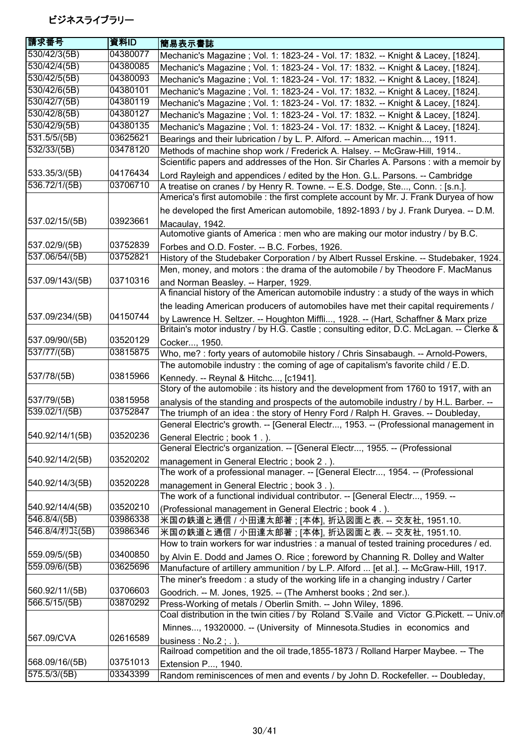# ビジネスライブラリー

| 請求番号 | 資料ID | 簡易表示書誌 |
| --- | --- | --- |
| 530/42/3(5B) | 04380077 | Mechanic's Magazine ; Vol. 1: 1823-24 - Vol. 17: 1832. -- Knight & Lacey, [1824]. |
| 530/42/4(5B) | 04380085 | Mechanic's Magazine ; Vol. 1: 1823-24 - Vol. 17: 1832. -- Knight & Lacey, [1824]. |
| 530/42/5(5B) | 04380093 | Mechanic's Magazine ; Vol. 1: 1823-24 - Vol. 17: 1832. -- Knight & Lacey, [1824]. |
| 530/42/6(5B) | 04380101 | Mechanic's Magazine ; Vol. 1: 1823-24 - Vol. 17: 1832. -- Knight & Lacey, [1824]. |
| 530/42/7(5B) | 04380119 | Mechanic's Magazine ; Vol. 1: 1823-24 - Vol. 17: 1832. -- Knight & Lacey, [1824]. |
| 530/42/8(5B) | 04380127 | Mechanic's Magazine ; Vol. 1: 1823-24 - Vol. 17: 1832. -- Knight & Lacey, [1824]. |
| 530/42/9(5B) | 04380135 | Mechanic's Magazine ; Vol. 1: 1823-24 - Vol. 17: 1832. -- Knight & Lacey, [1824]. |
| 531.5/5/(5B) | 03625621 | Bearings and their lubrication / by L. P. Alford. -- American machin..., 1911. |
| 532/33/(5B) | 03478120 | Methods of machine shop work / Frederick A. Halsey. -- McGraw-Hill, 1914.. |
| 533.35/3/(5B) | 04176434 | Scientific papers and addresses of the Hon. Sir Charles A. Parsons : with a memoir by Lord Rayleigh and appendices / edited by the Hon. G.L. Parsons. -- Cambridge |
| 536.72/1/(5B) | 03706710 | A treatise on cranes / by Henry R. Towne. -- E.S. Dodge, Ste..., Conn. : [s.n.]. |
| 537.02/15/(5B) | 03923661 | America's first automobile : the first complete account by Mr. J. Frank Duryea of how he developed the first American automobile, 1892-1893 / by J. Frank Duryea. -- D.M. Macaulay, 1942. |
| 537.02/9/(5B) | 03752839 | Automotive giants of America : men who are making our motor industry / by B.C. Forbes and O.D. Foster. -- B.C. Forbes, 1926. |
| 537.06/54/(5B) | 03752821 | History of the Studebaker Corporation / by Albert Russel Erskine. -- Studebaker, 1924. |
| 537.09/143/(5B) | 03710316 | Men, money, and motors : the drama of the automobile / by Theodore F. MacManus and Norman Beasley. -- Harper, 1929. |
| 537.09/234/(5B) | 04150744 | A financial history of the American automobile industry : a study of the ways in which the leading American producers of automobiles have met their capital requirements / by Lawrence H. Seltzer. -- Houghton Miffli..., 1928. -- (Hart, Schaffner & Marx prize |
| 537.09/90/(5B) | 03520129 | Britain's motor industry / by H.G. Castle ; consulting editor, D.C. McLagan. -- Clerke & Cocker..., 1950. |
| 537/77/(5B) | 03815875 | Who, me? : forty years of automobile history / Chris Sinsabaugh. -- Arnold-Powers, |
| 537/78/(5B) | 03815966 | The automobile industry : the coming of age of capitalism's favorite child / E.D. Kennedy. -- Reynal & Hitchc..., [c1941]. |
| 537/79/(5B) | 03815958 | Story of the automobile : its history and the development from 1760 to 1917, with an analysis of the standing and prospects of the automobile industry / by H.L. Barber. -- |
| 539.02/1/(5B) | 03752847 | The triumph of an idea : the story of Henry Ford / Ralph H. Graves. -- Doubleday, |
| 540.92/14/1(5B) | 03520236 | General Electric's growth. -- [General Electr..., 1953. -- (Professional management in General Electric ; book 1 . ). |
| 540.92/14/2(5B) | 03520202 | General Electric's organization. -- [General Electr..., 1955. -- (Professional management in General Electric ; book 2 . ). |
| 540.92/14/3(5B) | 03520228 | The work of a professional manager. -- [General Electr..., 1954. -- (Professional management in General Electric ; book 3 . ). |
| 540.92/14/4(5B) | 03520210 | The work of a functional individual contributor. -- [General Electr..., 1959. -- (Professional management in General Electric ; book 4 . ). |
| 546.8/4/(5B) | 03986338 | 米国の鉄道と通信 / 小田達太郎著 ; [本体], 折込図面と表. -- 交友社, 1951.10. |
| 546.8/4/ｵﾘｺﾐ(5B) | 03986346 | 米国の鉄道と通信 / 小田達太郎著 ; [本体], 折込図面と表. -- 交友社, 1951.10. |
| 559.09/5/(5B) | 03400850 | How to train workers for war industries : a manual of tested training procedures / ed. by Alvin E. Dodd and James O. Rice ; foreword by Channing R. Dolley and Walter |
| 559.09/6/(5B) | 03625696 | Manufacture of artillery ammunition / by L.P. Alford ... [et al.]. -- McGraw-Hill, 1917. |
| 560.92/11/(5B) | 03706603 | The miner's freedom : a study of the working life in a changing industry / Carter Goodrich. -- M. Jones, 1925. -- (The Amherst books ; 2nd ser.). |
| 566.5/15/(5B) | 03870292 | Press-Working of metals / Oberlin Smith. -- John Wiley, 1896. |
| 567.09/CVA | 02616589 | Coal distribution in the twin cities / by Roland S.Vaile and Victor G.Pickett. -- Univ.of Minnes..., 19320000. -- (University of Minnesota.Studies in economics and business : No.2 ; . ). |
| 568.09/16/(5B) | 03751013 | Railroad competition and the oil trade,1855-1873 / Rolland Harper Maybee. -- The Extension P..., 1940. |
| 575.5/3/(5B) | 03343399 | Random reminiscences of men and events / by John D. Rockefeller. -- Doubleday, |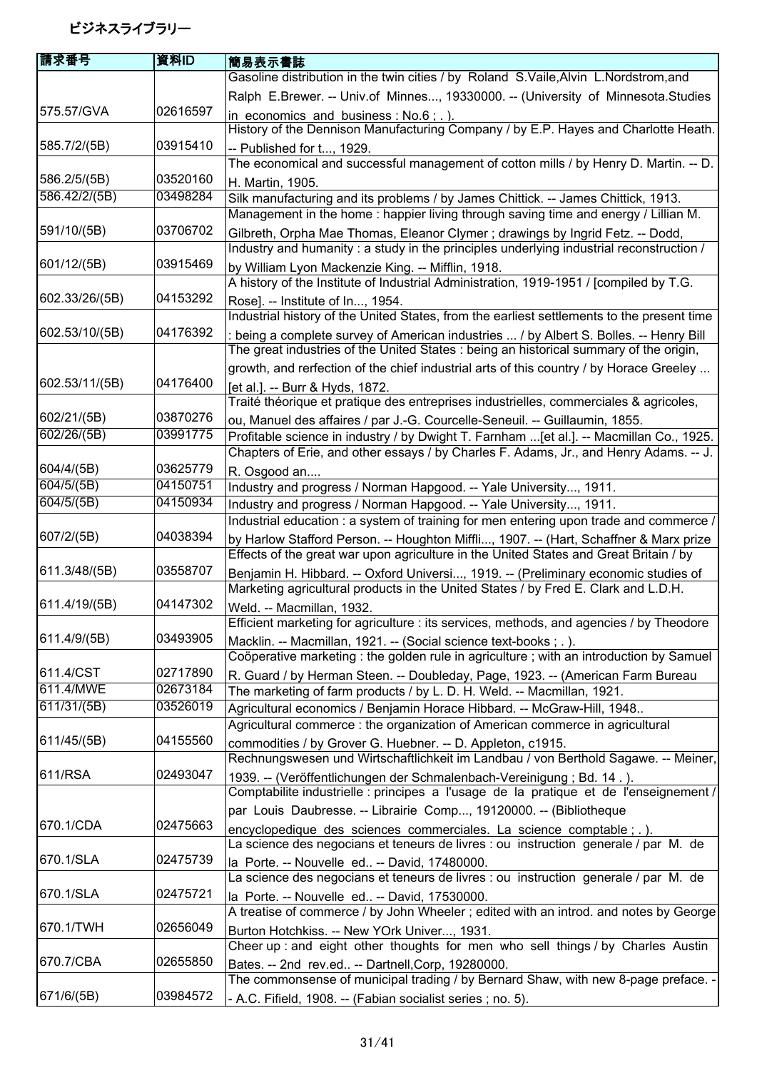ビジネスライブラリー

| 請求番号 | 資料ID | 簡易表示書誌 |
| --- | --- | --- |
| 575.57/GVA | 02616597 | Gasoline distribution in the twin cities / by Roland S.Vaile,Alvin L.Nordstrom,and Ralph E.Brewer. -- Univ.of Minnes..., 19330000. -- (University of Minnesota.Studies in economics and business : No.6 ; . ). |
| 585.7/2/(5B) | 03915410 | History of the Dennison Manufacturing Company / by E.P. Hayes and Charlotte Heath. -- Published for t..., 1929. |
| 586.2/5/(5B) | 03520160 | The economical and successful management of cotton mills / by Henry D. Martin. -- D. H. Martin, 1905. |
| 586.42/2/(5B) | 03498284 | Silk manufacturing and its problems / by James Chittick. -- James Chittick, 1913. |
| 591/10/(5B) | 03706702 | Management in the home : happier living through saving time and energy / Lillian M. Gilbreth, Orpha Mae Thomas, Eleanor Clymer ; drawings by Ingrid Fetz. -- Dodd, |
| 601/12/(5B) | 03915469 | Industry and humanity : a study in the principles underlying industrial reconstruction / by William Lyon Mackenzie King. -- Mifflin, 1918. |
| 602.33/26/(5B) | 04153292 | A history of the Institute of Industrial Administration, 1919-1951 / [compiled by T.G. Rose]. -- Institute of In..., 1954. |
| 602.53/10/(5B) | 04176392 | Industrial history of the United States, from the earliest settlements to the present time : being a complete survey of American industries ... / by Albert S. Bolles. -- Henry Bill |
| 602.53/11/(5B) | 04176400 | The great industries of the United States : being an historical summary of the origin, growth, and rerfection of the chief industrial arts of this country / by Horace Greeley ... [et al.]. -- Burr & Hyds, 1872. |
| 602/21/(5B) | 03870276 | Traité théorique et pratique des entreprises industrielles, commerciales & agricoles, ou, Manuel des affaires / par J.-G. Courcelle-Seneuil. -- Guillaumin, 1855. |
| 602/26/(5B) | 03991775 | Profitable science in industry / by Dwight T. Farnham ...[et al.]. -- Macmillan Co., 1925. |
| 604/4/(5B) | 03625779 | Chapters of Erie, and other essays / by Charles F. Adams, Jr., and Henry Adams. -- J. R. Osgood an.... |
| 604/5/(5B) | 04150751 | Industry and progress / Norman Hapgood. -- Yale University..., 1911. |
| 604/5/(5B) | 04150934 | Industry and progress / Norman Hapgood. -- Yale University..., 1911. |
| 607/2/(5B) | 04038394 | Industrial education : a system of training for men entering upon trade and commerce / by Harlow Stafford Person. -- Houghton Miffli..., 1907. -- (Hart, Schaffner & Marx prize |
| 611.3/48/(5B) | 03558707 | Effects of the great war upon agriculture in the United States and Great Britain / by Benjamin H. Hibbard. -- Oxford Universi..., 1919. -- (Preliminary economic studies of |
| 611.4/19/(5B) | 04147302 | Marketing agricultural products in the United States / by Fred E. Clark and L.D.H. Weld. -- Macmillan, 1932. |
| 611.4/9/(5B) | 03493905 | Efficient marketing for agriculture : its services, methods, and agencies / by Theodore Macklin. -- Macmillan, 1921. -- (Social science text-books ; . ). |
| 611.4/CST | 02717890 | Coöperative marketing : the golden rule in agriculture ; with an introduction by Samuel R. Guard / by Herman Steen. -- Doubleday, Page, 1923. -- (American Farm Bureau |
| 611.4/MWE | 02673184 | The marketing of farm products / by L. D. H. Weld. -- Macmillan, 1921. |
| 611/31/(5B) | 03526019 | Agricultural economics / Benjamin Horace Hibbard. -- McGraw-Hill, 1948.. |
| 611/45/(5B) | 04155560 | Agricultural commerce : the organization of American commerce in agricultural commodities / by Grover G. Huebner. -- D. Appleton, c1915. |
| 611/RSA | 02493047 | Rechnungswesen und Wirtschaftlichkeit im Landbau / von Berthold Sagawe. -- Meiner, 1939. -- (Veröffentlichungen der Schmalenbach-Vereinigung ; Bd. 14 . ). |
| 670.1/CDA | 02475663 | Comptabilite industrielle : principes a l'usage de la pratique et de l'enseignement / par Louis Daubresse. -- Librairie Comp..., 19120000. -- (Bibliotheque encyclopedique des sciences commerciales. La science comptable ; . ). |
| 670.1/SLA | 02475739 | La science des negocians et teneurs de livres : ou instruction generale / par M. de la Porte. -- Nouvelle ed.. -- David, 17480000. |
| 670.1/SLA | 02475721 | La science des negocians et teneurs de livres : ou instruction generale / par M. de la Porte. -- Nouvelle ed.. -- David, 17530000. |
| 670.1/TWH | 02656049 | A treatise of commerce / by John Wheeler ; edited with an introd. and notes by George Burton Hotchkiss. -- New YOrk Univer..., 1931. |
| 670.7/CBA | 02655850 | Cheer up : and eight other thoughts for men who sell things / by Charles Austin Bates. -- 2nd rev.ed.. -- Dartnell,Corp, 19280000. |
| 671/6/(5B) | 03984572 | The commonsense of municipal trading / by Bernard Shaw, with new 8-page preface. -- A.C. Fifield, 1908. -- (Fabian socialist series ; no. 5). |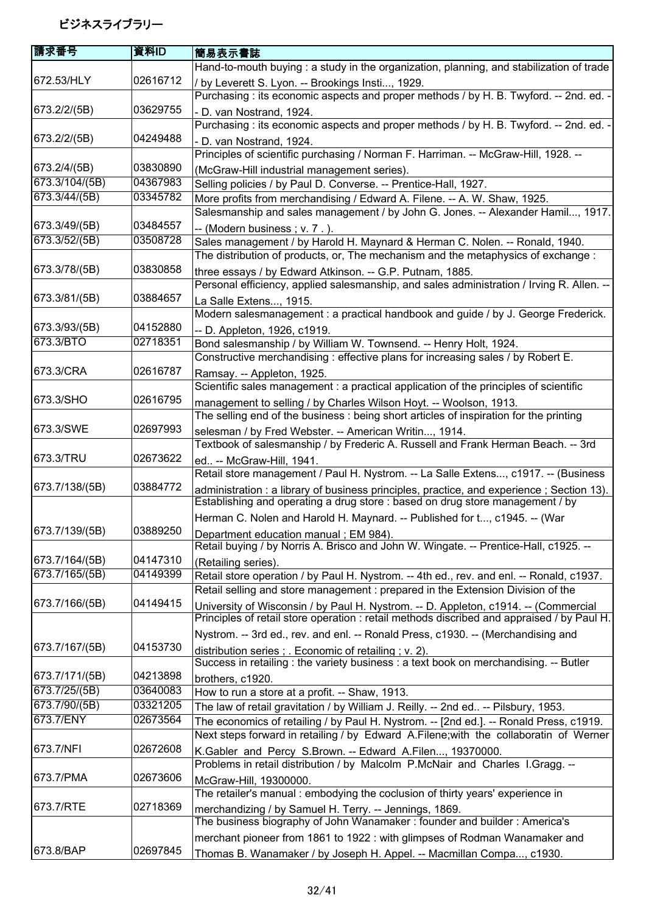# ビジネスライブラリー

| 請求番号 | 資料ID | 簡易表示書誌 |
|---|---|---|
| 672.53/HLY | 02616712 | Hand-to-mouth buying : a study in the organization, planning, and stabilization of trade / by Leverett S. Lyon. -- Brookings Insti..., 1929. |
| 673.2/2/(5B) | 03629755 | Purchasing : its economic aspects and proper methods / by H. B. Twyford. -- 2nd. ed. -- D. van Nostrand, 1924. |
| 673.2/2/(5B) | 04249488 | Purchasing : its economic aspects and proper methods / by H. B. Twyford. -- 2nd. ed. -- D. van Nostrand, 1924. |
| 673.2/4/(5B) | 03830890 | Principles of scientific purchasing / Norman F. Harriman. -- McGraw-Hill, 1928. -- (McGraw-Hill industrial management series). |
| 673.3/104/(5B) | 04367983 | Selling policies / by Paul D. Converse. -- Prentice-Hall, 1927. |
| 673.3/44/(5B) | 03345782 | More profits from merchandising / Edward A. Filene. -- A. W. Shaw, 1925. |
| 673.3/49/(5B) | 03484557 | Salesmanship and sales management / by John G. Jones. -- Alexander Hamil..., 1917. -- (Modern business ; v. 7 . ). |
| 673.3/52/(5B) | 03508728 | Sales management / by Harold H. Maynard & Herman C. Nolen. -- Ronald, 1940. |
| 673.3/78/(5B) | 03830858 | The distribution of products, or, The mechanism and the metaphysics of exchange : three essays / by Edward Atkinson. -- G.P. Putnam, 1885. |
| 673.3/81/(5B) | 03884657 | Personal efficiency, applied salesmanship, and sales administration / Irving R. Allen. -- La Salle Extens..., 1915. |
| 673.3/93/(5B) | 04152880 | Modern salesmanagement : a practical handbook and guide / by J. George Frederick. -- D. Appleton, 1926, c1919. |
| 673.3/BTO | 02718351 | Bond salesmanship / by William W. Townsend. -- Henry Holt, 1924. |
| 673.3/CRA | 02616787 | Constructive merchandising : effective plans for increasing sales / by Robert E. Ramsay. -- Appleton, 1925. |
| 673.3/SHO | 02616795 | Scientific sales management : a practical application of the principles of scientific management to selling / by Charles Wilson Hoyt. -- Woolson, 1913. |
| 673.3/SWE | 02697993 | The selling end of the business : being short articles of inspiration for the printing selesman / by Fred Webster. -- American Writin..., 1914. |
| 673.3/TRU | 02673622 | Textbook of salesmanship / by Frederic A. Russell and Frank Herman Beach. -- 3rd ed.. -- McGraw-Hill, 1941. |
| 673.7/138/(5B) | 03884772 | Retail store management / Paul H. Nystrom. -- La Salle Extens..., c1917. -- (Business administration : a library of business principles, practice, and experience ; Section 13). |
| 673.7/139/(5B) | 03889250 | Establishing and operating a drug store : based on drug store management / by Herman C. Nolen and Harold H. Maynard. -- Published for t..., c1945. -- (War Department education manual ; EM 984). |
| 673.7/164/(5B) | 04147310 | Retail buying / by Norris A. Brisco and John W. Wingate. -- Prentice-Hall, c1925. -- (Retailing series). |
| 673.7/165/(5B) | 04149399 | Retail store operation / by Paul H. Nystrom. -- 4th ed., rev. and enl. -- Ronald, c1937. |
| 673.7/166/(5B) | 04149415 | Retail selling and store management : prepared in the Extension Division of the University of Wisconsin / by Paul H. Nystrom. -- D. Appleton, c1914. -- (Commercial |
| 673.7/167/(5B) | 04153730 | Principles of retail store operation : retail methods discribed and appraised / by Paul H. Nystrom. -- 3rd ed., rev. and enl. -- Ronald Press, c1930. -- (Merchandising and distribution series ; . Economic of retailing ; v. 2). |
| 673.7/171/(5B) | 04213898 | Success in retailing : the variety business : a text book on merchandising. -- Butler brothers, c1920. |
| 673.7/25/(5B) | 03640083 | How to run a store at a profit. -- Shaw, 1913. |
| 673.7/90/(5B) | 03321205 | The law of retail gravitation / by William J. Reilly. -- 2nd ed.. -- Pilsbury, 1953. |
| 673.7/ENY | 02673564 | The economics of retailing / by Paul H. Nystrom. -- [2nd ed.]. -- Ronald Press, c1919. |
| 673.7/NFI | 02672608 | Next steps forward in retailing / by Edward A.Filene;with the collaboratin of Werner K.Gabler and Percy S.Brown. -- Edward A.Filen..., 19370000. |
| 673.7/PMA | 02673606 | Problems in retail distribution / by Malcolm P.McNair and Charles I.Gragg. -- McGraw-Hill, 19300000. |
| 673.7/RTE | 02718369 | The retailer's manual : embodying the coclusion of thirty years' experience in merchandizing / by Samuel H. Terry. -- Jennings, 1869. |
| 673.8/BAP | 02697845 | The business biography of John Wanamaker : founder and builder : America's merchant pioneer from 1861 to 1922 : with glimpses of Rodman Wanamaker and Thomas B. Wanamaker / by Joseph H. Appel. -- Macmillan Compa..., c1930. |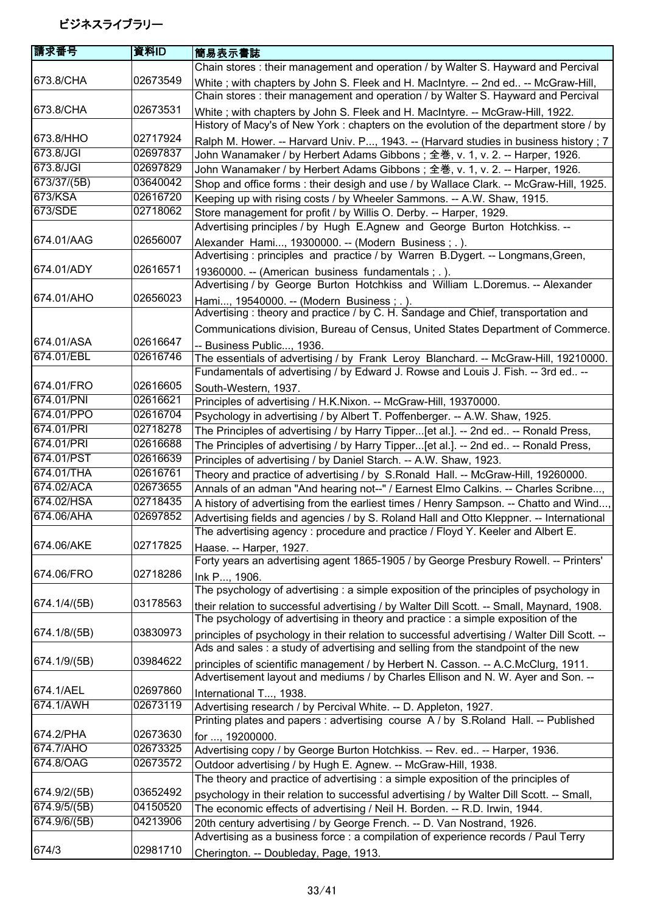ビジネスライブラリー

| 請求番号 | 資料ID | 簡易表示書誌 |
| --- | --- | --- |
| 673.8/CHA | 02673549 | Chain stores : their management and operation / by Walter S. Hayward and Percival White ; with chapters by John S. Fleek and H. MacIntyre. -- 2nd ed.. -- McGraw-Hill, |
| 673.8/CHA | 02673531 | Chain stores : their management and operation / by Walter S. Hayward and Percival White ; with chapters by John S. Fleek and H. MacIntyre. -- McGraw-Hill, 1922. |
| 673.8/HHO | 02717924 | History of Macy's of New York : chapters on the evolution of the department store / by Ralph M. Hower. -- Harvard Univ. P..., 1943. -- (Harvard studies in business history ; 7 |
| 673.8/JGI | 02697837 | John Wanamaker / by Herbert Adams Gibbons ; 全巻, v. 1, v. 2. -- Harper, 1926. |
| 673.8/JGI | 02697829 | John Wanamaker / by Herbert Adams Gibbons ; 全巻, v. 1, v. 2. -- Harper, 1926. |
| 673/37/(5B) | 03640042 | Shop and office forms : their desigh and use / by Wallace Clark. -- McGraw-Hill, 1925. |
| 673/KSA | 02616720 | Keeping up with rising costs / by Wheeler Sammons. -- A.W. Shaw, 1915. |
| 673/SDE | 02718062 | Store management for profit / by Willis O. Derby. -- Harper, 1929. |
| 674.01/AAG | 02656007 | Advertising principles / by Hugh E.Agnew and George Burton Hotchkiss. -- Alexander Hami..., 19300000. -- (Modern Business ; . ). |
| 674.01/ADY | 02616571 | Advertising : principles and practice / by Warren B.Dygert. -- Longmans,Green, 19360000. -- (American business fundamentals ; . ). |
| 674.01/AHO | 02656023 | Advertising / by George Burton Hotchkiss and William L.Doremus. -- Alexander Hami..., 19540000. -- (Modern Business ; . ). |
| 674.01/ASA | 02616647 | Advertising : theory and practice / by C. H. Sandage and Chief, transportation and Communications division, Bureau of Census, United States Department of Commerce. -- Business Public..., 1936. |
| 674.01/EBL | 02616746 | The essentials of advertising / by Frank Leroy Blanchard. -- McGraw-Hill, 19210000. |
| 674.01/FRO | 02616605 | Fundamentals of advertising / by Edward J. Rowse and Louis J. Fish. -- 3rd ed.. -- South-Western, 1937. |
| 674.01/PNI | 02616621 | Principles of advertising / H.K.Nixon. -- McGraw-Hill, 19370000. |
| 674.01/PPO | 02616704 | Psychology in advertising / by Albert T. Poffenberger. -- A.W. Shaw, 1925. |
| 674.01/PRI | 02718278 | The Principles of advertising / by Harry Tipper...[et al.]. -- 2nd ed.. -- Ronald Press, |
| 674.01/PRI | 02616688 | The Principles of advertising / by Harry Tipper...[et al.]. -- 2nd ed.. -- Ronald Press, |
| 674.01/PST | 02616639 | Principles of advertising / by Daniel Starch. -- A.W. Shaw, 1923. |
| 674.01/THA | 02616761 | Theory and practice of advertising / by S.Ronald Hall. -- McGraw-Hill, 19260000. |
| 674.02/ACA | 02673655 | Annals of an adman "And hearing not--" / Earnest Elmo Calkins. -- Charles Scribne..., |
| 674.02/HSA | 02718435 | A history of advertising from the earliest times / Henry Sampson. -- Chatto and Wind..., |
| 674.06/AHA | 02697852 | Advertising fields and agencies / by S. Roland Hall and Otto Kleppner. -- International |
| 674.06/AKE | 02717825 | The advertising agency : procedure and practice / Floyd Y. Keeler and Albert E. Haase. -- Harper, 1927. |
| 674.06/FRO | 02718286 | Forty years an advertising agent 1865-1905 / by George Presbury Rowell. -- Printers' Ink P..., 1906. |
| 674.1/4/(5B) | 03178563 | The psychology of advertising : a simple exposition of the principles of psychology in their relation to successful advertising / by Walter Dill Scott. -- Small, Maynard, 1908. |
| 674.1/8/(5B) | 03830973 | The psychology of advertising in theory and practice : a simple exposition of the principles of psychology in their relation to successful advertising / Walter Dill Scott. -- |
| 674.1/9/(5B) | 03984622 | Ads and sales : a study of advertising and selling from the standpoint of the new principles of scientific management / by Herbert N. Casson. -- A.C.McClurg, 1911. |
| 674.1/AEL | 02697860 | Advertisement layout and mediums / by Charles Ellison and N. W. Ayer and Son. -- International T..., 1938. |
| 674.1/AWH | 02673119 | Advertising research / by Percival White. -- D. Appleton, 1927. |
| 674.2/PHA | 02673630 | Printing plates and papers : advertising course A / by S.Roland Hall. -- Published for ..., 19200000. |
| 674.7/AHO | 02673325 | Advertising copy / by George Burton Hotchkiss. -- Rev. ed.. -- Harper, 1936. |
| 674.8/OAG | 02673572 | Outdoor advertising / by Hugh E. Agnew. -- McGraw-Hill, 1938. |
| 674.9/2/(5B) | 03652492 | The theory and practice of advertising : a simple exposition of the principles of psychology in their relation to successful advertising / by Walter Dill Scott. -- Small, |
| 674.9/5/(5B) | 04150520 | The economic effects of advertising / Neil H. Borden. -- R.D. Irwin, 1944. |
| 674.9/6/(5B) | 04213906 | 20th century advertising / by George French. -- D. Van Nostrand, 1926. |
| 674/3 | 02981710 | Advertising as a business force : a compilation of experience records / Paul Terry Cherington. -- Doubleday, Page, 1913. |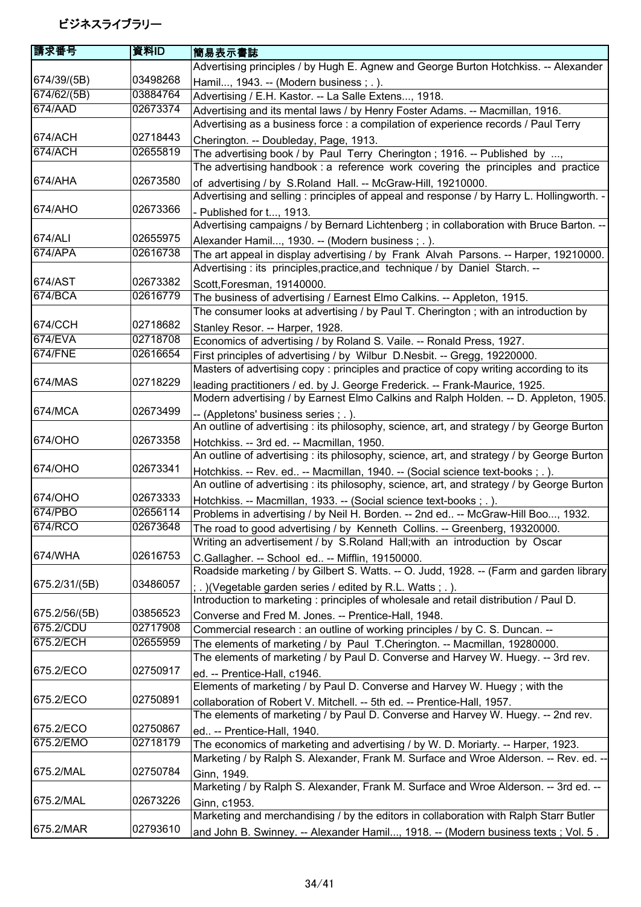# ビジネスライブラリー

| 請求番号 | 資料ID | 簡易表示書誌 |
| --- | --- | --- |
| 674/39/(5B) | 03498268 | Advertising principles / by Hugh E. Agnew and George Burton Hotchkiss. -- Alexander Hamil..., 1943. -- (Modern business ; . ). |
| 674/62/(5B) | 03884764 | Advertising / E.H. Kastor. -- La Salle Extens..., 1918. |
| 674/AAD | 02673374 | Advertising and its mental laws / by Henry Foster Adams. -- Macmillan, 1916. |
| 674/ACH | 02718443 | Advertising as a business force : a compilation of experience records / Paul Terry Cherington. -- Doubleday, Page, 1913. |
| 674/ACH | 02655819 | The advertising book / by Paul Terry Cherington ; 1916. -- Published by ..., |
| 674/AHA | 02673580 | The advertising handbook : a reference work covering the principles and practice of advertising / by S.Roland Hall. -- McGraw-Hill, 19210000. |
| 674/AHO | 02673366 | Advertising and selling : principles of appeal and response / by Harry L. Hollingworth. -- Published for t..., 1913. |
| 674/ALI | 02655975 | Advertising campaigns / by Bernard Lichtenberg ; in collaboration with Bruce Barton. -- Alexander Hamil..., 1930. -- (Modern business ; . ). |
| 674/APA | 02616738 | The art appeal in display advertising / by Frank Alvah Parsons. -- Harper, 19210000. |
| 674/AST | 02673382 | Advertising : its principles,practice,and technique / by Daniel Starch. -- Scott,Foresman, 19140000. |
| 674/BCA | 02616779 | The business of advertising / Earnest Elmo Calkins. -- Appleton, 1915. |
| 674/CCH | 02718682 | The consumer looks at advertising / by Paul T. Cherington ; with an introduction by Stanley Resor. -- Harper, 1928. |
| 674/EVA | 02718708 | Economics of advertising / by Roland S. Vaile. -- Ronald Press, 1927. |
| 674/FNE | 02616654 | First principles of advertising / by Wilbur D.Nesbit. -- Gregg, 19220000. |
| 674/MAS | 02718229 | Masters of advertising copy : principles and practice of copy writing according to its leading practitioners / ed. by J. George Frederick. -- Frank-Maurice, 1925. |
| 674/MCA | 02673499 | Modern advertising / by Earnest Elmo Calkins and Ralph Holden. -- D. Appleton, 1905. -- (Appletons' business series ; . ). |
| 674/OHO | 02673358 | An outline of advertising : its philosophy, science, art, and strategy / by George Burton Hotchkiss. -- 3rd ed. -- Macmillan, 1950. |
| 674/OHO | 02673341 | An outline of advertising : its philosophy, science, art, and strategy / by George Burton Hotchkiss. -- Rev. ed.. -- Macmillan, 1940. -- (Social science text-books ; . ). |
| 674/OHO | 02673333 | An outline of advertising : its philosophy, science, art, and strategy / by George Burton Hotchkiss. -- Macmillan, 1933. -- (Social science text-books ; . ). |
| 674/PBO | 02656114 | Problems in advertising / by Neil H. Borden. -- 2nd ed.. -- McGraw-Hill Boo..., 1932. |
| 674/RCO | 02673648 | The road to good advertising / by Kenneth Collins. -- Greenberg, 19320000. |
| 674/WHA | 02616753 | Writing an advertisement / by S.Roland Hall;with an introduction by Oscar C.Gallagher. -- School ed.. -- Mifflin, 19150000. |
| 675.2/31/(5B) | 03486057 | Roadside marketing / by Gilbert S. Watts. -- O. Judd, 1928. -- (Farm and garden library ; . )(Vegetable garden series / edited by R.L. Watts ; . ). |
| 675.2/56/(5B) | 03856523 | Introduction to marketing : principles of wholesale and retail distribution / Paul D. Converse and Fred M. Jones. -- Prentice-Hall, 1948. |
| 675.2/CDU | 02717908 | Commercial research : an outline of working principles / by C. S. Duncan. -- |
| 675.2/ECH | 02655959 | The elements of marketing / by Paul T.Cherington. -- Macmillan, 19280000. |
| 675.2/ECO | 02750917 | The elements of marketing / by Paul D. Converse and Harvey W. Huegy. -- 3rd rev. ed. -- Prentice-Hall, c1946. |
| 675.2/ECO | 02750891 | Elements of marketing / by Paul D. Converse and Harvey W. Huegy ; with the collaboration of Robert V. Mitchell. -- 5th ed. -- Prentice-Hall, 1957. |
| 675.2/ECO | 02750867 | The elements of marketing / by Paul D. Converse and Harvey W. Huegy. -- 2nd rev. ed.. -- Prentice-Hall, 1940. |
| 675.2/EMO | 02718179 | The economics of marketing and advertising / by W. D. Moriarty. -- Harper, 1923. |
| 675.2/MAL | 02750784 | Marketing / by Ralph S. Alexander, Frank M. Surface and Wroe Alderson. -- Rev. ed. -- Ginn, 1949. |
| 675.2/MAL | 02673226 | Marketing / by Ralph S. Alexander, Frank M. Surface and Wroe Alderson. -- 3rd ed. -- Ginn, c1953. |
| 675.2/MAR | 02793610 | Marketing and merchandising / by the editors in collaboration with Ralph Starr Butler and John B. Swinney. -- Alexander Hamil..., 1918. -- (Modern business texts ; Vol. 5 . |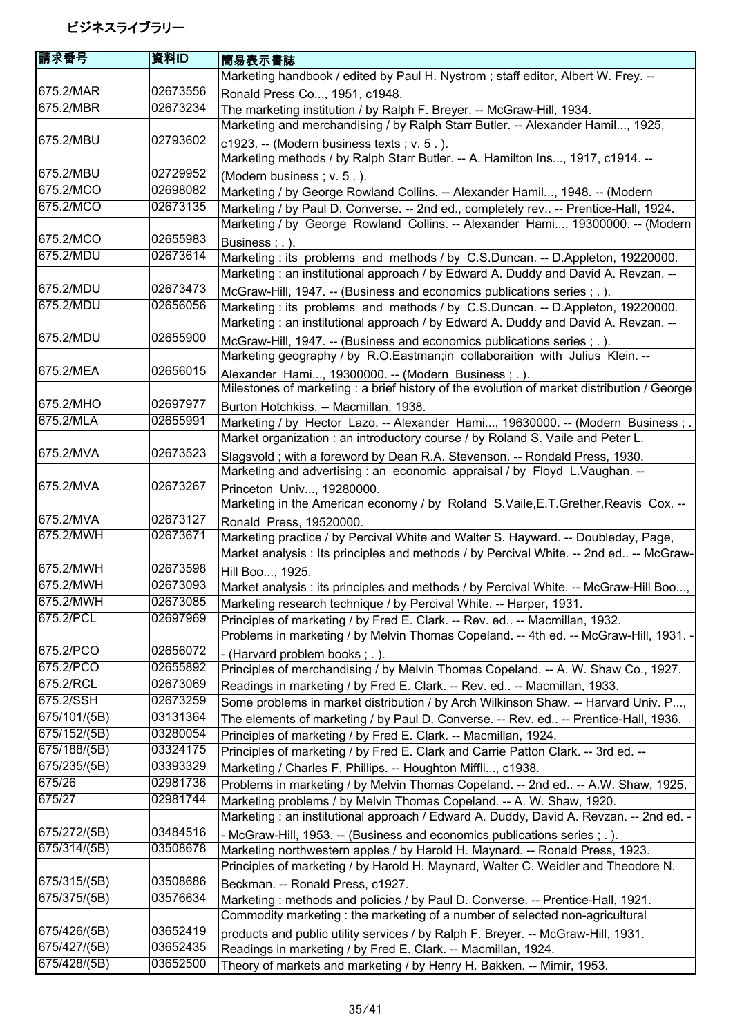ビジネスライブラリー

| 請求番号 | 資料ID | 簡易表示書誌 |
| --- | --- | --- |
| 675.2/MAR | 02673556 | Marketing handbook / edited by Paul H. Nystrom ; staff editor, Albert W. Frey. -- Ronald Press Co..., 1951, c1948. |
| 675.2/MBR | 02673234 | The marketing institution / by Ralph F. Breyer. -- McGraw-Hill, 1934. |
| 675.2/MBU | 02793602 | Marketing and merchandising / by Ralph Starr Butler. -- Alexander Hamil..., 1925, c1923. -- (Modern business texts ; v. 5 . ). |
| 675.2/MBU | 02729952 | Marketing methods / by Ralph Starr Butler. -- A. Hamilton Ins..., 1917, c1914. -- (Modern business ; v. 5 . ). |
| 675.2/MCO | 02698082 | Marketing / by George Rowland Collins. -- Alexander Hamil..., 1948. -- (Modern |
| 675.2/MCO | 02673135 | Marketing / by Paul D. Converse. -- 2nd ed., completely rev.. -- Prentice-Hall, 1924. |
| 675.2/MCO | 02655983 | Marketing / by George Rowland Collins. -- Alexander Hami..., 19300000. -- (Modern Business ; . ). |
| 675.2/MDU | 02673614 | Marketing : its problems and methods / by C.S.Duncan. -- D.Appleton, 19220000. |
| 675.2/MDU | 02673473 | Marketing : an institutional approach / by Edward A. Duddy and David A. Revzan. -- McGraw-Hill, 1947. -- (Business and economics publications series ; . ). |
| 675.2/MDU | 02656056 | Marketing : its problems and methods / by C.S.Duncan. -- D.Appleton, 19220000. |
| 675.2/MDU | 02655900 | Marketing : an institutional approach / by Edward A. Duddy and David A. Revzan. -- McGraw-Hill, 1947. -- (Business and economics publications series ; . ). |
| 675.2/MEA | 02656015 | Marketing geography / by R.O.Eastman;in collaboraition with Julius Klein. -- Alexander Hami..., 19300000. -- (Modern Business ; . ). |
| 675.2/MHO | 02697977 | Milestones of marketing : a brief history of the evolution of market distribution / George Burton Hotchkiss. -- Macmillan, 1938. |
| 675.2/MLA | 02655991 | Marketing / by Hector Lazo. -- Alexander Hami..., 19630000. -- (Modern Business ; . |
| 675.2/MVA | 02673523 | Market organization : an introductory course / by Roland S. Vaile and Peter L. Slagsvold ; with a foreword by Dean R.A. Stevenson. -- Rondald Press, 1930. |
| 675.2/MVA | 02673267 | Marketing and advertising : an economic appraisal / by Floyd L.Vaughan. -- Princeton Univ..., 19280000. |
| 675.2/MVA | 02673127 | Marketing in the American economy / by Roland S.Vaile,E.T.Grether,Reavis Cox. -- Ronald Press, 19520000. |
| 675.2/MWH | 02673671 | Marketing practice / by Percival White and Walter S. Hayward. -- Doubleday, Page, |
| 675.2/MWH | 02673598 | Market analysis : Its principles and methods / by Percival White. -- 2nd ed.. -- McGraw-Hill Boo..., 1925. |
| 675.2/MWH | 02673093 | Market analysis : its principles and methods / by Percival White. -- McGraw-Hill Boo..., |
| 675.2/MWH | 02673085 | Marketing research technique / by Percival White. -- Harper, 1931. |
| 675.2/PCL | 02697969 | Principles of marketing / by Fred E. Clark. -- Rev. ed.. -- Macmillan, 1932. |
| 675.2/PCO | 02656072 | Problems in marketing / by Melvin Thomas Copeland. -- 4th ed. -- McGraw-Hill, 1931. -- (Harvard problem books ; . ). |
| 675.2/PCO | 02655892 | Principles of merchandising / by Melvin Thomas Copeland. -- A. W. Shaw Co., 1927. |
| 675.2/RCL | 02673069 | Readings in marketing / by Fred E. Clark. -- Rev. ed.. -- Macmillan, 1933. |
| 675.2/SSH | 02673259 | Some problems in market distribution / by Arch Wilkinson Shaw. -- Harvard Univ. P..., |
| 675/101/(5B) | 03131364 | The elements of marketing / by Paul D. Converse. -- Rev. ed.. -- Prentice-Hall, 1936. |
| 675/152/(5B) | 03280054 | Principles of marketing / by Fred E. Clark. -- Macmillan, 1924. |
| 675/188/(5B) | 03324175 | Principles of marketing / by Fred E. Clark and Carrie Patton Clark. -- 3rd ed. -- |
| 675/235/(5B) | 03393329 | Marketing / Charles F. Phillips. -- Houghton Miffli..., c1938. |
| 675/26 | 02981736 | Problems in marketing / by Melvin Thomas Copeland. -- 2nd ed.. -- A.W. Shaw, 1925, |
| 675/27 | 02981744 | Marketing problems / by Melvin Thomas Copeland. -- A. W. Shaw, 1920. |
| 675/272/(5B) | 03484516 | Marketing : an institutional approach / Edward A. Duddy, David A. Revzan. -- 2nd ed. -- McGraw-Hill, 1953. -- (Business and economics publications series ; . ). |
| 675/314/(5B) | 03508678 | Marketing northwestern apples / by Harold H. Maynard. -- Ronald Press, 1923. |
| 675/315/(5B) | 03508686 | Principles of marketing / by Harold H. Maynard, Walter C. Weidler and Theodore N. Beckman. -- Ronald Press, c1927. |
| 675/375/(5B) | 03576634 | Marketing : methods and policies / by Paul D. Converse. -- Prentice-Hall, 1921. |
| 675/426/(5B) | 03652419 | Commodity marketing : the marketing of a number of selected non-agricultural products and public utility services / by Ralph F. Breyer. -- McGraw-Hill, 1931. |
| 675/427/(5B) | 03652435 | Readings in marketing / by Fred E. Clark. -- Macmillan, 1924. |
| 675/428/(5B) | 03652500 | Theory of markets and marketing / by Henry H. Bakken. -- Mimir, 1953. |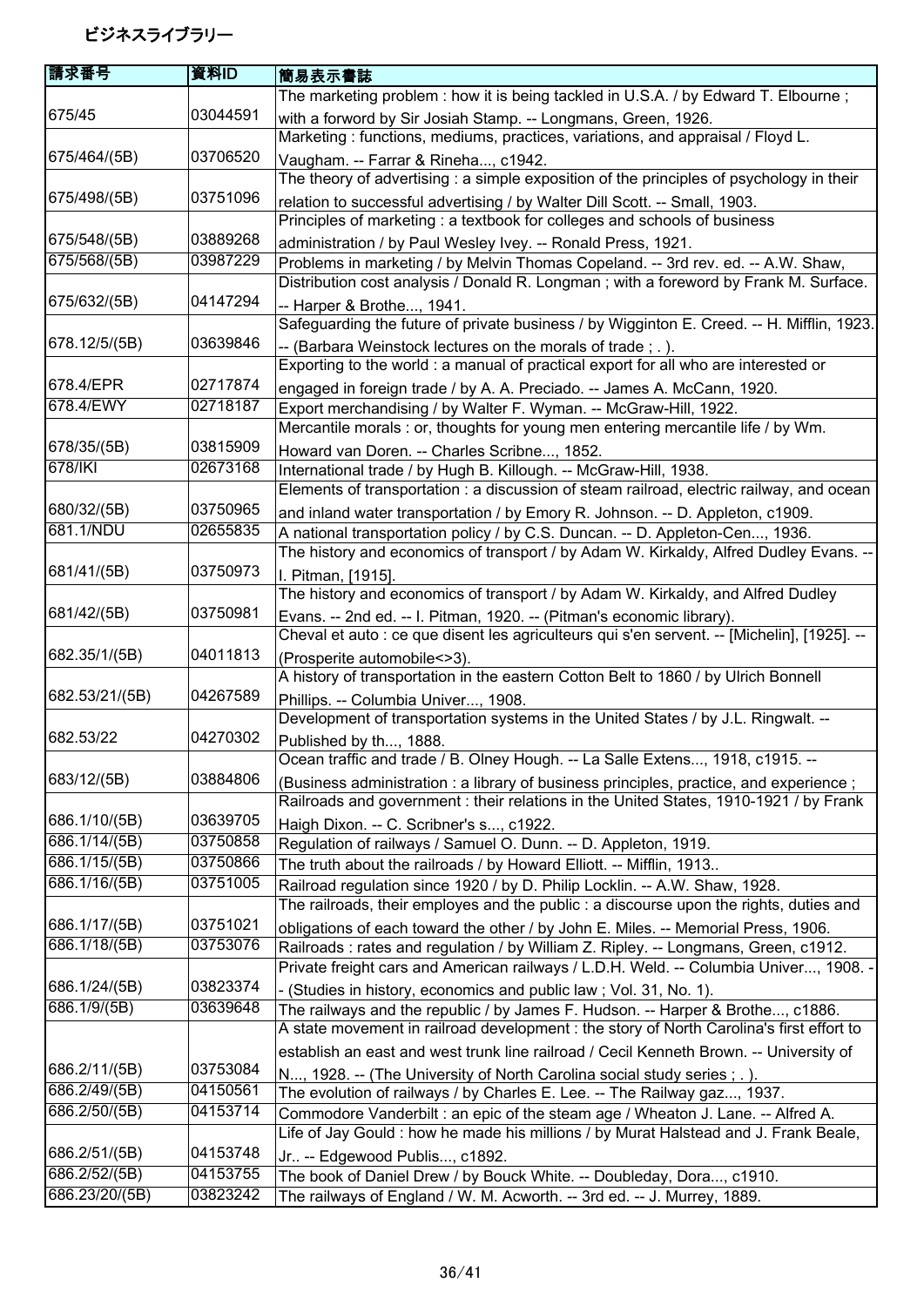ビジネスライブラリー

| 請求番号 | 資料ID | 簡易表示書誌 |
| --- | --- | --- |
| 675/45 | 03044591 | The marketing problem : how it is being tackled in U.S.A. / by Edward T. Elbourne ; with a forword by Sir Josiah Stamp. -- Longmans, Green, 1926. |
| 675/464/(5B) | 03706520 | Marketing : functions, mediums, practices, variations, and appraisal / Floyd L. Vaugham. -- Farrar & Rineha..., c1942. |
| 675/498/(5B) | 03751096 | The theory of advertising : a simple exposition of the principles of psychology in their relation to successful advertising / by Walter Dill Scott. -- Small, 1903. |
| 675/548/(5B) | 03889268 | Principles of marketing : a textbook for colleges and schools of business administration / by Paul Wesley Ivey. -- Ronald Press, 1921. |
| 675/568/(5B) | 03987229 | Problems in marketing / by Melvin Thomas Copeland. -- 3rd rev. ed. -- A.W. Shaw, |
| 675/632/(5B) | 04147294 | Distribution cost analysis / Donald R. Longman ; with a foreword by Frank M. Surface. -- Harper & Brothe..., 1941. |
| 678.12/5/(5B) | 03639846 | Safeguarding the future of private business / by Wigginton E. Creed. -- H. Mifflin, 1923. -- (Barbara Weinstock lectures on the morals of trade ; . ). |
| 678.4/EPR | 02717874 | Exporting to the world : a manual of practical export for all who are interested or engaged in foreign trade / by A. A. Preciado. -- James A. McCann, 1920. |
| 678.4/EWY | 02718187 | Export merchandising / by Walter F. Wyman. -- McGraw-Hill, 1922. |
| 678/35/(5B) | 03815909 | Mercantile morals : or, thoughts for young men entering mercantile life / by Wm. Howard van Doren. -- Charles Scribne..., 1852. |
| 678/IKI | 02673168 | International trade / by Hugh B. Killough. -- McGraw-Hill, 1938. |
| 680/32/(5B) | 03750965 | Elements of transportation : a discussion of steam railroad, electric railway, and ocean and inland water transportation / by Emory R. Johnson. -- D. Appleton, c1909. |
| 681.1/NDU | 02655835 | A national transportation policy / by C.S. Duncan. -- D. Appleton-Cen..., 1936. |
| 681/41/(5B) | 03750973 | The history and economics of transport / by Adam W. Kirkaldy, Alfred Dudley Evans. -- I. Pitman, [1915]. |
| 681/42/(5B) | 03750981 | The history and economics of transport / by Adam W. Kirkaldy, and Alfred Dudley Evans. -- 2nd ed. -- I. Pitman, 1920. -- (Pitman's economic library). |
| 682.35/1/(5B) | 04011813 | Cheval et auto : ce que disent les agriculteurs qui s'en servent. -- [Michelin], [1925]. -- (Prosperite automobile<>3). |
| 682.53/21/(5B) | 04267589 | A history of transportation in the eastern Cotton Belt to 1860 / by Ulrich Bonnell Phillips. -- Columbia Univer..., 1908. |
| 682.53/22 | 04270302 | Development of transportation systems in the United States / by J.L. Ringwalt. -- Published by th..., 1888. |
| 683/12/(5B) | 03884806 | Ocean traffic and trade / B. Olney Hough. -- La Salle Extens..., 1918, c1915. -- (Business administration : a library of business principles, practice, and experience ; |
| 686.1/10/(5B) | 03639705 | Railroads and government : their relations in the United States, 1910-1921 / by Frank Haigh Dixon. -- C. Scribner's s..., c1922. |
| 686.1/14/(5B) | 03750858 | Regulation of railways / Samuel O. Dunn. -- D. Appleton, 1919. |
| 686.1/15/(5B) | 03750866 | The truth about the railroads / by Howard Elliott. -- Mifflin, 1913.. |
| 686.1/16/(5B) | 03751005 | Railroad regulation since 1920 / by D. Philip Locklin. -- A.W. Shaw, 1928. |
| 686.1/17/(5B) | 03751021 | The railroads, their employes and the public : a discourse upon the rights, duties and obligations of each toward the other / by John E. Miles. -- Memorial Press, 1906. |
| 686.1/18/(5B) | 03753076 | Railroads : rates and regulation / by William Z. Ripley. -- Longmans, Green, c1912. |
| 686.1/24/(5B) | 03823374 | Private freight cars and American railways / L.D.H. Weld. -- Columbia Univer..., 1908. -- (Studies in history, economics and public law ; Vol. 31, No. 1). |
| 686.1/9/(5B) | 03639648 | The railways and the republic / by James F. Hudson. -- Harper & Brothe..., c1886. |
| 686.2/11/(5B) | 03753084 | A state movement in railroad development : the story of North Carolina's first effort to establish an east and west trunk line railroad / Cecil Kenneth Brown. -- University of N..., 1928. -- (The University of North Carolina social study series ; . ). |
| 686.2/49/(5B) | 04150561 | The evolution of railways / by Charles E. Lee. -- The Railway gaz..., 1937. |
| 686.2/50/(5B) | 04153714 | Commodore Vanderbilt : an epic of the steam age / Wheaton J. Lane. -- Alfred A. |
| 686.2/51/(5B) | 04153748 | Life of Jay Gould : how he made his millions / by Murat Halstead and J. Frank Beale, Jr.. -- Edgewood Publis..., c1892. |
| 686.2/52/(5B) | 04153755 | The book of Daniel Drew / by Bouck White. -- Doubleday, Dora..., c1910. |
| 686.23/20/(5B) | 03823242 | The railways of England / W. M. Acworth. -- 3rd ed. -- J. Murrey, 1889. |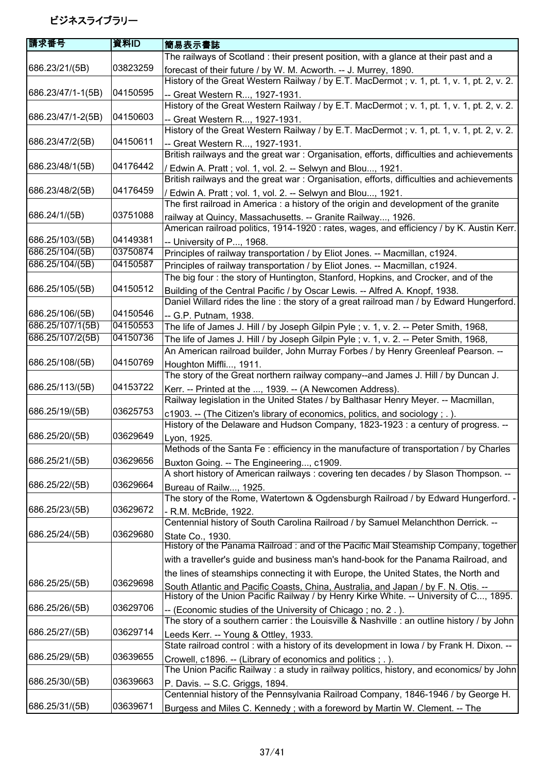ビジネスライブラリー

| 請求番号 | 資料ID | 簡易表示書誌 |
| --- | --- | --- |
| 686.23/21/(5B) | 03823259 | The railways of Scotland : their present position, with a glance at their past and a forecast of their future / by W. M. Acworth. -- J. Murrey, 1890. |
| 686.23/47/1-1(5B) | 04150595 | History of the Great Western Railway / by E.T. MacDermot ; v. 1, pt. 1, v. 1, pt. 2, v. 2. -- Great Western R..., 1927-1931. |
| 686.23/47/1-2(5B) | 04150603 | History of the Great Western Railway / by E.T. MacDermot ; v. 1, pt. 1, v. 1, pt. 2, v. 2. -- Great Western R..., 1927-1931. |
| 686.23/47/2(5B) | 04150611 | History of the Great Western Railway / by E.T. MacDermot ; v. 1, pt. 1, v. 1, pt. 2, v. 2. -- Great Western R..., 1927-1931. |
| 686.23/48/1(5B) | 04176442 | British railways and the great war : Organisation, efforts, difficulties and achievements / Edwin A. Pratt ; vol. 1, vol. 2. -- Selwyn and Blou..., 1921. |
| 686.23/48/2(5B) | 04176459 | British railways and the great war : Organisation, efforts, difficulties and achievements / Edwin A. Pratt ; vol. 1, vol. 2. -- Selwyn and Blou..., 1921. |
| 686.24/1/(5B) | 03751088 | The first railroad in America : a history of the origin and development of the granite railway at Quincy, Massachusetts. -- Granite Railway..., 1926. |
| 686.25/103/(5B) | 04149381 | American railroad politics, 1914-1920 : rates, wages, and efficiency / by K. Austin Kerr. -- University of P..., 1968. |
| 686.25/104/(5B) | 03750874 | Principles of railway transportation / by Eliot Jones. -- Macmillan, c1924. |
| 686.25/104/(5B) | 04150587 | Principles of railway transportation / by Eliot Jones. -- Macmillan, c1924. |
| 686.25/105/(5B) | 04150512 | The big four : the story of Huntington, Stanford, Hopkins, and Crocker, and of the Building of the Central Pacific / by Oscar Lewis. -- Alfred A. Knopf, 1938. |
| 686.25/106/(5B) | 04150546 | Daniel Willard rides the line : the story of a great railroad man / by Edward Hungerford. -- G.P. Putnam, 1938. |
| 686.25/107/1(5B) | 04150553 | The life of James J. Hill / by Joseph Gilpin Pyle ; v. 1, v. 2. -- Peter Smith, 1968, |
| 686.25/107/2(5B) | 04150736 | The life of James J. Hill / by Joseph Gilpin Pyle ; v. 1, v. 2. -- Peter Smith, 1968, |
| 686.25/108/(5B) | 04150769 | An American railroad builder, John Murray Forbes / by Henry Greenleaf Pearson. -- Houghton Miffli..., 1911. |
| 686.25/113/(5B) | 04153722 | The story of the Great northern railway company--and James J. Hill / by Duncan J. Kerr. -- Printed at the ..., 1939. -- (A Newcomen Address). |
| 686.25/19/(5B) | 03625753 | Railway legislation in the United States / by Balthasar Henry Meyer. -- Macmillan, c1903. -- (The Citizen's library of economics, politics, and sociology ; . ). |
| 686.25/20/(5B) | 03629649 | History of the Delaware and Hudson Company, 1823-1923 : a century of progress. -- Lyon, 1925. |
| 686.25/21/(5B) | 03629656 | Methods of the Santa Fe : efficiency in the manufacture of transportation / by Charles Buxton Going. -- The Engineering..., c1909. |
| 686.25/22/(5B) | 03629664 | A short history of American railways : covering ten decades / by Slason Thompson. -- Bureau of Railw..., 1925. |
| 686.25/23/(5B) | 03629672 | The story of the Rome, Watertown & Ogdensburgh Railroad / by Edward Hungerford. -- R.M. McBride, 1922. |
| 686.25/24/(5B) | 03629680 | Centennial history of South Carolina Railroad / by Samuel Melanchthon Derrick. -- State Co., 1930. |
| 686.25/25/(5B) | 03629698 | History of the Panama Railroad : and of the Pacific Mail Steamship Company, together with a traveller's guide and business man's hand-book for the Panama Railroad, and the lines of steamships connecting it with Europe, the United States, the North and South Atlantic and Pacific Coasts, China, Australia, and Japan / by F. N. Otis. -- |
| 686.25/26/(5B) | 03629706 | History of the Union Pacific Railway / by Henry Kirke White. -- University of C..., 1895. -- (Economic studies of the University of Chicago ; no. 2 . ). |
| 686.25/27/(5B) | 03629714 | The story of a southern carrier : the Louisville & Nashville : an outline history / by John Leeds Kerr. -- Young & Ottley, 1933. |
| 686.25/29/(5B) | 03639655 | State railroad control : with a history of its development in Iowa / by Frank H. Dixon. -- Crowell, c1896. -- (Library of economics and politics ; . ). |
| 686.25/30/(5B) | 03639663 | The Union Pacific Railway : a study in railway politics, history, and economics/ by John P. Davis. -- S.C. Griggs, 1894. |
| 686.25/31/(5B) | 03639671 | Centennial history of the Pennsylvania Railroad Company, 1846-1946 / by George H. Burgess and Miles C. Kennedy ; with a foreword by Martin W. Clement. -- The |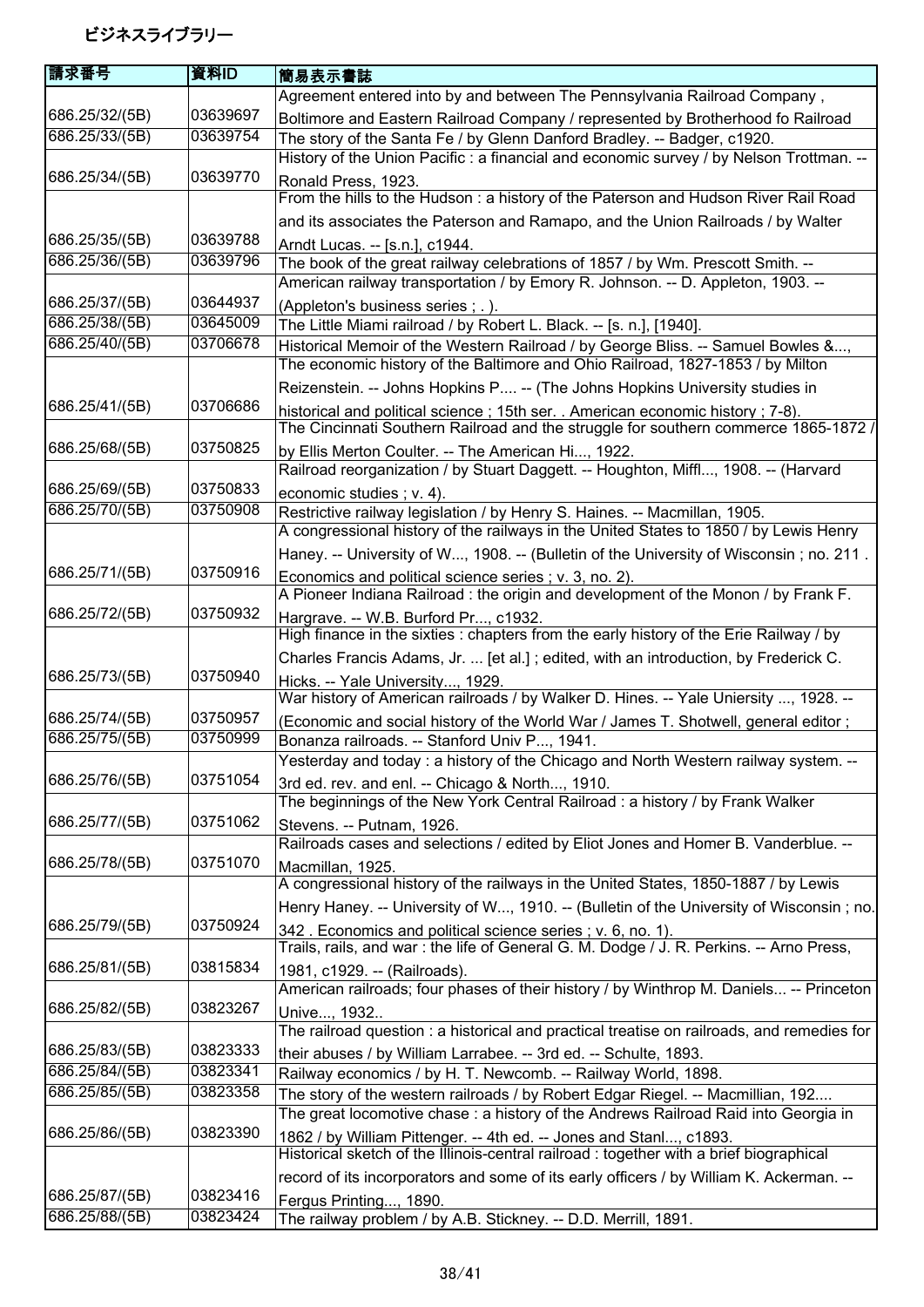ビジネスライブラリー

| 請求番号 | 資料ID | 簡易表示書誌 |
| --- | --- | --- |
| 686.25/32/(5B) | 03639697 | Agreement entered into by and between The Pennsylvania Railroad Company , Boltimore and Eastern Railroad Company / represented by Brotherhood fo Railroad |
| 686.25/33/(5B) | 03639754 | The story of the Santa Fe / by Glenn Danford Bradley. -- Badger, c1920. |
| 686.25/34/(5B) | 03639770 | History of the Union Pacific : a financial and economic survey / by Nelson Trottman. -- Ronald Press, 1923. |
| 686.25/35/(5B) | 03639788 | From the hills to the Hudson : a history of the Paterson and Hudson River Rail Road and its associates the Paterson and Ramapo, and the Union Railroads / by Walter Arndt Lucas. -- [s.n.], c1944. |
| 686.25/36/(5B) | 03639796 | The book of the great railway celebrations of 1857 / by Wm. Prescott Smith. -- |
| 686.25/37/(5B) | 03644937 | American railway transportation / by Emory R. Johnson. -- D. Appleton, 1903. -- (Appleton's business series ; . ). |
| 686.25/38/(5B) | 03645009 | The Little Miami railroad / by Robert L. Black. -- [s. n.], [1940]. |
| 686.25/40/(5B) | 03706678 | Historical Memoir of the Western Railroad / by George Bliss. -- Samuel Bowles &..., |
| 686.25/41/(5B) | 03706686 | The economic history of the Baltimore and Ohio Railroad, 1827-1853 / by Milton Reizenstein. -- Johns Hopkins P.... -- (The Johns Hopkins University studies in historical and political science ; 15th ser. . American economic history ; 7-8). |
| 686.25/68/(5B) | 03750825 | The Cincinnati Southern Railroad and the struggle for southern commerce 1865-1872 / by Ellis Merton Coulter. -- The American Hi..., 1922. |
| 686.25/69/(5B) | 03750833 | Railroad reorganization / by Stuart Daggett. -- Houghton, Miffl..., 1908. -- (Harvard economic studies ; v. 4). |
| 686.25/70/(5B) | 03750908 | Restrictive railway legislation / by Henry S. Haines. -- Macmillan, 1905. |
| 686.25/71/(5B) | 03750916 | A congressional history of the railways in the United States to 1850 / by Lewis Henry Haney. -- University of W..., 1908. -- (Bulletin of the University of Wisconsin ; no. 211 . Economics and political science series ; v. 3, no. 2). |
| 686.25/72/(5B) | 03750932 | A Pioneer Indiana Railroad : the origin and development of the Monon / by Frank F. Hargrave. -- W.B. Burford Pr..., c1932. |
| 686.25/73/(5B) | 03750940 | High finance in the sixties : chapters from the early history of the Erie Railway / by Charles Francis Adams, Jr. ... [et al.] ; edited, with an introduction, by Frederick C. Hicks. -- Yale University..., 1929. |
| 686.25/74/(5B) | 03750957 | War history of American railroads / by Walker D. Hines. -- YaleUeiersity ..., 1928. -- (Economic and social history of the World War / James T. Shotwell, general editor ; |
| 686.25/75/(5B) | 03750999 | Bonanza railroads. -- Stanford Univ P..., 1941. |
| 686.25/76/(5B) | 03751054 | Yesterday and today : a history of the Chicago and North Western railway system. -- 3rd ed. rev. and enl. -- Chicago & North..., 1910. |
| 686.25/77/(5B) | 03751062 | The beginnings of the New York Central Railroad : a history / by Frank Walker Stevens. -- Putnam, 1926. |
| 686.25/78/(5B) | 03751070 | Railroads cases and selections / edited by Eliot Jones and Homer B. Vanderblue. -- Macmillan, 1925. |
| 686.25/79/(5B) | 03750924 | A congressional history of the railways in the United States, 1850-1887 / by Lewis Henry Haney. -- University of W..., 1910. -- (Bulletin of the University of Wisconsin ; no. 342 . Economics and political science series ; v. 6, no. 1). |
| 686.25/81/(5B) | 03815834 | Trails, rails, and war : the life of General G. M. Dodge / J. R. Perkins. -- Arno Press, 1981, c1929. -- (Railroads). |
| 686.25/82/(5B) | 03823267 | American railroads; four phases of their history / by Winthrop M. Daniels... -- Princeton Unive..., 1932.. |
| 686.25/83/(5B) | 03823333 | The railroad question : a historical and practical treatise on railroads, and remedies for their abuses / by William Larrabee. -- 3rd ed. -- Schulte, 1893. |
| 686.25/84/(5B) | 03823341 | Railway economics / by H. T. Newcomb. -- Railway World, 1898. |
| 686.25/85/(5B) | 03823358 | The story of the western railroads / by Robert Edgar Riegel. -- Macmillian, 192.... |
| 686.25/86/(5B) | 03823390 | The great locomotive chase : a history of the Andrews Railroad Raid into Georgia in 1862 / by William Pittenger. -- 4th ed. -- Jones and Stanl..., c1893. |
| 686.25/87/(5B) | 03823416 | Historical sketch of the Illinois-central railroad : together with a brief biographical record of its incorporators and some of its early officers / by William K. Ackerman. -- Fergus Printing..., 1890. |
| 686.25/88/(5B) | 03823424 | The railway problem / by A.B. Stickney. -- D.D. Merrill, 1891. |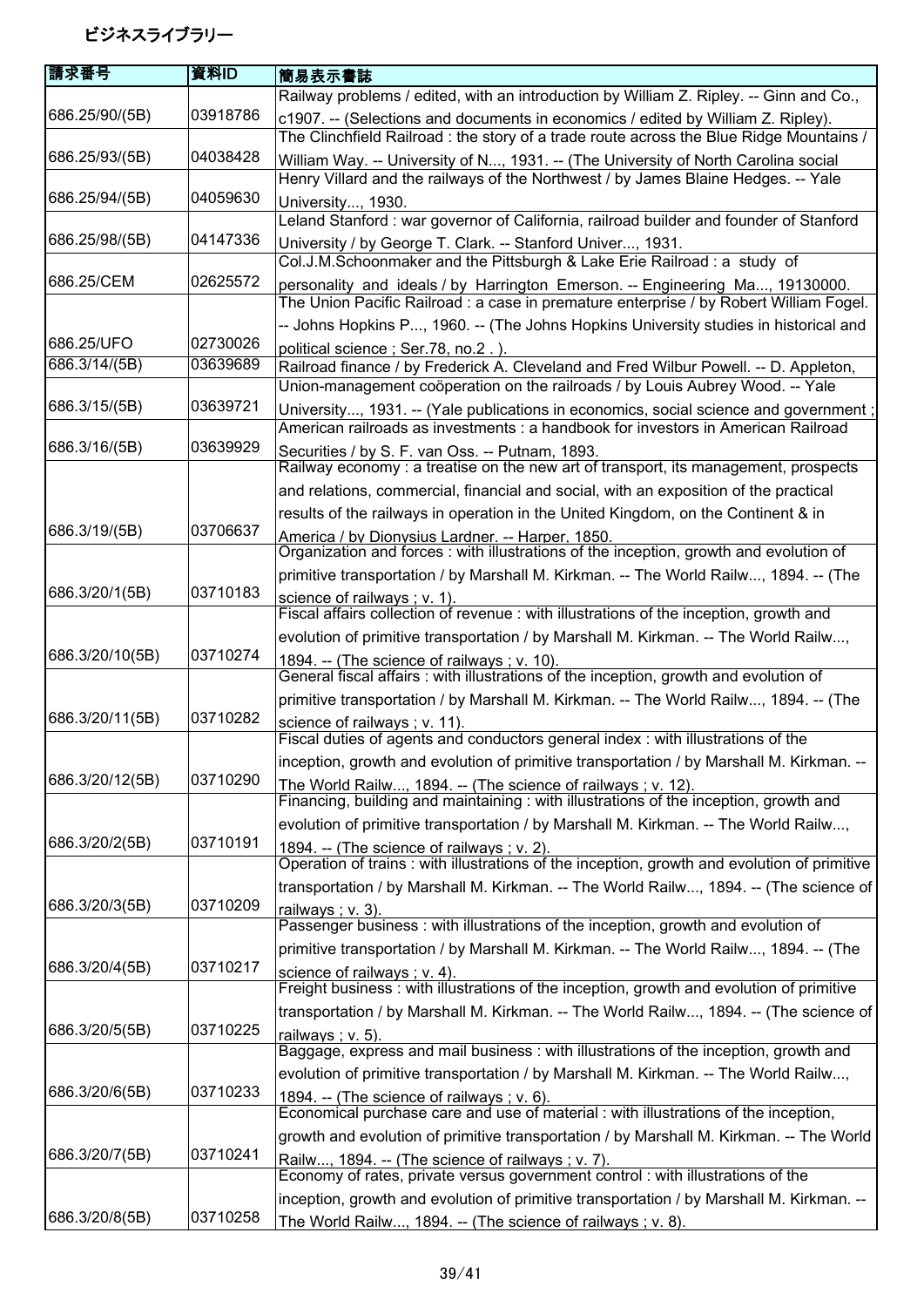ビジネスライブラリー

| 請求番号 | 資料ID | 簡易表示書誌 |
| --- | --- | --- |
| 686.25/90/(5B) | 03918786 | Railway problems / edited, with an introduction by William Z. Ripley. -- Ginn and Co., c1907. -- (Selections and documents in economics / edited by William Z. Ripley). |
| 686.25/93/(5B) | 04038428 | The Clinchfield Railroad : the story of a trade route across the Blue Ridge Mountains / William Way. -- University of N..., 1931. -- (The University of North Carolina social |
| 686.25/94/(5B) | 04059630 | Henry Villard and the railways of the Northwest / by James Blaine Hedges. -- Yale University..., 1930. |
| 686.25/98/(5B) | 04147336 | Leland Stanford : war governor of California, railroad builder and founder of Stanford University / by George T. Clark. -- Stanford Univer..., 1931. |
| 686.25/CEM | 02625572 | Col.J.M.Schoonmaker and the Pittsburgh & Lake Erie Railroad : a study of personality and ideals / by Harrington Emerson. -- Engineering Ma..., 19130000. |
| 686.25/UFO | 02730026 | The Union Pacific Railroad : a case in premature enterprise / by Robert William Fogel. -- Johns Hopkins P..., 1960. -- (The Johns Hopkins University studies in historical and political science ; Ser.78, no.2 . ). |
| 686.3/14/(5B) | 03639689 | Railroad finance / by Frederick A. Cleveland and Fred Wilbur Powell. -- D. Appleton, |
| 686.3/15/(5B) | 03639721 | Union-management coöperation on the railroads / by Louis Aubrey Wood. -- Yale University..., 1931. -- (Yale publications in economics, social science and government ; |
| 686.3/16/(5B) | 03639929 | American railroads as investments : a handbook for investors in American Railroad Securities / by S. F. van Oss. -- Putnam, 1893. |
| 686.3/19/(5B) | 03706637 | Railway economy : a treatise on the new art of transport, its management, prospects and relations, commercial, financial and social, with an exposition of the practical results of the railways in operation in the United Kingdom, on the Continent & in America / by Dionysius Lardner. -- Harper, 1850. |
| 686.3/20/1(5B) | 03710183 | Organization and forces : with illustrations of the inception, growth and evolution of primitive transportation / by Marshall M. Kirkman. -- The World Railw..., 1894. -- (The science of railways ; v. 1). |
| 686.3/20/10(5B) | 03710274 | Fiscal affairs collection of revenue : with illustrations of the inception, growth and evolution of primitive transportation / by Marshall M. Kirkman. -- The World Railw..., 1894. -- (The science of railways ; v. 10). |
| 686.3/20/11(5B) | 03710282 | General fiscal affairs : with illustrations of the inception, growth and evolution of primitive transportation / by Marshall M. Kirkman. -- The World Railw..., 1894. -- (The science of railways ; v. 11). |
| 686.3/20/12(5B) | 03710290 | Fiscal duties of agents and conductors general index : with illustrations of the inception, growth and evolution of primitive transportation / by Marshall M. Kirkman. -- The World Railw..., 1894. -- (The science of railways ; v. 12). |
| 686.3/20/2(5B) | 03710191 | Financing, building and maintaining : with illustrations of the inception, growth and evolution of primitive transportation / by Marshall M. Kirkman. -- The World Railw..., 1894. -- (The science of railways ; v. 2). |
| 686.3/20/3(5B) | 03710209 | Operation of trains : with illustrations of the inception, growth and evolution of primitive transportation / by Marshall M. Kirkman. -- The World Railw..., 1894. -- (The science of railways ; v. 3). |
| 686.3/20/4(5B) | 03710217 | Passenger business : with illustrations of the inception, growth and evolution of primitive transportation / by Marshall M. Kirkman. -- The World Railw..., 1894. -- (The science of railways ; v. 4). |
| 686.3/20/5(5B) | 03710225 | Freight business : with illustrations of the inception, growth and evolution of primitive transportation / by Marshall M. Kirkman. -- The World Railw..., 1894. -- (The science of railways ; v. 5). |
| 686.3/20/6(5B) | 03710233 | Baggage, express and mail business : with illustrations of the inception, growth and evolution of primitive transportation / by Marshall M. Kirkman. -- The World Railw..., 1894. -- (The science of railways ; v. 6). |
| 686.3/20/7(5B) | 03710241 | Economical purchase care and use of material : with illustrations of the inception, growth and evolution of primitive transportation / by Marshall M. Kirkman. -- The World Railw..., 1894. -- (The science of railways ; v. 7). |
| 686.3/20/8(5B) | 03710258 | Economy of rates, private versus government control : with illustrations of the inception, growth and evolution of primitive transportation / by Marshall M. Kirkman. -- The World Railw..., 1894. -- (The science of railways ; v. 8). |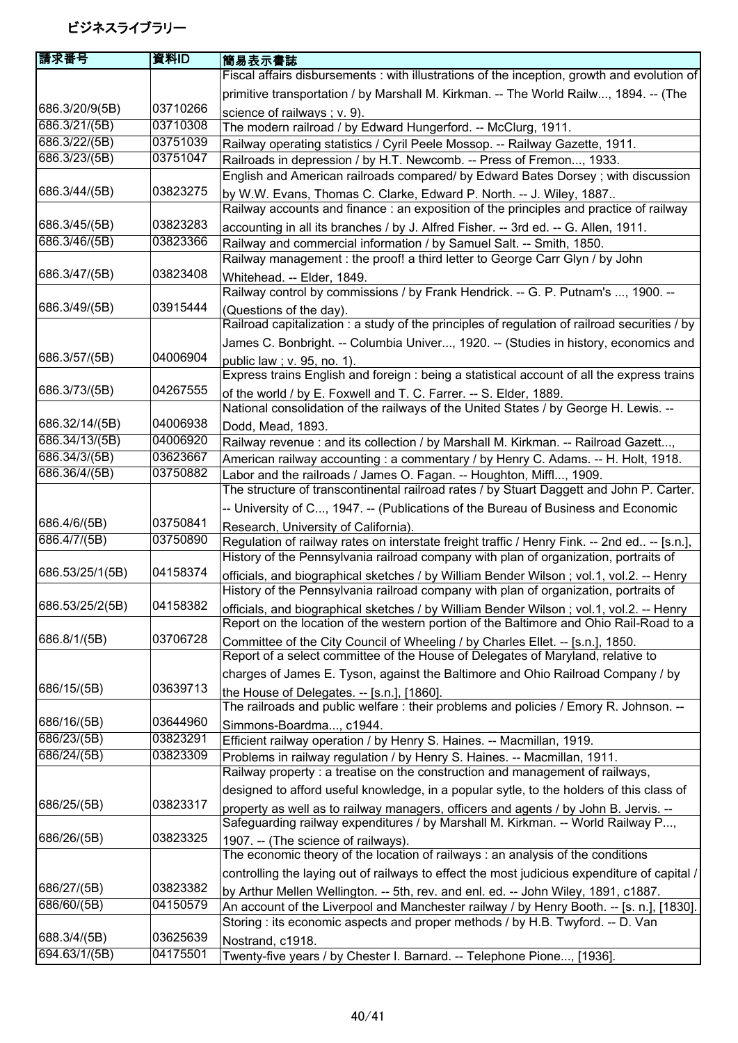ビジネスライブラリー

| 請求番号 | 資料ID | 簡易表示書誌 |
| --- | --- | --- |
| 686.3/20/9(5B) | 03710266 | Fiscal affairs disbursements : with illustrations of the inception, growth and evolution of primitive transportation / by Marshall M. Kirkman. -- The World Railw..., 1894. -- (The science of railways ; v. 9). |
| 686.3/21/(5B) | 03710308 | The modern railroad / by Edward Hungerford. -- McClurg, 1911. |
| 686.3/22/(5B) | 03751039 | Railway operating statistics / Cyril Peele Mossop. -- Railway Gazette, 1911. |
| 686.3/23/(5B) | 03751047 | Railroads in depression / by H.T. Newcomb. -- Press of Fremon..., 1933. |
| 686.3/44/(5B) | 03823275 | English and American railroads compared/ by Edward Bates Dorsey ; with discussion by W.W. Evans, Thomas C. Clarke, Edward P. North. -- J. Wiley, 1887.. |
| 686.3/45/(5B) | 03823283 | Railway accounts and finance : an exposition of the principles and practice of railway accounting in all its branches / by J. Alfred Fisher. -- 3rd ed. -- G. Allen, 1911. |
| 686.3/46/(5B) | 03823366 | Railway and commercial information / by Samuel Salt. -- Smith, 1850. |
| 686.3/47/(5B) | 03823408 | Railway management : the proof! a third letter to George Carr Glyn / by John Whitehead. -- Elder, 1849. |
| 686.3/49/(5B) | 03915444 | Railway control by commissions / by Frank Hendrick. -- G. P. Putnam's ..., 1900. -- (Questions of the day). |
| 686.3/57/(5B) | 04006904 | Railroad capitalization : a study of the principles of regulation of railroad securities / by James C. Bonbright. -- Columbia Univer..., 1920. -- (Studies in history, economics and public law ; v. 95, no. 1). |
| 686.3/73/(5B) | 04267555 | Express trains English and foreign : being a statistical account of all the express trains of the world / by E. Foxwell and T. C. Farrer. -- S. Elder, 1889. |
| 686.32/14/(5B) | 04006938 | National consolidation of the railways of the United States / by George H. Lewis. -- Dodd, Mead, 1893. |
| 686.34/13/(5B) | 04006920 | Railway revenue : and its collection / by Marshall M. Kirkman. -- Railroad Gazett..., |
| 686.34/3/(5B) | 03623667 | American railway accounting : a commentary / by Henry C. Adams. -- H. Holt, 1918. |
| 686.36/4/(5B) | 03750882 | Labor and the railroads / James O. Fagan. -- Houghton, Miffl..., 1909. |
| 686.4/6/(5B) | 03750841 | The structure of transcontinental railroad rates / by Stuart Daggett and John P. Carter. -- University of C..., 1947. -- (Publications of the Bureau of Business and Economic Research, University of California). |
| 686.4/7/(5B) | 03750890 | Regulation of railway rates on interstate freight traffic / Henry Fink. -- 2nd ed.. -- [s.n.], |
| 686.53/25/1(5B) | 04158374 | History of the Pennsylvania railroad company with plan of organization, portraits of officials, and biographical sketches / by William Bender Wilson ; vol.1, vol.2. -- Henry |
| 686.53/25/2(5B) | 04158382 | History of the Pennsylvania railroad company with plan of organization, portraits of officials, and biographical sketches / by William Bender Wilson ; vol.1, vol.2. -- Henry |
| 686.8/1/(5B) | 03706728 | Report on the location of the western portion of the Baltimore and Ohio Rail-Road to a Committee of the City Council of Wheeling / by Charles Ellet. -- [s.n.], 1850. |
| 686/15/(5B) | 03639713 | Report of a select committee of the House of Delegates of Maryland, relative to charges of James E. Tyson, against the Baltimore and Ohio Railroad Company / by the House of Delegates. -- [s.n.], [1860]. |
| 686/16/(5B) | 03644960 | The railroads and public welfare : their problems and policies / Emory R. Johnson. -- Simmons-Boardma..., c1944. |
| 686/23/(5B) | 03823291 | Efficient railway operation / by Henry S. Haines. -- Macmillan, 1919. |
| 686/24/(5B) | 03823309 | Problems in railway regulation / by Henry S. Haines. -- Macmillan, 1911. |
| 686/25/(5B) | 03823317 | Railway property : a treatise on the construction and management of railways, designed to afford useful knowledge, in a popular sytle, to the holders of this class of property as well as to railway managers, officers and agents / by John B. Jervis. -- |
| 686/26/(5B) | 03823325 | Safeguarding railway expenditures / by Marshall M. Kirkman. -- World Railway P..., 1907. -- (The science of railways). |
| 686/27/(5B) | 03823382 | The economic theory of the location of railways : an analysis of the conditions controlling the laying out of railways to effect the most judicious expenditure of capital / by Arthur Mellen Wellington. -- 5th, rev. and enl. ed. -- John Wiley, 1891, c1887. |
| 686/60/(5B) | 04150579 | An account of the Liverpool and Manchester railway / by Henry Booth. -- [s. n.], [1830]. |
| 688.3/4/(5B) | 03625639 | Storing : its economic aspects and proper methods / by H.B. Twyford. -- D. Van Nostrand, c1918. |
| 694.63/1/(5B) | 04175501 | Twenty-five years / by Chester I. Barnard. -- Telephone Pione..., [1936]. |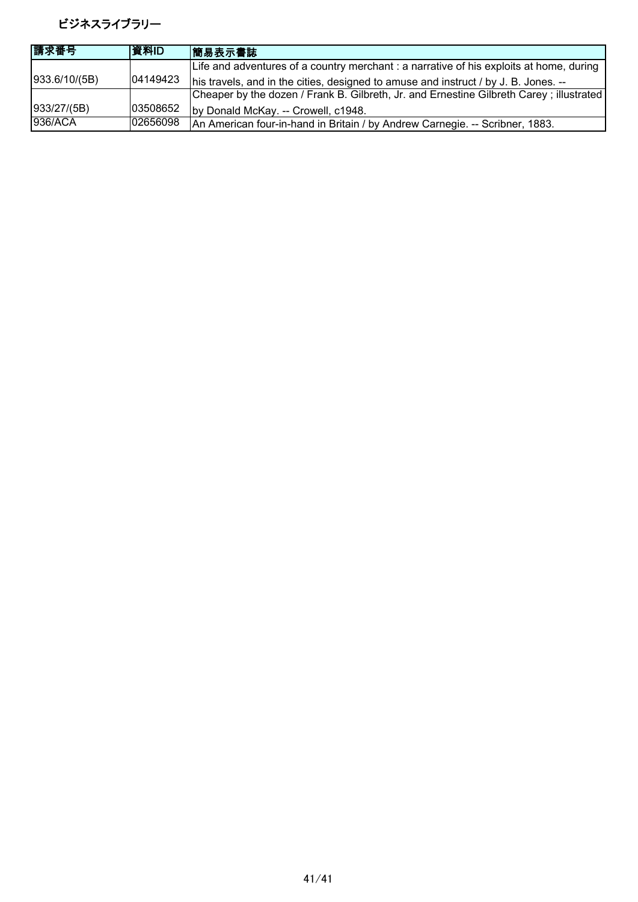ビジネスライブラリー

| 請求番号 | 資料ID | 簡易表示書誌 |
| --- | --- | --- |
| 933.6/10/(5B) | 04149423 | Life and adventures of a country merchant : a narrative of his exploits at home, during his travels, and in the cities, designed to amuse and instruct / by J. B. Jones. -- |
| 933/27/(5B) | 03508652 | Cheaper by the dozen / Frank B. Gilbreth, Jr. and Ernestine Gilbreth Carey ; illustrated by Donald McKay. -- Crowell, c1948. |
| 936/ACA | 02656098 | An American four-in-hand in Britain / by Andrew Carnegie. -- Scribner, 1883. |